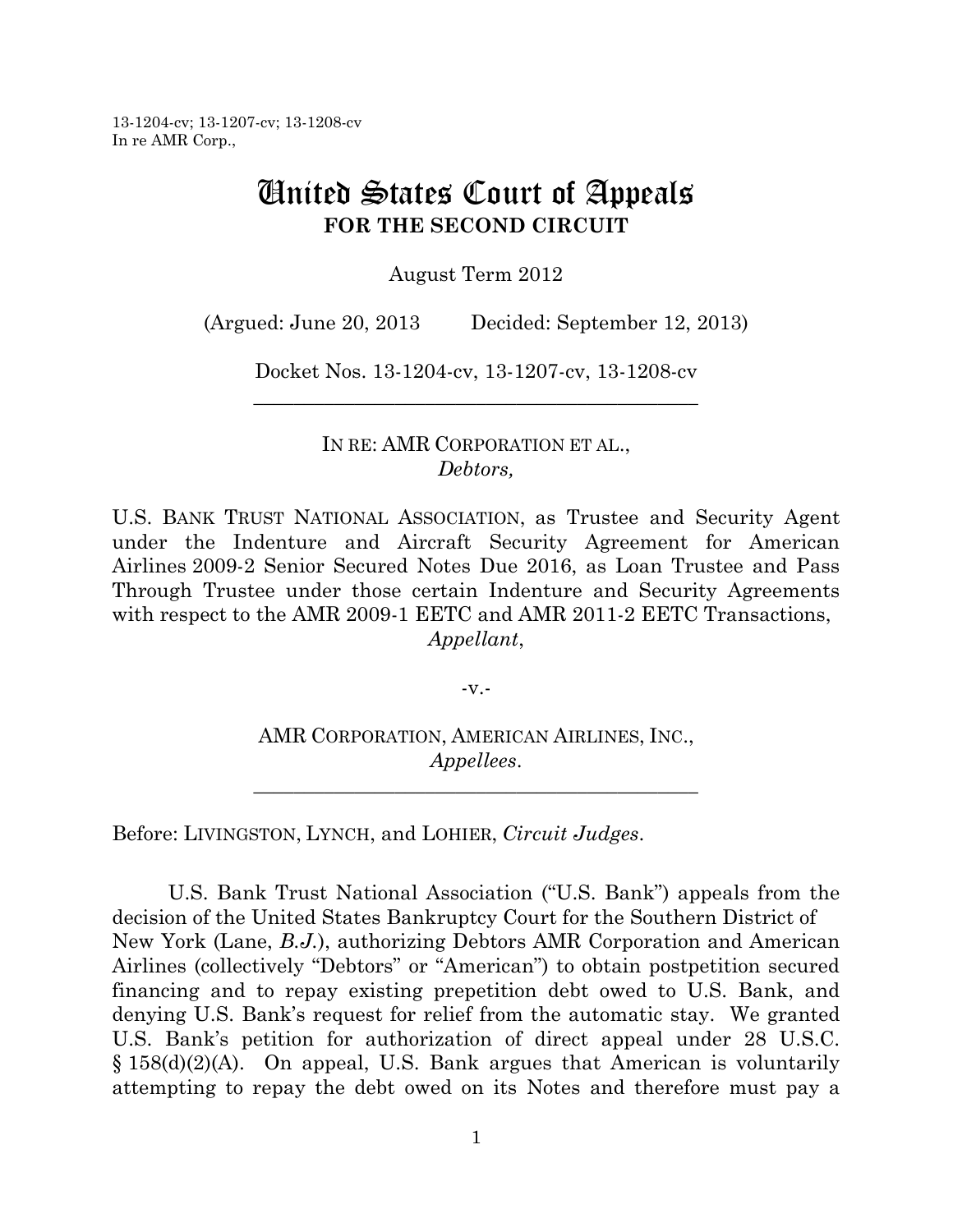13-1204-cv; 13-1207-cv; 13-1208-cv
In re AMR Corp.,

# United States Court of Appeals
## FOR THE SECOND CIRCUIT

August Term 2012

(Argued: June 20, 2013 Decided: September 12, 2013)

Docket Nos. 13-1204-cv, 13-1207-cv, 13-1208-cv

---

IN RE: AMR CORPORATION ET AL.,
*Debtors,*

U.S. BANK TRUST NATIONAL ASSOCIATION, as Trustee and Security Agent under the Indenture and Aircraft Security Agreement for American Airlines 2009-2 Senior Secured Notes Due 2016, as Loan Trustee and Pass Through Trustee under those certain Indenture and Security Agreements with respect to the AMR 2009-1 EETC and AMR 2011-2 EETC Transactions,
*Appellant*,

-v.-

AMR CORPORATION, AMERICAN AIRLINES, INC.,
*Appellees*.

---

Before: LIVINGSTON, LYNCH, and LOHIER, *Circuit Judges*.

U.S. Bank Trust National Association ("U.S. Bank") appeals from the decision of the United States Bankruptcy Court for the Southern District of New York (Lane, *B.J.*), authorizing Debtors AMR Corporation and American Airlines (collectively "Debtors" or "American") to obtain postpetition secured financing and to repay existing prepetition debt owed to U.S. Bank, and denying U.S. Bank's request for relief from the automatic stay. We granted U.S. Bank's petition for authorization of direct appeal under 28 U.S.C. § 158(d)(2)(A). On appeal, U.S. Bank argues that American is voluntarily attempting to repay the debt owed on its Notes and therefore must pay a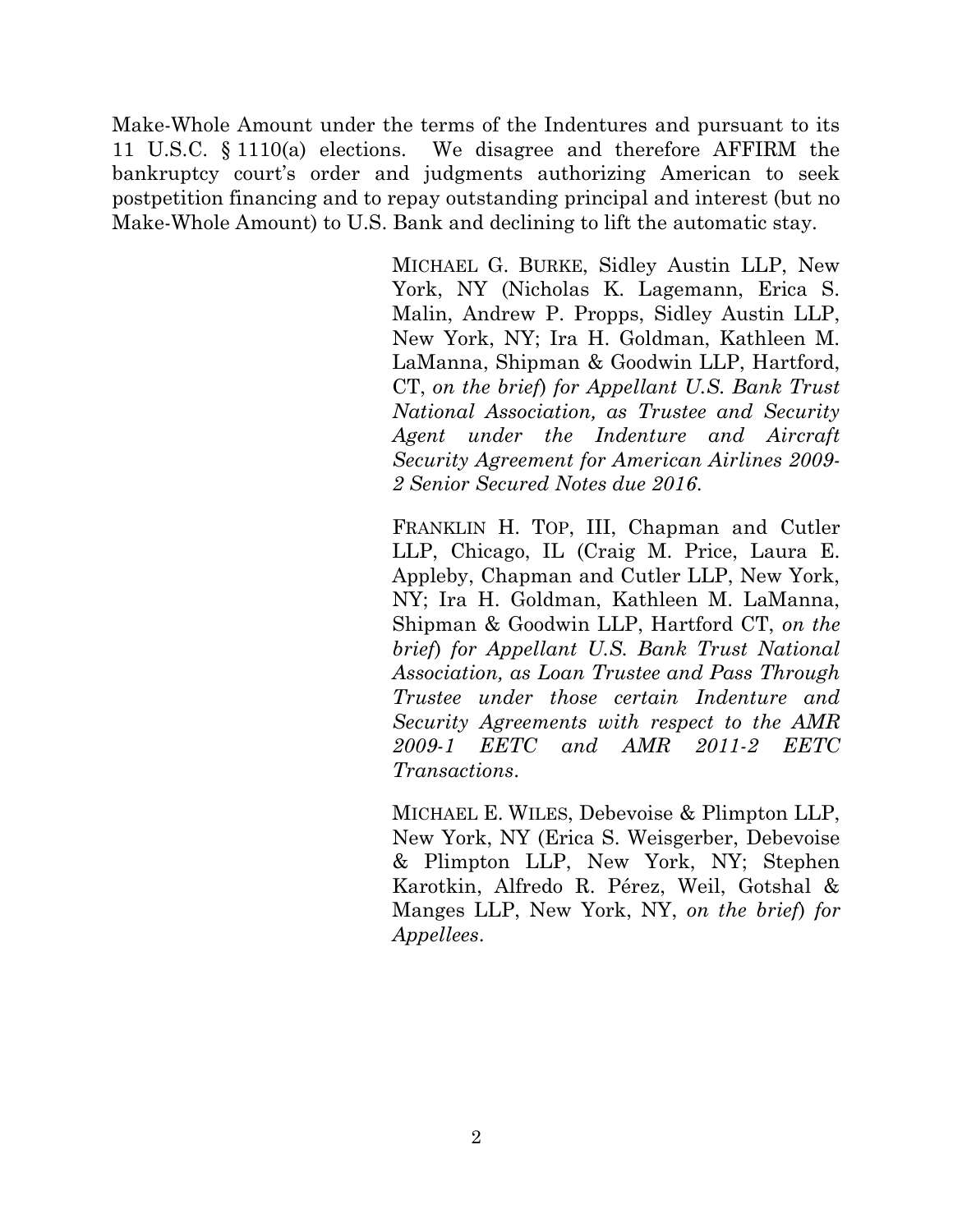Make-Whole Amount under the terms of the Indentures and pursuant to its 11 U.S.C. § 1110(a) elections. We disagree and therefore AFFIRM the bankruptcy court's order and judgments authorizing American to seek postpetition financing and to repay outstanding principal and interest (but no Make-Whole Amount) to U.S. Bank and declining to lift the automatic stay.

MICHAEL G. BURKE, Sidley Austin LLP, New York, NY (Nicholas K. Lagemann, Erica S. Malin, Andrew P. Propps, Sidley Austin LLP, New York, NY; Ira H. Goldman, Kathleen M. LaManna, Shipman & Goodwin LLP, Hartford, CT, *on the brief*) *for Appellant U.S. Bank Trust National Association, as Trustee and Security Agent under the Indenture and Aircraft Security Agreement for American Airlines 2009-2 Senior Secured Notes due 2016*.

FRANKLIN H. TOP, III, Chapman and Cutler LLP, Chicago, IL (Craig M. Price, Laura E. Appleby, Chapman and Cutler LLP, New York, NY; Ira H. Goldman, Kathleen M. LaManna, Shipman & Goodwin LLP, Hartford CT, *on the brief*) *for Appellant U.S. Bank Trust National Association, as Loan Trustee and Pass Through Trustee under those certain Indenture and Security Agreements with respect to the AMR 2009-1 EETC and AMR 2011-2 EETC Transactions*.

MICHAEL E. WILES, Debevoise & Plimpton LLP, New York, NY (Erica S. Weisgerber, Debevoise & Plimpton LLP, New York, NY; Stephen Karotkin, Alfredo R. Pérez, Weil, Gotshal & Manges LLP, New York, NY, *on the brief*) *for Appellees*.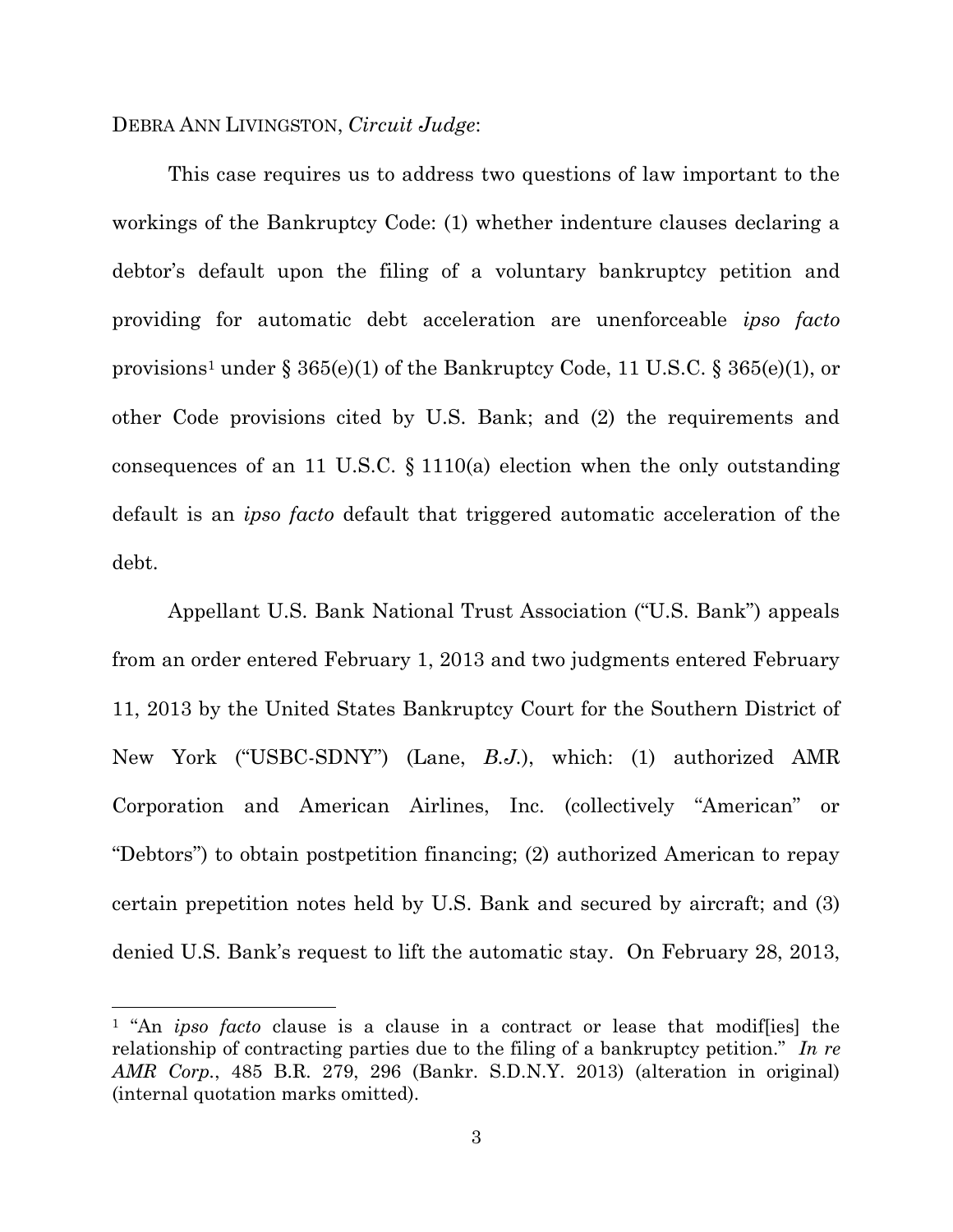DEBRA ANN LIVINGSTON, *Circuit Judge*:

This case requires us to address two questions of law important to the workings of the Bankruptcy Code: (1) whether indenture clauses declaring a debtor's default upon the filing of a voluntary bankruptcy petition and providing for automatic debt acceleration are unenforceable *ipso facto* provisions[1] under § 365(e)(1) of the Bankruptcy Code, 11 U.S.C. § 365(e)(1), or other Code provisions cited by U.S. Bank; and (2) the requirements and consequences of an 11 U.S.C. § 1110(a) election when the only outstanding default is an *ipso facto* default that triggered automatic acceleration of the debt.

Appellant U.S. Bank National Trust Association ("U.S. Bank") appeals from an order entered February 1, 2013 and two judgments entered February 11, 2013 by the United States Bankruptcy Court for the Southern District of New York ("USBC-SDNY") (Lane, *B.J.*), which: (1) authorized AMR Corporation and American Airlines, Inc. (collectively "American" or "Debtors") to obtain postpetition financing; (2) authorized American to repay certain prepetition notes held by U.S. Bank and secured by aircraft; and (3) denied U.S. Bank's request to lift the automatic stay. On February 28, 2013,

[1] "An *ipso facto* clause is a clause in a contract or lease that modif[ies] the relationship of contracting parties due to the filing of a bankruptcy petition." *In re AMR Corp.*, 485 B.R. 279, 296 (Bankr. S.D.N.Y. 2013) (alteration in original) (internal quotation marks omitted).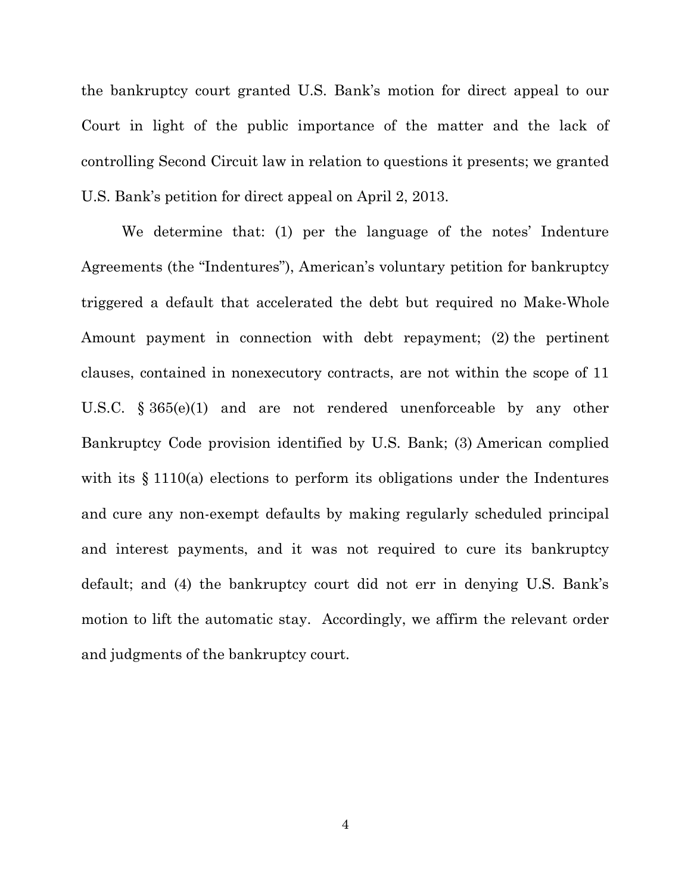the bankruptcy court granted U.S. Bank's motion for direct appeal to our Court in light of the public importance of the matter and the lack of controlling Second Circuit law in relation to questions it presents; we granted U.S. Bank's petition for direct appeal on April 2, 2013.

We determine that: (1) per the language of the notes' Indenture Agreements (the "Indentures"), American's voluntary petition for bankruptcy triggered a default that accelerated the debt but required no Make-Whole Amount payment in connection with debt repayment; (2) the pertinent clauses, contained in nonexecutory contracts, are not within the scope of 11 U.S.C. § 365(e)(1) and are not rendered unenforceable by any other Bankruptcy Code provision identified by U.S. Bank; (3) American complied with its § 1110(a) elections to perform its obligations under the Indentures and cure any non-exempt defaults by making regularly scheduled principal and interest payments, and it was not required to cure its bankruptcy default; and (4) the bankruptcy court did not err in denying U.S. Bank's motion to lift the automatic stay. Accordingly, we affirm the relevant order and judgments of the bankruptcy court.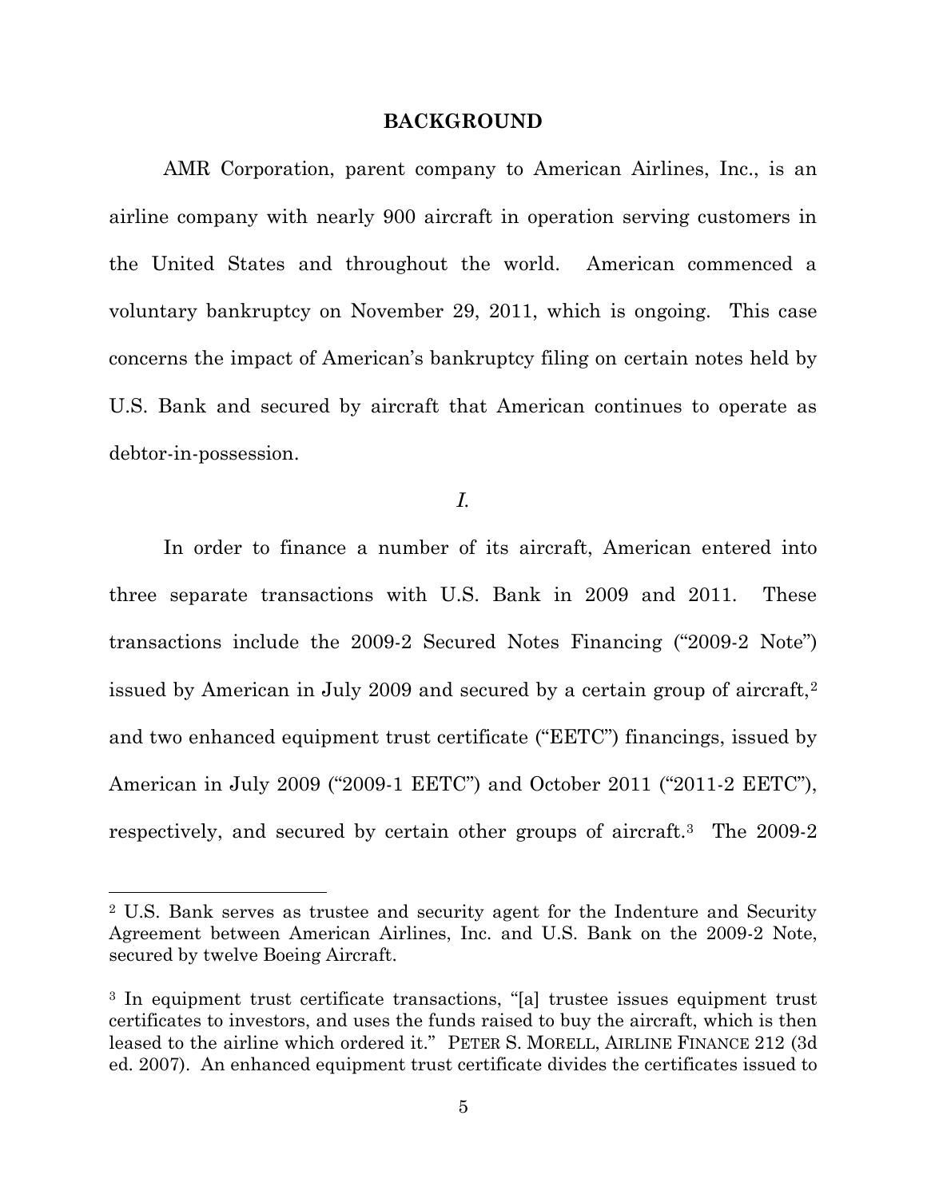## BACKGROUND

AMR Corporation, parent company to American Airlines, Inc., is an airline company with nearly 900 aircraft in operation serving customers in the United States and throughout the world. American commenced a voluntary bankruptcy on November 29, 2011, which is ongoing. This case concerns the impact of American's bankruptcy filing on certain notes held by U.S. Bank and secured by aircraft that American continues to operate as debtor-in-possession.

*I.*

In order to finance a number of its aircraft, American entered into three separate transactions with U.S. Bank in 2009 and 2011. These transactions include the 2009-2 Secured Notes Financing ("2009-2 Note") issued by American in July 2009 and secured by a certain group of aircraft,[2] and two enhanced equipment trust certificate ("EETC") financings, issued by American in July 2009 ("2009-1 EETC") and October 2011 ("2011-2 EETC"), respectively, and secured by certain other groups of aircraft.[3] The 2009-2

---

[2] U.S. Bank serves as trustee and security agent for the Indenture and Security Agreement between American Airlines, Inc. and U.S. Bank on the 2009-2 Note, secured by twelve Boeing Aircraft.

[3] In equipment trust certificate transactions, "[a] trustee issues equipment trust certificates to investors, and uses the funds raised to buy the aircraft, which is then leased to the airline which ordered it." PETER S. MORELL, AIRLINE FINANCE 212 (3d ed. 2007). An enhanced equipment trust certificate divides the certificates issued to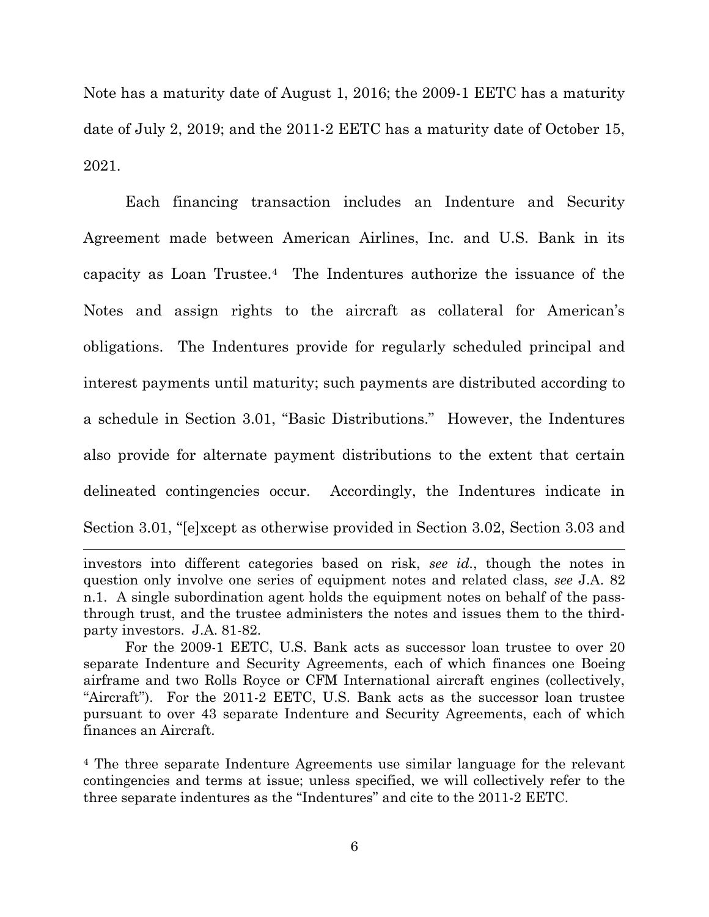Note has a maturity date of August 1, 2016; the 2009-1 EETC has a maturity date of July 2, 2019; and the 2011-2 EETC has a maturity date of October 15, 2021.

Each financing transaction includes an Indenture and Security Agreement made between American Airlines, Inc. and U.S. Bank in its capacity as Loan Trustee.[4] The Indentures authorize the issuance of the Notes and assign rights to the aircraft as collateral for American's obligations. The Indentures provide for regularly scheduled principal and interest payments until maturity; such payments are distributed according to a schedule in Section 3.01, "Basic Distributions." However, the Indentures also provide for alternate payment distributions to the extent that certain delineated contingencies occur. Accordingly, the Indentures indicate in Section 3.01, "[e]xcept as otherwise provided in Section 3.02, Section 3.03 and

---

investors into different categories based on risk, *see id.*, though the notes in question only involve one series of equipment notes and related class, *see* J.A. 82 n.1. A single subordination agent holds the equipment notes on behalf of the pass-through trust, and the trustee administers the notes and issues them to the third-party investors. J.A. 81-82.

For the 2009-1 EETC, U.S. Bank acts as successor loan trustee to over 20 separate Indenture and Security Agreements, each of which finances one Boeing airframe and two Rolls Royce or CFM International aircraft engines (collectively, "Aircraft"). For the 2011-2 EETC, U.S. Bank acts as the successor loan trustee pursuant to over 43 separate Indenture and Security Agreements, each of which finances an Aircraft.

[4] The three separate Indenture Agreements use similar language for the relevant contingencies and terms at issue; unless specified, we will collectively refer to the three separate indentures as the "Indentures" and cite to the 2011-2 EETC.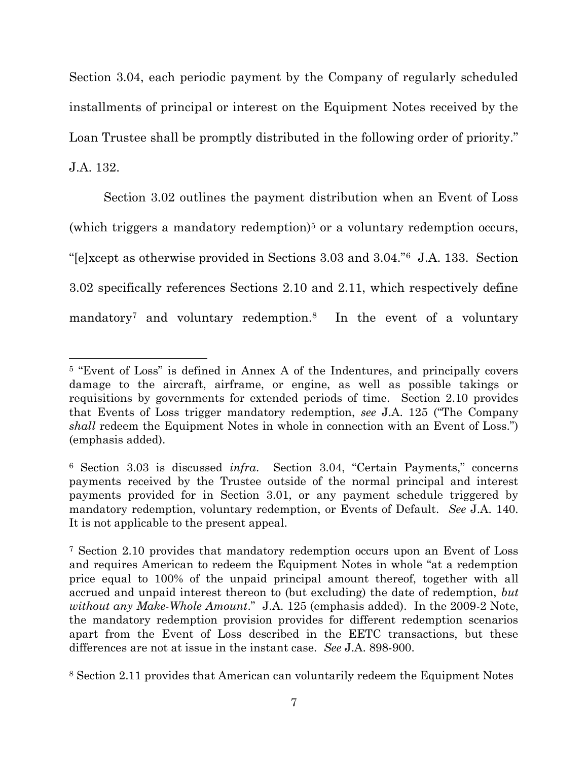Section 3.04, each periodic payment by the Company of regularly scheduled installments of principal or interest on the Equipment Notes received by the Loan Trustee shall be promptly distributed in the following order of priority." J.A. 132.

Section 3.02 outlines the payment distribution when an Event of Loss (which triggers a mandatory redemption)[5] or a voluntary redemption occurs, "[e]xcept as otherwise provided in Sections 3.03 and 3.04."[6] J.A. 133. Section 3.02 specifically references Sections 2.10 and 2.11, which respectively define mandatory[7] and voluntary redemption.[8] In the event of a voluntary

---

[5] "Event of Loss" is defined in Annex A of the Indentures, and principally covers damage to the aircraft, airframe, or engine, as well as possible takings or requisitions by governments for extended periods of time. Section 2.10 provides that Events of Loss trigger mandatory redemption, *see* J.A. 125 ("The Company *shall* redeem the Equipment Notes in whole in connection with an Event of Loss.") (emphasis added).

[6] Section 3.03 is discussed *infra*. Section 3.04, "Certain Payments," concerns payments received by the Trustee outside of the normal principal and interest payments provided for in Section 3.01, or any payment schedule triggered by mandatory redemption, voluntary redemption, or Events of Default. *See* J.A. 140. It is not applicable to the present appeal.

[7] Section 2.10 provides that mandatory redemption occurs upon an Event of Loss and requires American to redeem the Equipment Notes in whole "at a redemption price equal to 100% of the unpaid principal amount thereof, together with all accrued and unpaid interest thereon to (but excluding) the date of redemption, *but without any Make-Whole Amount*." J.A. 125 (emphasis added). In the 2009-2 Note, the mandatory redemption provision provides for different redemption scenarios apart from the Event of Loss described in the EETC transactions, but these differences are not at issue in the instant case. *See* J.A. 898-900.

[8] Section 2.11 provides that American can voluntarily redeem the Equipment Notes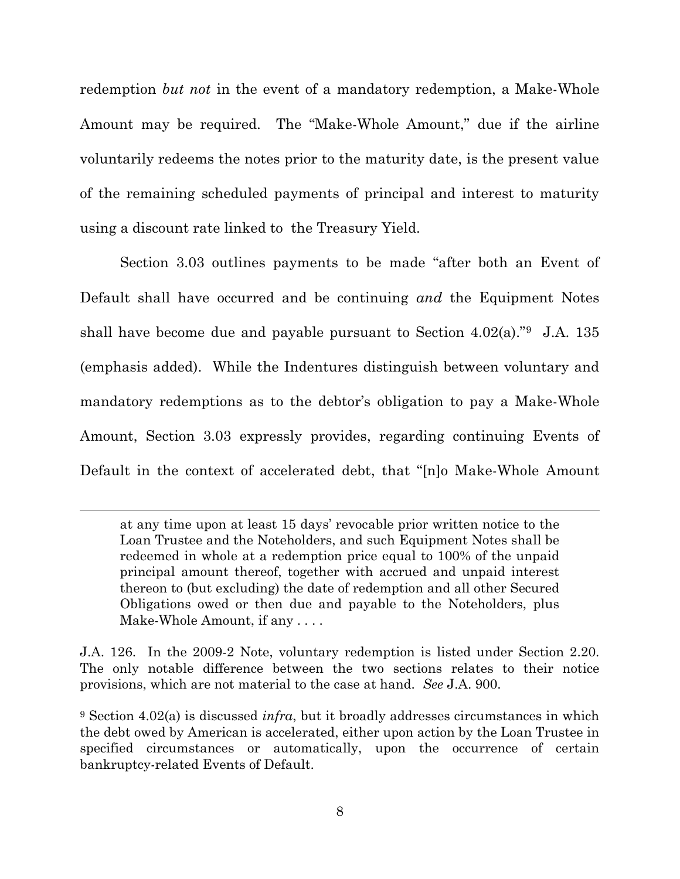redemption *but not* in the event of a mandatory redemption, a Make-Whole Amount may be required. The "Make-Whole Amount," due if the airline voluntarily redeems the notes prior to the maturity date, is the present value of the remaining scheduled payments of principal and interest to maturity using a discount rate linked to the Treasury Yield.

Section 3.03 outlines payments to be made "after both an Event of Default shall have occurred and be continuing *and* the Equipment Notes shall have become due and payable pursuant to Section 4.02(a)."[9] J.A. 135 (emphasis added). While the Indentures distinguish between voluntary and mandatory redemptions as to the debtor's obligation to pay a Make-Whole Amount, Section 3.03 expressly provides, regarding continuing Events of Default in the context of accelerated debt, that "[n]o Make-Whole Amount

---

> at any time upon at least 15 days' revocable prior written notice to the Loan Trustee and the Noteholders, and such Equipment Notes shall be redeemed in whole at a redemption price equal to 100% of the unpaid principal amount thereof, together with accrued and unpaid interest thereon to (but excluding) the date of redemption and all other Secured Obligations owed or then due and payable to the Noteholders, plus Make-Whole Amount, if any . . . .

J.A. 126. In the 2009-2 Note, voluntary redemption is listed under Section 2.20. The only notable difference between the two sections relates to their notice provisions, which are not material to the case at hand. *See* J.A. 900.

[9] Section 4.02(a) is discussed *infra*, but it broadly addresses circumstances in which the debt owed by American is accelerated, either upon action by the Loan Trustee in specified circumstances or automatically, upon the occurrence of certain bankruptcy-related Events of Default.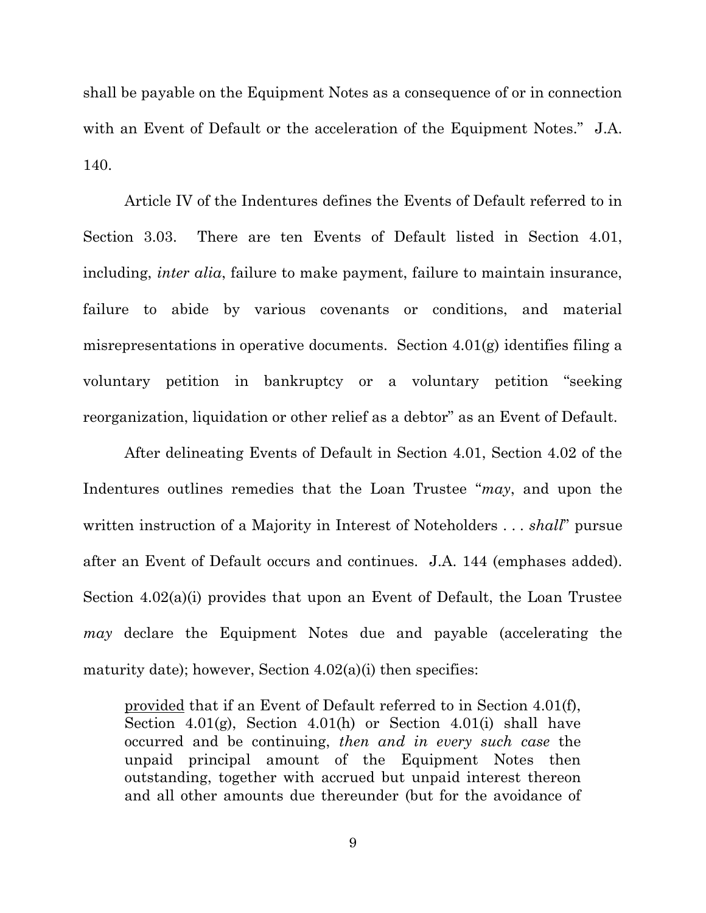shall be payable on the Equipment Notes as a consequence of or in connection with an Event of Default or the acceleration of the Equipment Notes." J.A. 140.

Article IV of the Indentures defines the Events of Default referred to in Section 3.03. There are ten Events of Default listed in Section 4.01, including, *inter alia*, failure to make payment, failure to maintain insurance, failure to abide by various covenants or conditions, and material misrepresentations in operative documents. Section 4.01(g) identifies filing a voluntary petition in bankruptcy or a voluntary petition "seeking reorganization, liquidation or other relief as a debtor" as an Event of Default.

After delineating Events of Default in Section 4.01, Section 4.02 of the Indentures outlines remedies that the Loan Trustee "*may*, and upon the written instruction of a Majority in Interest of Noteholders . . . *shall*" pursue after an Event of Default occurs and continues. J.A. 144 (emphases added). Section 4.02(a)(i) provides that upon an Event of Default, the Loan Trustee *may* declare the Equipment Notes due and payable (accelerating the maturity date); however, Section 4.02(a)(i) then specifies:

> provided that if an Event of Default referred to in Section 4.01(f), Section 4.01(g), Section 4.01(h) or Section 4.01(i) shall have occurred and be continuing, *then and in every such case* the unpaid principal amount of the Equipment Notes then outstanding, together with accrued but unpaid interest thereon and all other amounts due thereunder (but for the avoidance of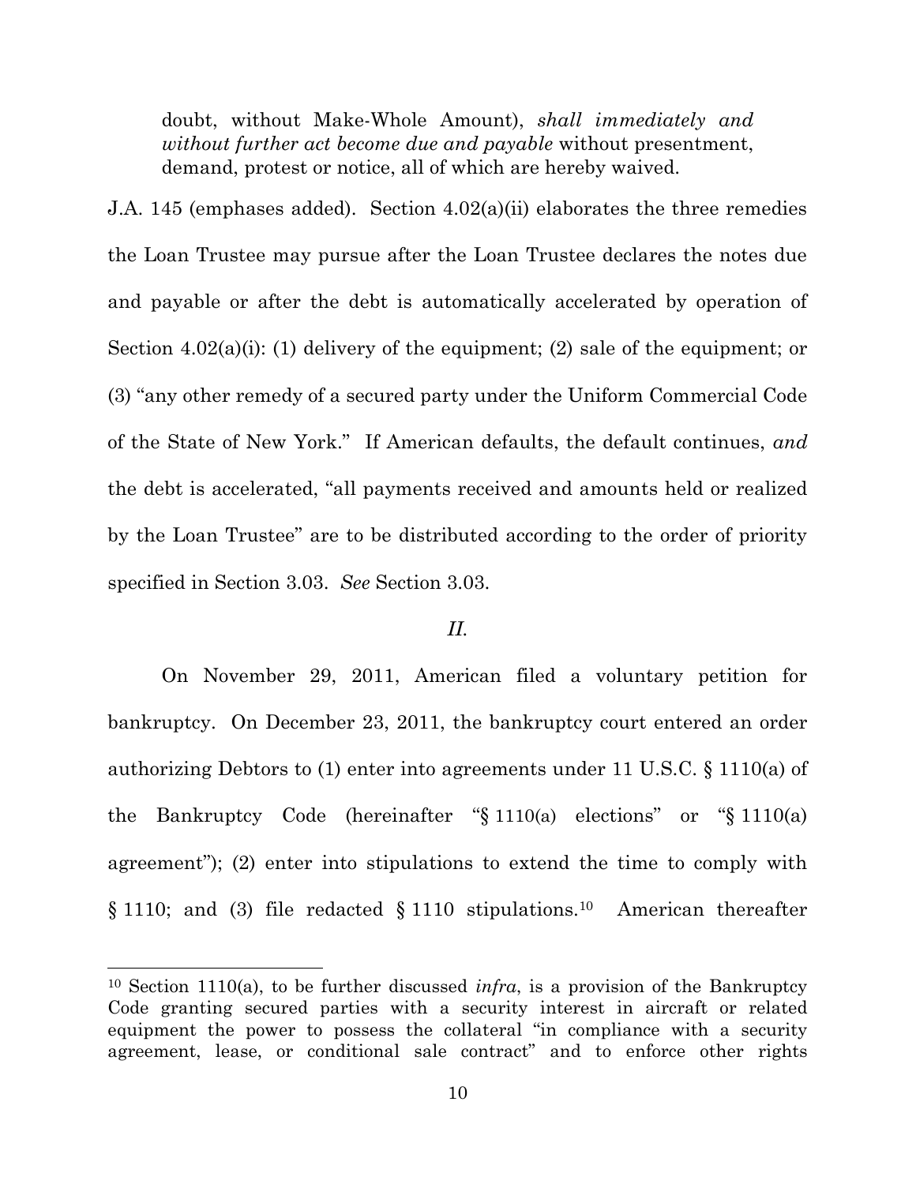> doubt, without Make-Whole Amount), *shall immediately and without further act become due and payable* without presentment, demand, protest or notice, all of which are hereby waived.

J.A. 145 (emphases added). Section 4.02(a)(ii) elaborates the three remedies the Loan Trustee may pursue after the Loan Trustee declares the notes due and payable or after the debt is automatically accelerated by operation of Section 4.02(a)(i): (1) delivery of the equipment; (2) sale of the equipment; or (3) "any other remedy of a secured party under the Uniform Commercial Code of the State of New York." If American defaults, the default continues, *and* the debt is accelerated, "all payments received and amounts held or realized by the Loan Trustee" are to be distributed according to the order of priority specified in Section 3.03. *See* Section 3.03.

*II.*

On November 29, 2011, American filed a voluntary petition for bankruptcy. On December 23, 2011, the bankruptcy court entered an order authorizing Debtors to (1) enter into agreements under 11 U.S.C. § 1110(a) of the Bankruptcy Code (hereinafter "§ 1110(a) elections" or "§ 1110(a) agreement"); (2) enter into stipulations to extend the time to comply with § 1110; and (3) file redacted § 1110 stipulations.[10] American thereafter

[10] Section 1110(a), to be further discussed *infra*, is a provision of the Bankruptcy Code granting secured parties with a security interest in aircraft or related equipment the power to possess the collateral "in compliance with a security agreement, lease, or conditional sale contract" and to enforce other rights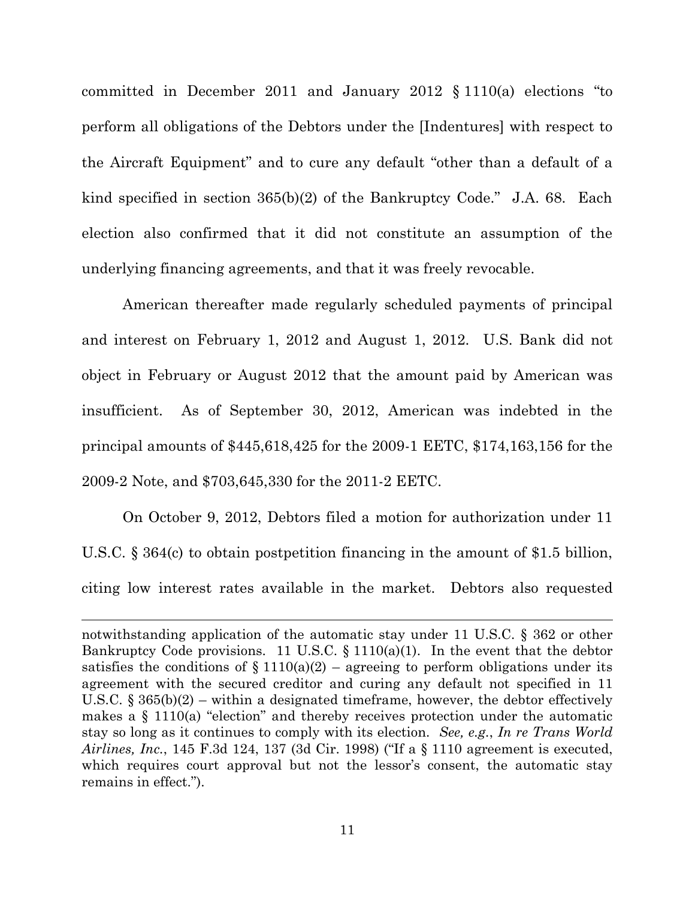committed in December 2011 and January 2012 § 1110(a) elections "to perform all obligations of the Debtors under the [Indentures] with respect to the Aircraft Equipment" and to cure any default "other than a default of a kind specified in section 365(b)(2) of the Bankruptcy Code." J.A. 68. Each election also confirmed that it did not constitute an assumption of the underlying financing agreements, and that it was freely revocable.

American thereafter made regularly scheduled payments of principal and interest on February 1, 2012 and August 1, 2012. U.S. Bank did not object in February or August 2012 that the amount paid by American was insufficient. As of September 30, 2012, American was indebted in the principal amounts of $445,618,425 for the 2009-1 EETC, $174,163,156 for the 2009-2 Note, and $703,645,330 for the 2011-2 EETC.

On October 9, 2012, Debtors filed a motion for authorization under 11 U.S.C. § 364(c) to obtain postpetition financing in the amount of $1.5 billion, citing low interest rates available in the market. Debtors also requested

---

notwithstanding application of the automatic stay under 11 U.S.C. § 362 or other Bankruptcy Code provisions. 11 U.S.C. § 1110(a)(1). In the event that the debtor satisfies the conditions of § 1110(a)(2) – agreeing to perform obligations under its agreement with the secured creditor and curing any default not specified in 11 U.S.C. § 365(b)(2) – within a designated timeframe, however, the debtor effectively makes a § 1110(a) "election" and thereby receives protection under the automatic stay so long as it continues to comply with its election. *See, e.g.*, *In re Trans World Airlines, Inc.*, 145 F.3d 124, 137 (3d Cir. 1998) ("If a § 1110 agreement is executed, which requires court approval but not the lessor's consent, the automatic stay remains in effect.").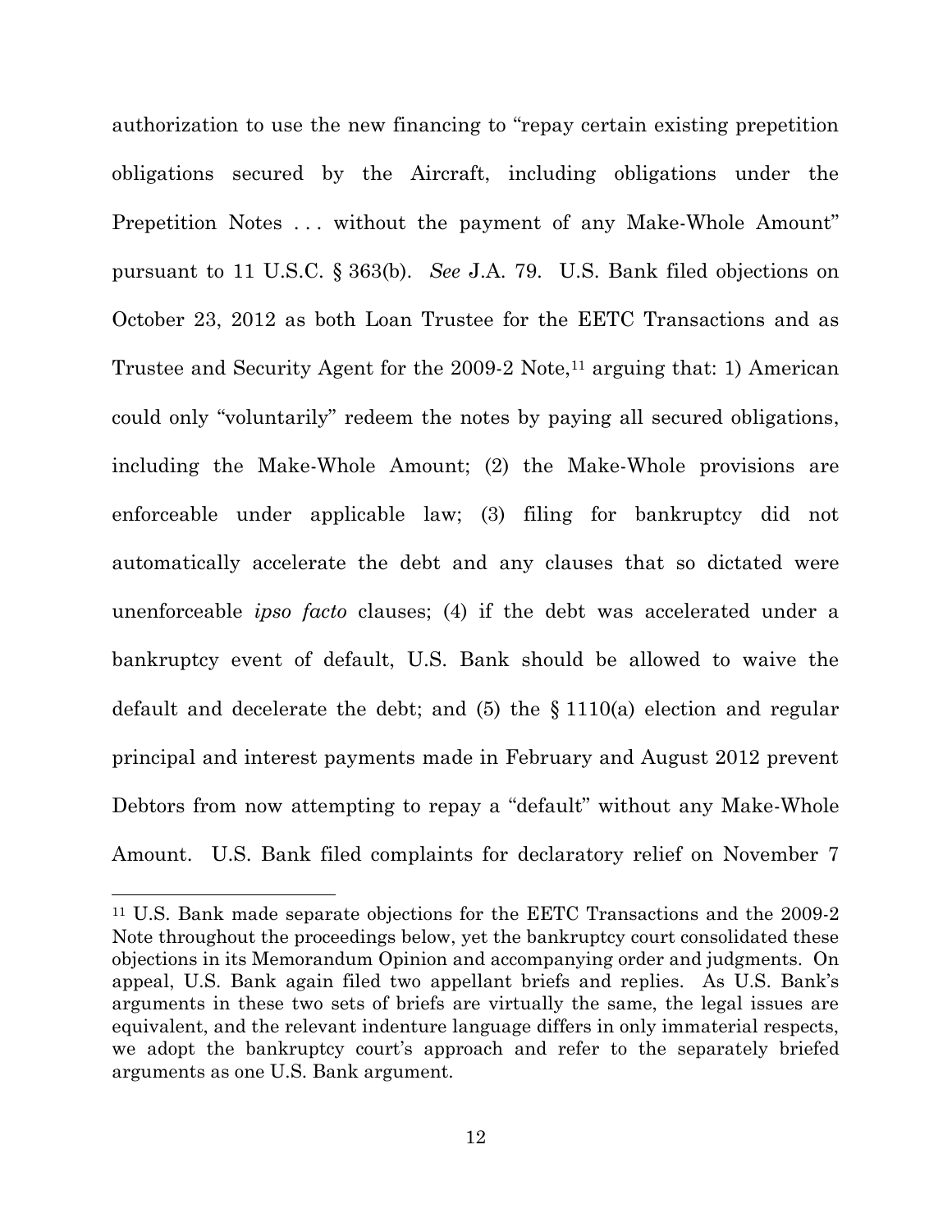authorization to use the new financing to "repay certain existing prepetition obligations secured by the Aircraft, including obligations under the Prepetition Notes . . . without the payment of any Make-Whole Amount" pursuant to 11 U.S.C. § 363(b). *See* J.A. 79. U.S. Bank filed objections on October 23, 2012 as both Loan Trustee for the EETC Transactions and as Trustee and Security Agent for the 2009-2 Note,[11] arguing that: 1) American could only "voluntarily" redeem the notes by paying all secured obligations, including the Make-Whole Amount; (2) the Make-Whole provisions are enforceable under applicable law; (3) filing for bankruptcy did not automatically accelerate the debt and any clauses that so dictated were unenforceable *ipso facto* clauses; (4) if the debt was accelerated under a bankruptcy event of default, U.S. Bank should be allowed to waive the default and decelerate the debt; and (5) the § 1110(a) election and regular principal and interest payments made in February and August 2012 prevent Debtors from now attempting to repay a "default" without any Make-Whole Amount. U.S. Bank filed complaints for declaratory relief on November 7

---

[11] U.S. Bank made separate objections for the EETC Transactions and the 2009-2 Note throughout the proceedings below, yet the bankruptcy court consolidated these objections in its Memorandum Opinion and accompanying order and judgments. On appeal, U.S. Bank again filed two appellant briefs and replies. As U.S. Bank's arguments in these two sets of briefs are virtually the same, the legal issues are equivalent, and the relevant indenture language differs in only immaterial respects, we adopt the bankruptcy court's approach and refer to the separately briefed arguments as one U.S. Bank argument.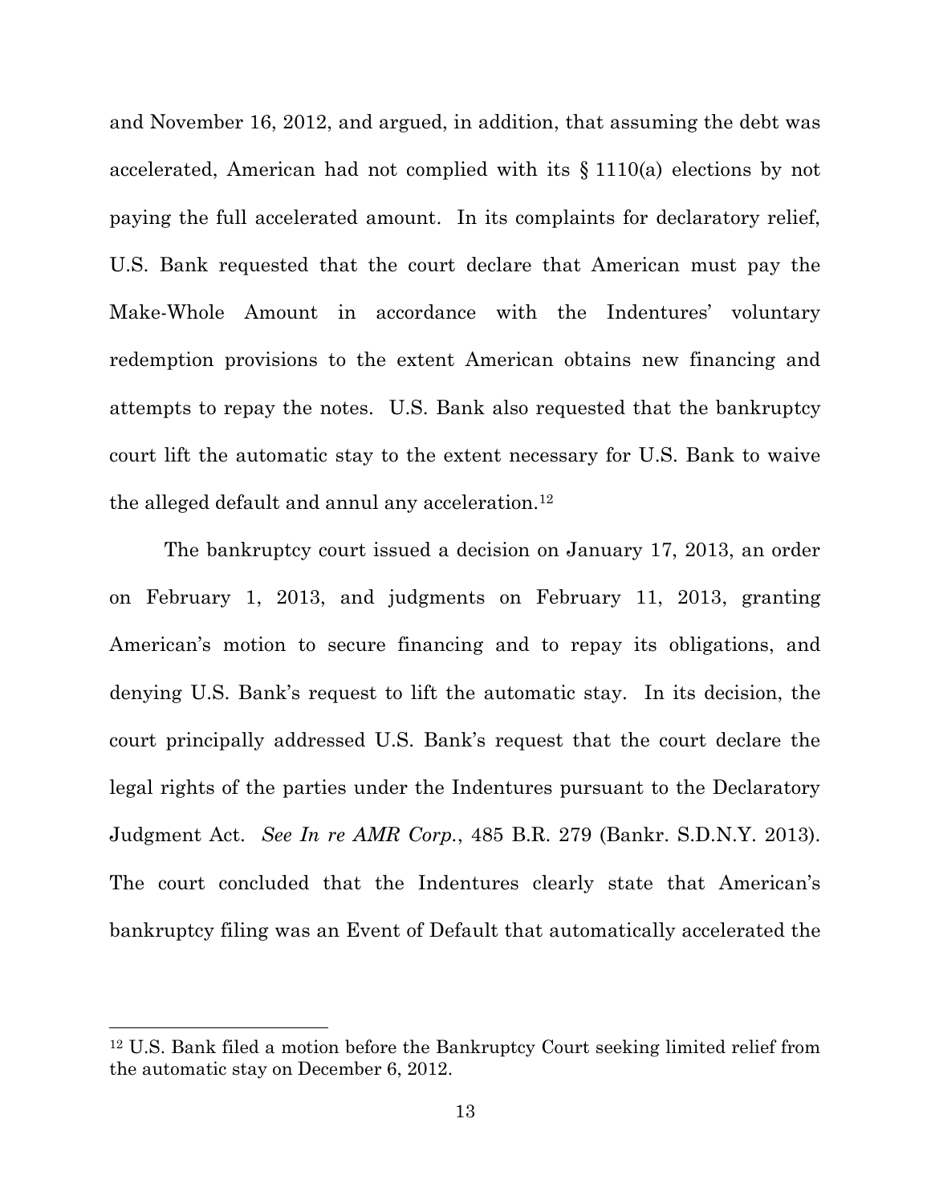and November 16, 2012, and argued, in addition, that assuming the debt was accelerated, American had not complied with its § 1110(a) elections by not paying the full accelerated amount. In its complaints for declaratory relief, U.S. Bank requested that the court declare that American must pay the Make-Whole Amount in accordance with the Indentures' voluntary redemption provisions to the extent American obtains new financing and attempts to repay the notes. U.S. Bank also requested that the bankruptcy court lift the automatic stay to the extent necessary for U.S. Bank to waive the alleged default and annul any acceleration.[12]

The bankruptcy court issued a decision on January 17, 2013, an order on February 1, 2013, and judgments on February 11, 2013, granting American's motion to secure financing and to repay its obligations, and denying U.S. Bank's request to lift the automatic stay. In its decision, the court principally addressed U.S. Bank's request that the court declare the legal rights of the parties under the Indentures pursuant to the Declaratory Judgment Act. *See In re AMR Corp.*, 485 B.R. 279 (Bankr. S.D.N.Y. 2013). The court concluded that the Indentures clearly state that American's bankruptcy filing was an Event of Default that automatically accelerated the

[12] U.S. Bank filed a motion before the Bankruptcy Court seeking limited relief from the automatic stay on December 6, 2012.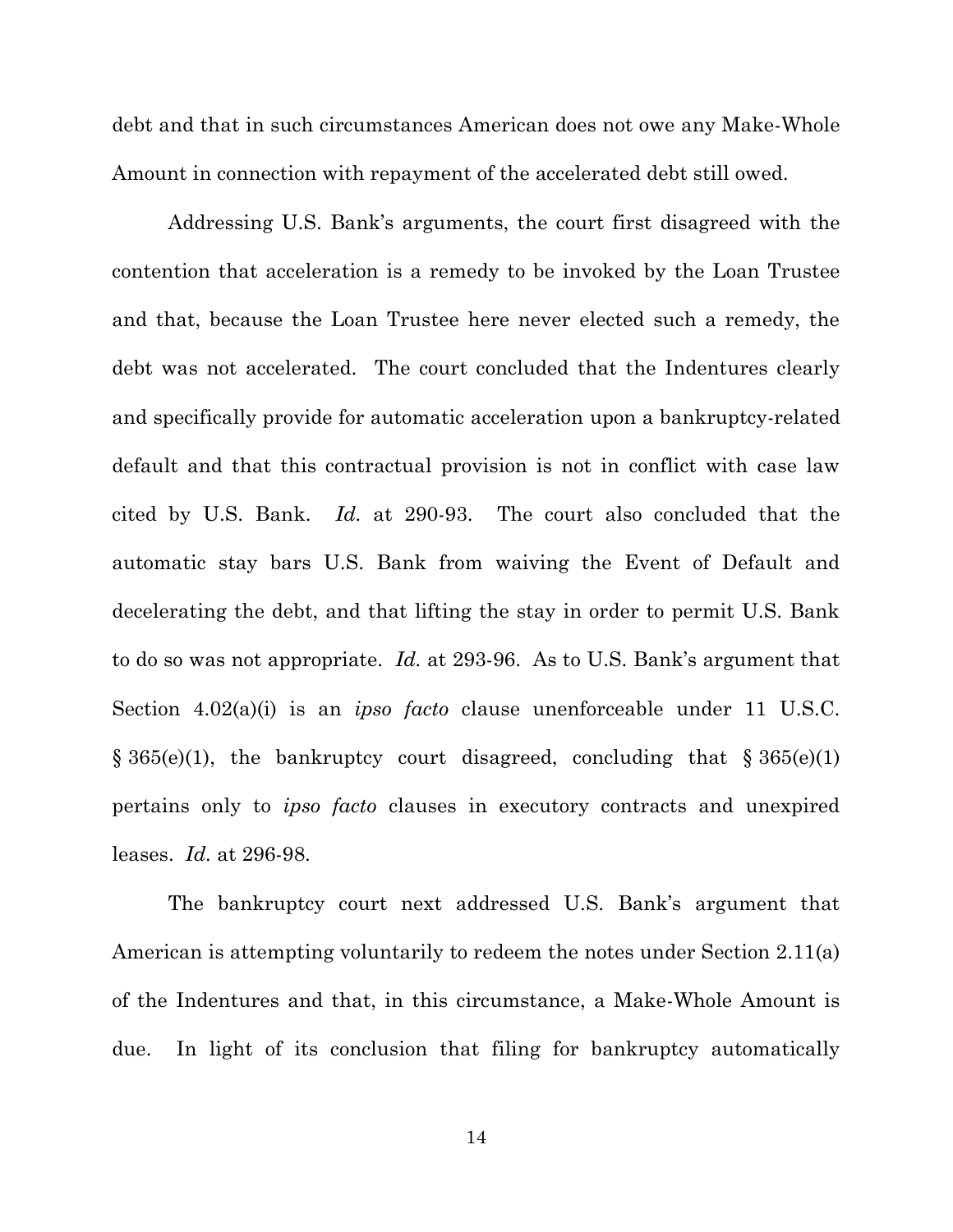debt and that in such circumstances American does not owe any Make-Whole Amount in connection with repayment of the accelerated debt still owed.

Addressing U.S. Bank's arguments, the court first disagreed with the contention that acceleration is a remedy to be invoked by the Loan Trustee and that, because the Loan Trustee here never elected such a remedy, the debt was not accelerated. The court concluded that the Indentures clearly and specifically provide for automatic acceleration upon a bankruptcy-related default and that this contractual provision is not in conflict with case law cited by U.S. Bank. *Id.* at 290-93. The court also concluded that the automatic stay bars U.S. Bank from waiving the Event of Default and decelerating the debt, and that lifting the stay in order to permit U.S. Bank to do so was not appropriate. *Id.* at 293-96. As to U.S. Bank's argument that Section 4.02(a)(i) is an *ipso facto* clause unenforceable under 11 U.S.C. § 365(e)(1), the bankruptcy court disagreed, concluding that § 365(e)(1) pertains only to *ipso facto* clauses in executory contracts and unexpired leases. *Id.* at 296-98.

The bankruptcy court next addressed U.S. Bank's argument that American is attempting voluntarily to redeem the notes under Section 2.11(a) of the Indentures and that, in this circumstance, a Make-Whole Amount is due. In light of its conclusion that filing for bankruptcy automatically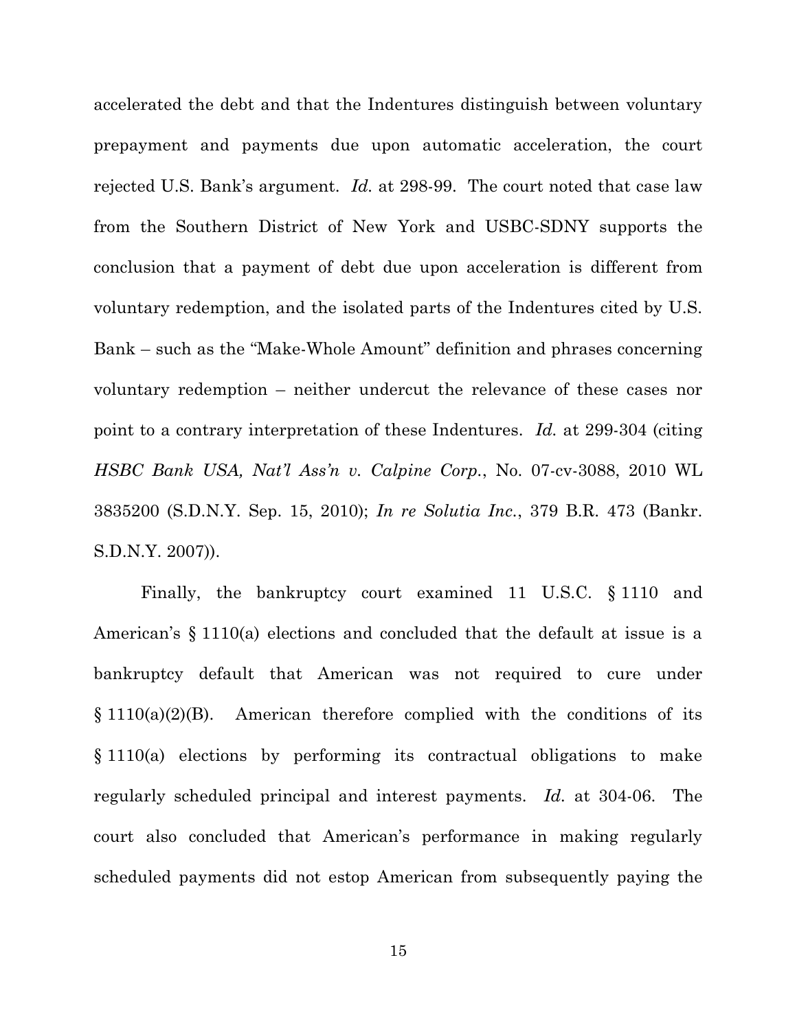accelerated the debt and that the Indentures distinguish between voluntary prepayment and payments due upon automatic acceleration, the court rejected U.S. Bank's argument. *Id.* at 298-99. The court noted that case law from the Southern District of New York and USBC-SDNY supports the conclusion that a payment of debt due upon acceleration is different from voluntary redemption, and the isolated parts of the Indentures cited by U.S. Bank – such as the "Make-Whole Amount" definition and phrases concerning voluntary redemption – neither undercut the relevance of these cases nor point to a contrary interpretation of these Indentures. *Id.* at 299-304 (citing *HSBC Bank USA, Nat'l Ass'n v. Calpine Corp.*, No. 07-cv-3088, 2010 WL 3835200 (S.D.N.Y. Sep. 15, 2010); *In re Solutia Inc.*, 379 B.R. 473 (Bankr. S.D.N.Y. 2007)).

Finally, the bankruptcy court examined 11 U.S.C. § 1110 and American's § 1110(a) elections and concluded that the default at issue is a bankruptcy default that American was not required to cure under § 1110(a)(2)(B). American therefore complied with the conditions of its § 1110(a) elections by performing its contractual obligations to make regularly scheduled principal and interest payments. *Id.* at 304-06. The court also concluded that American's performance in making regularly scheduled payments did not estop American from subsequently paying the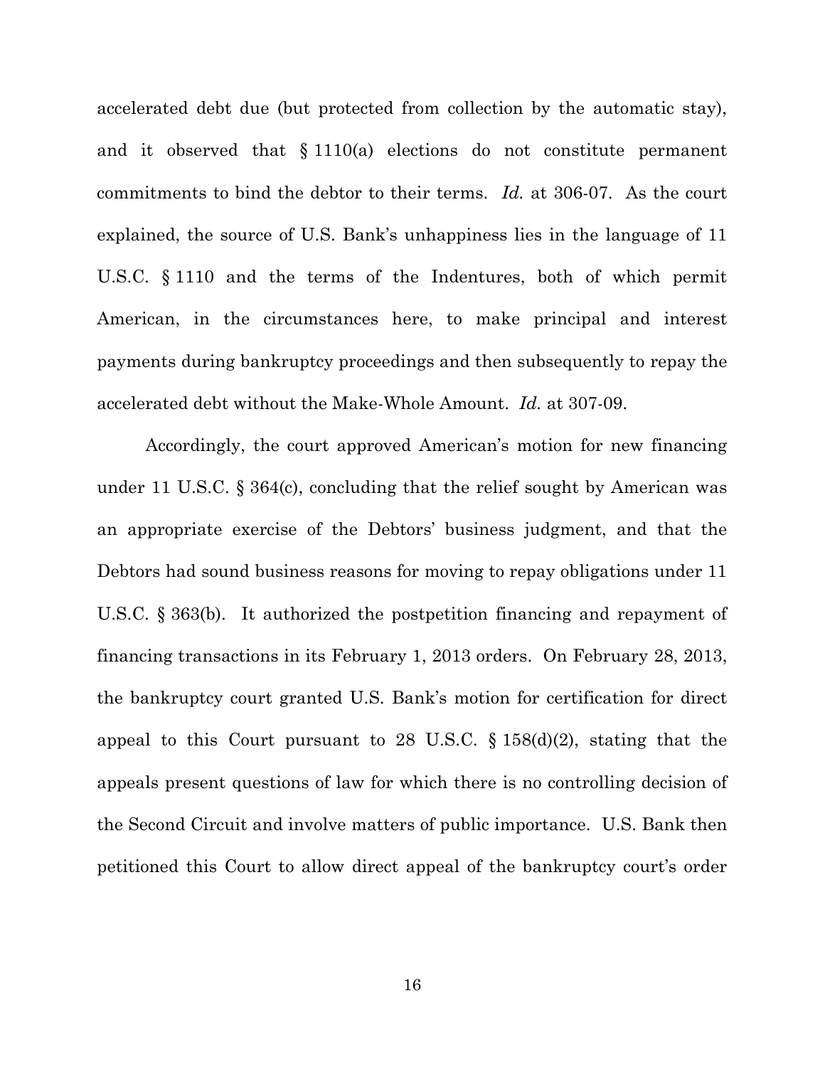accelerated debt due (but protected from collection by the automatic stay), and it observed that § 1110(a) elections do not constitute permanent commitments to bind the debtor to their terms. *Id.* at 306-07. As the court explained, the source of U.S. Bank's unhappiness lies in the language of 11 U.S.C. § 1110 and the terms of the Indentures, both of which permit American, in the circumstances here, to make principal and interest payments during bankruptcy proceedings and then subsequently to repay the accelerated debt without the Make-Whole Amount. *Id.* at 307-09.

Accordingly, the court approved American's motion for new financing under 11 U.S.C. § 364(c), concluding that the relief sought by American was an appropriate exercise of the Debtors' business judgment, and that the Debtors had sound business reasons for moving to repay obligations under 11 U.S.C. § 363(b). It authorized the postpetition financing and repayment of financing transactions in its February 1, 2013 orders. On February 28, 2013, the bankruptcy court granted U.S. Bank's motion for certification for direct appeal to this Court pursuant to 28 U.S.C. § 158(d)(2), stating that the appeals present questions of law for which there is no controlling decision of the Second Circuit and involve matters of public importance. U.S. Bank then petitioned this Court to allow direct appeal of the bankruptcy court's order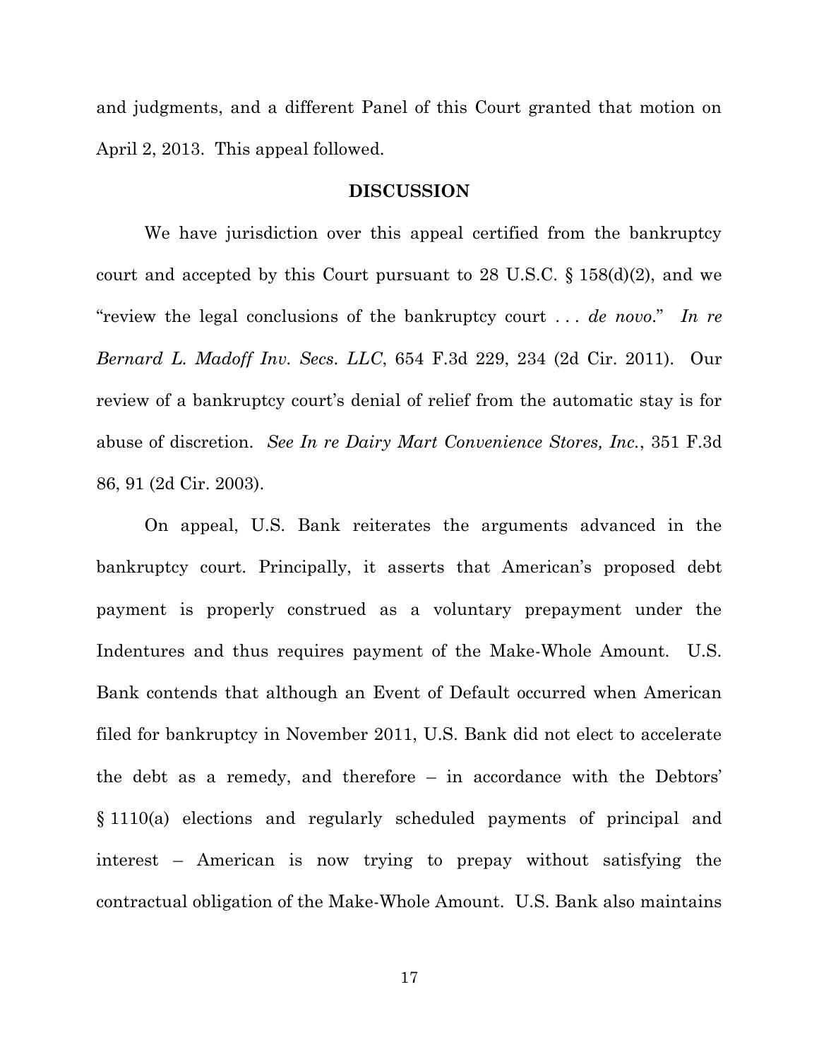and judgments, and a different Panel of this Court granted that motion on April 2, 2013. This appeal followed.

## DISCUSSION

We have jurisdiction over this appeal certified from the bankruptcy court and accepted by this Court pursuant to 28 U.S.C. § 158(d)(2), and we "review the legal conclusions of the bankruptcy court . . . *de novo*." *In re Bernard L. Madoff Inv. Secs. LLC*, 654 F.3d 229, 234 (2d Cir. 2011). Our review of a bankruptcy court's denial of relief from the automatic stay is for abuse of discretion. *See In re Dairy Mart Convenience Stores, Inc.*, 351 F.3d 86, 91 (2d Cir. 2003).

On appeal, U.S. Bank reiterates the arguments advanced in the bankruptcy court. Principally, it asserts that American's proposed debt payment is properly construed as a voluntary prepayment under the Indentures and thus requires payment of the Make-Whole Amount. U.S. Bank contends that although an Event of Default occurred when American filed for bankruptcy in November 2011, U.S. Bank did not elect to accelerate the debt as a remedy, and therefore – in accordance with the Debtors' § 1110(a) elections and regularly scheduled payments of principal and interest – American is now trying to prepay without satisfying the contractual obligation of the Make-Whole Amount. U.S. Bank also maintains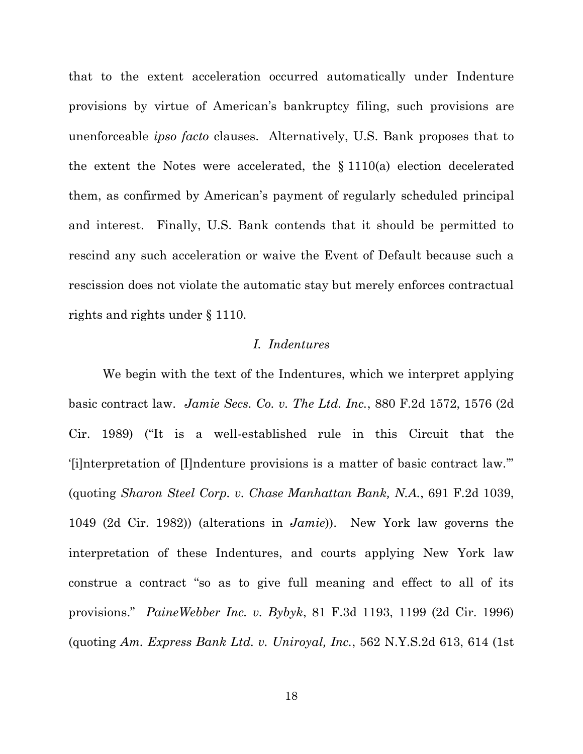that to the extent acceleration occurred automatically under Indenture provisions by virtue of American's bankruptcy filing, such provisions are unenforceable *ipso facto* clauses. Alternatively, U.S. Bank proposes that to the extent the Notes were accelerated, the § 1110(a) election decelerated them, as confirmed by American's payment of regularly scheduled principal and interest. Finally, U.S. Bank contends that it should be permitted to rescind any such acceleration or waive the Event of Default because such a rescission does not violate the automatic stay but merely enforces contractual rights and rights under § 1110.

## *I. Indentures*

We begin with the text of the Indentures, which we interpret applying basic contract law. *Jamie Secs. Co. v. The Ltd. Inc.*, 880 F.2d 1572, 1576 (2d Cir. 1989) ("It is a well-established rule in this Circuit that the '[i]nterpretation of [I]ndenture provisions is a matter of basic contract law.'" (quoting *Sharon Steel Corp. v. Chase Manhattan Bank, N.A.*, 691 F.2d 1039, 1049 (2d Cir. 1982)) (alterations in *Jamie*)). New York law governs the interpretation of these Indentures, and courts applying New York law construe a contract "so as to give full meaning and effect to all of its provisions." *PaineWebber Inc. v. Bybyk*, 81 F.3d 1193, 1199 (2d Cir. 1996) (quoting *Am. Express Bank Ltd. v. Uniroyal, Inc.*, 562 N.Y.S.2d 613, 614 (1st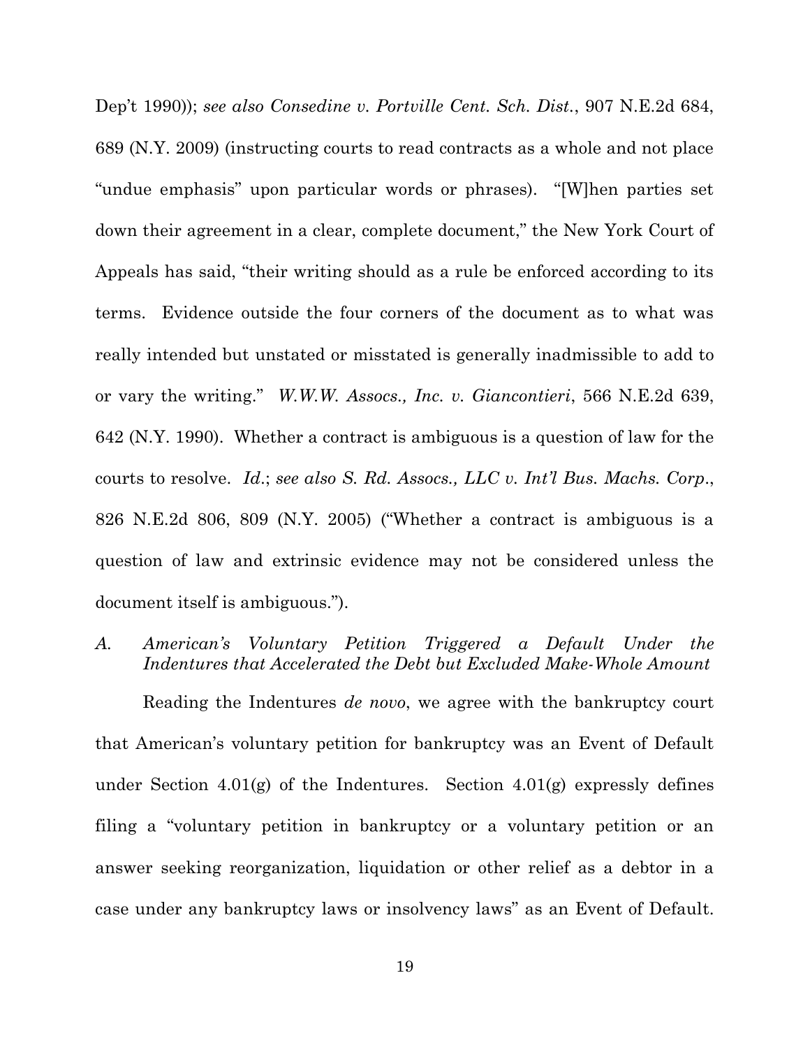Dep't 1990)); *see also Consedine v. Portville Cent. Sch. Dist.*, 907 N.E.2d 684, 689 (N.Y. 2009) (instructing courts to read contracts as a whole and not place "undue emphasis" upon particular words or phrases). "[W]hen parties set down their agreement in a clear, complete document," the New York Court of Appeals has said, "their writing should as a rule be enforced according to its terms. Evidence outside the four corners of the document as to what was really intended but unstated or misstated is generally inadmissible to add to or vary the writing." *W.W.W. Assocs., Inc. v. Giancontieri*, 566 N.E.2d 639, 642 (N.Y. 1990). Whether a contract is ambiguous is a question of law for the courts to resolve. *Id.*; *see also S. Rd. Assocs., LLC v. Int'l Bus. Machs. Corp.*, 826 N.E.2d 806, 809 (N.Y. 2005) ("Whether a contract is ambiguous is a question of law and extrinsic evidence may not be considered unless the document itself is ambiguous.").

### *A. American's Voluntary Petition Triggered a Default Under the Indentures that Accelerated the Debt but Excluded Make-Whole Amount*

Reading the Indentures *de novo*, we agree with the bankruptcy court that American's voluntary petition for bankruptcy was an Event of Default under Section 4.01(g) of the Indentures. Section 4.01(g) expressly defines filing a "voluntary petition in bankruptcy or a voluntary petition or an answer seeking reorganization, liquidation or other relief as a debtor in a case under any bankruptcy laws or insolvency laws" as an Event of Default.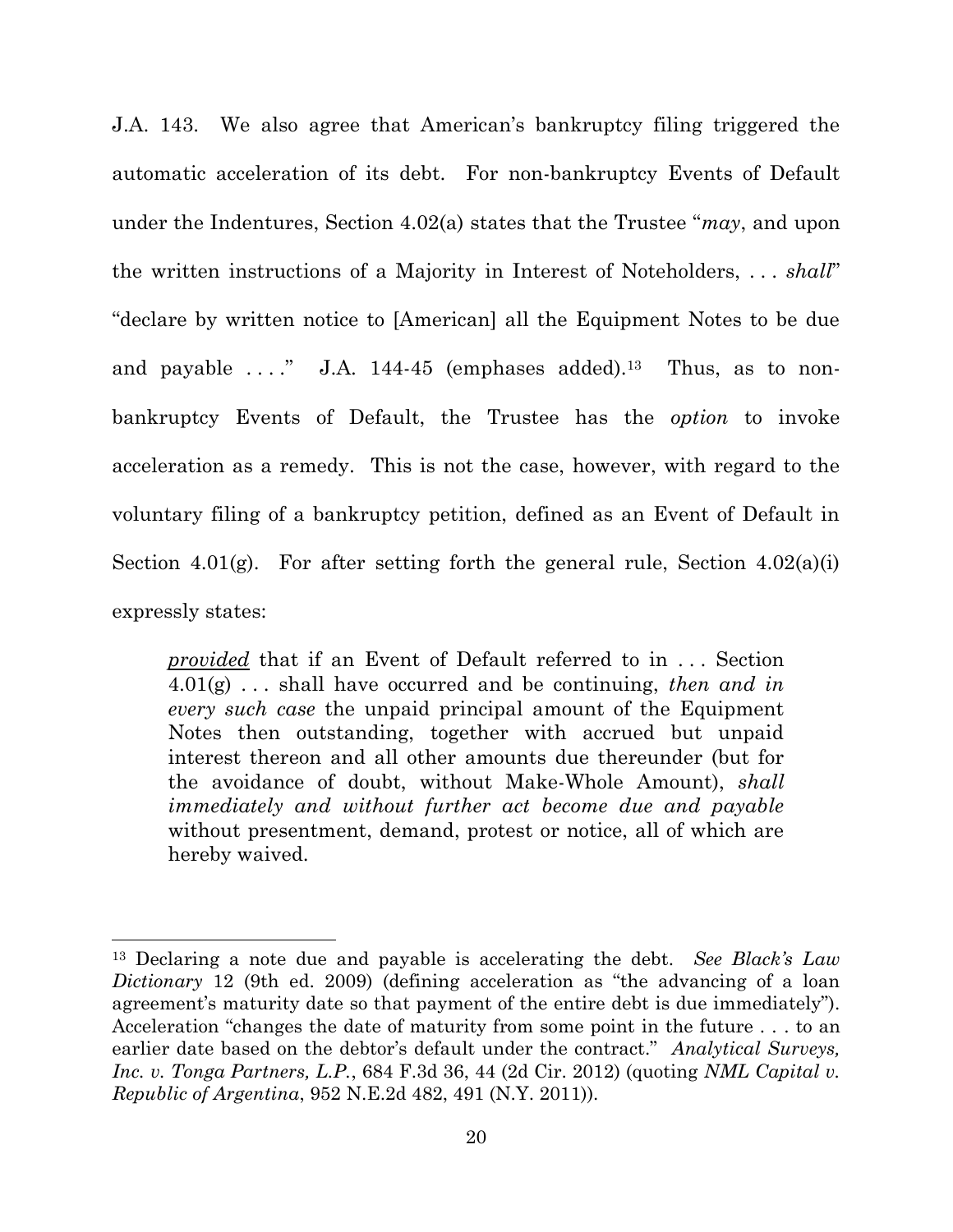J.A. 143. We also agree that American's bankruptcy filing triggered the automatic acceleration of its debt. For non-bankruptcy Events of Default under the Indentures, Section 4.02(a) states that the Trustee "*may*, and upon the written instructions of a Majority in Interest of Noteholders, . . . *shall*" "declare by written notice to [American] all the Equipment Notes to be due and payable . . . ." J.A. 144-45 (emphases added).[13] Thus, as to non-bankruptcy Events of Default, the Trustee has the *option* to invoke acceleration as a remedy. This is not the case, however, with regard to the voluntary filing of a bankruptcy petition, defined as an Event of Default in Section 4.01(g). For after setting forth the general rule, Section 4.02(a)(i) expressly states:

> ***provided*** that if an Event of Default referred to in . . . Section 4.01(g) . . . shall have occurred and be continuing, *then and in every such case* the unpaid principal amount of the Equipment Notes then outstanding, together with accrued but unpaid interest thereon and all other amounts due thereunder (but for the avoidance of doubt, without Make-Whole Amount), *shall immediately and without further act become due and payable* without presentment, demand, protest or notice, all of which are hereby waived.

---

[13] Declaring a note due and payable is accelerating the debt. *See Black's Law Dictionary* 12 (9th ed. 2009) (defining acceleration as "the advancing of a loan agreement's maturity date so that payment of the entire debt is due immediately"). Acceleration "changes the date of maturity from some point in the future . . . to an earlier date based on the debtor's default under the contract." *Analytical Surveys, Inc. v. Tonga Partners, L.P.*, 684 F.3d 36, 44 (2d Cir. 2012) (quoting *NML Capital v. Republic of Argentina*, 952 N.E.2d 482, 491 (N.Y. 2011)).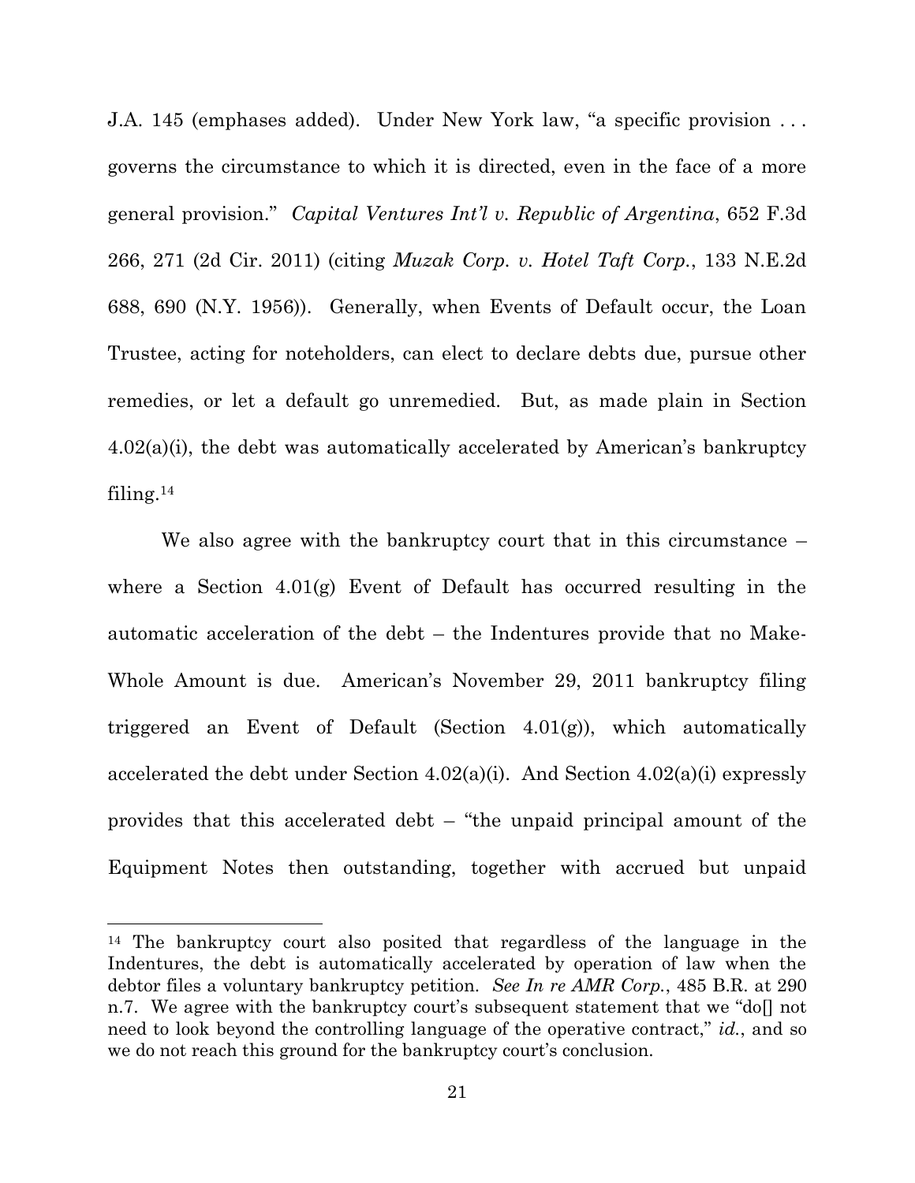J.A. 145 (emphases added). Under New York law, "a specific provision . . . governs the circumstance to which it is directed, even in the face of a more general provision." *Capital Ventures Int'l v. Republic of Argentina*, 652 F.3d 266, 271 (2d Cir. 2011) (citing *Muzak Corp. v. Hotel Taft Corp.*, 133 N.E.2d 688, 690 (N.Y. 1956)). Generally, when Events of Default occur, the Loan Trustee, acting for noteholders, can elect to declare debts due, pursue other remedies, or let a default go unremedied. But, as made plain in Section 4.02(a)(i), the debt was automatically accelerated by American's bankruptcy filing.[14]

We also agree with the bankruptcy court that in this circumstance – where a Section 4.01(g) Event of Default has occurred resulting in the automatic acceleration of the debt – the Indentures provide that no Make-Whole Amount is due. American's November 29, 2011 bankruptcy filing triggered an Event of Default (Section 4.01(g)), which automatically accelerated the debt under Section 4.02(a)(i). And Section 4.02(a)(i) expressly provides that this accelerated debt – "the unpaid principal amount of the Equipment Notes then outstanding, together with accrued but unpaid

---

[14] The bankruptcy court also posited that regardless of the language in the Indentures, the debt is automatically accelerated by operation of law when the debtor files a voluntary bankruptcy petition. *See In re AMR Corp.*, 485 B.R. at 290 n.7. We agree with the bankruptcy court's subsequent statement that we "do[] not need to look beyond the controlling language of the operative contract," *id.*, and so we do not reach this ground for the bankruptcy court's conclusion.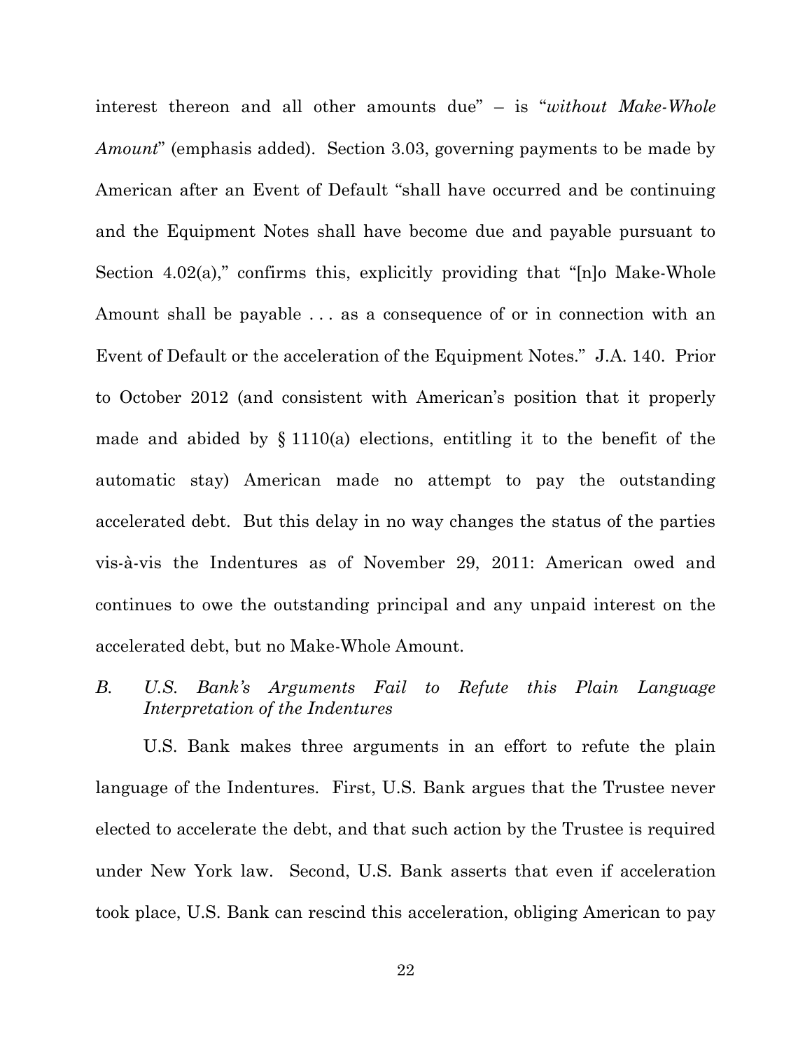interest thereon and all other amounts due" – is "*without Make-Whole Amount*" (emphasis added). Section 3.03, governing payments to be made by American after an Event of Default "shall have occurred and be continuing and the Equipment Notes shall have become due and payable pursuant to Section 4.02(a)," confirms this, explicitly providing that "[n]o Make-Whole Amount shall be payable . . . as a consequence of or in connection with an Event of Default or the acceleration of the Equipment Notes." J.A. 140. Prior to October 2012 (and consistent with American's position that it properly made and abided by § 1110(a) elections, entitling it to the benefit of the automatic stay) American made no attempt to pay the outstanding accelerated debt. But this delay in no way changes the status of the parties vis-à-vis the Indentures as of November 29, 2011: American owed and continues to owe the outstanding principal and any unpaid interest on the accelerated debt, but no Make-Whole Amount.

### *B. U.S. Bank's Arguments Fail to Refute this Plain Language Interpretation of the Indentures*

U.S. Bank makes three arguments in an effort to refute the plain language of the Indentures. First, U.S. Bank argues that the Trustee never elected to accelerate the debt, and that such action by the Trustee is required under New York law. Second, U.S. Bank asserts that even if acceleration took place, U.S. Bank can rescind this acceleration, obliging American to pay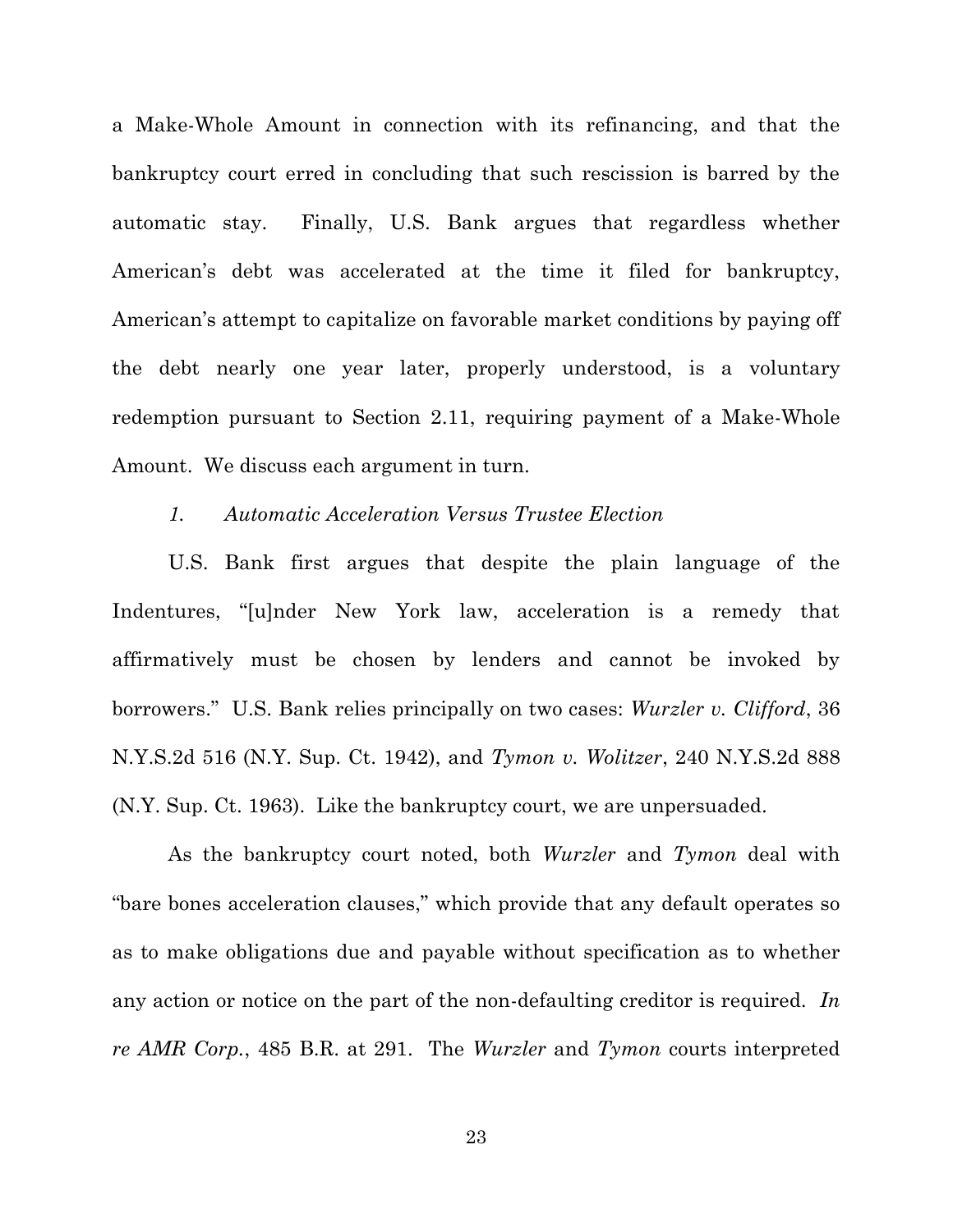a Make-Whole Amount in connection with its refinancing, and that the bankruptcy court erred in concluding that such rescission is barred by the automatic stay. Finally, U.S. Bank argues that regardless whether American's debt was accelerated at the time it filed for bankruptcy, American's attempt to capitalize on favorable market conditions by paying off the debt nearly one year later, properly understood, is a voluntary redemption pursuant to Section 2.11, requiring payment of a Make-Whole Amount. We discuss each argument in turn.

### *1. Automatic Acceleration Versus Trustee Election*

U.S. Bank first argues that despite the plain language of the Indentures, "[u]nder New York law, acceleration is a remedy that affirmatively must be chosen by lenders and cannot be invoked by borrowers." U.S. Bank relies principally on two cases: *Wurzler v. Clifford*, 36 N.Y.S.2d 516 (N.Y. Sup. Ct. 1942), and *Tymon v. Wolitzer*, 240 N.Y.S.2d 888 (N.Y. Sup. Ct. 1963). Like the bankruptcy court, we are unpersuaded.

As the bankruptcy court noted, both *Wurzler* and *Tymon* deal with "bare bones acceleration clauses," which provide that any default operates so as to make obligations due and payable without specification as to whether any action or notice on the part of the non-defaulting creditor is required. *In re AMR Corp.*, 485 B.R. at 291. The *Wurzler* and *Tymon* courts interpreted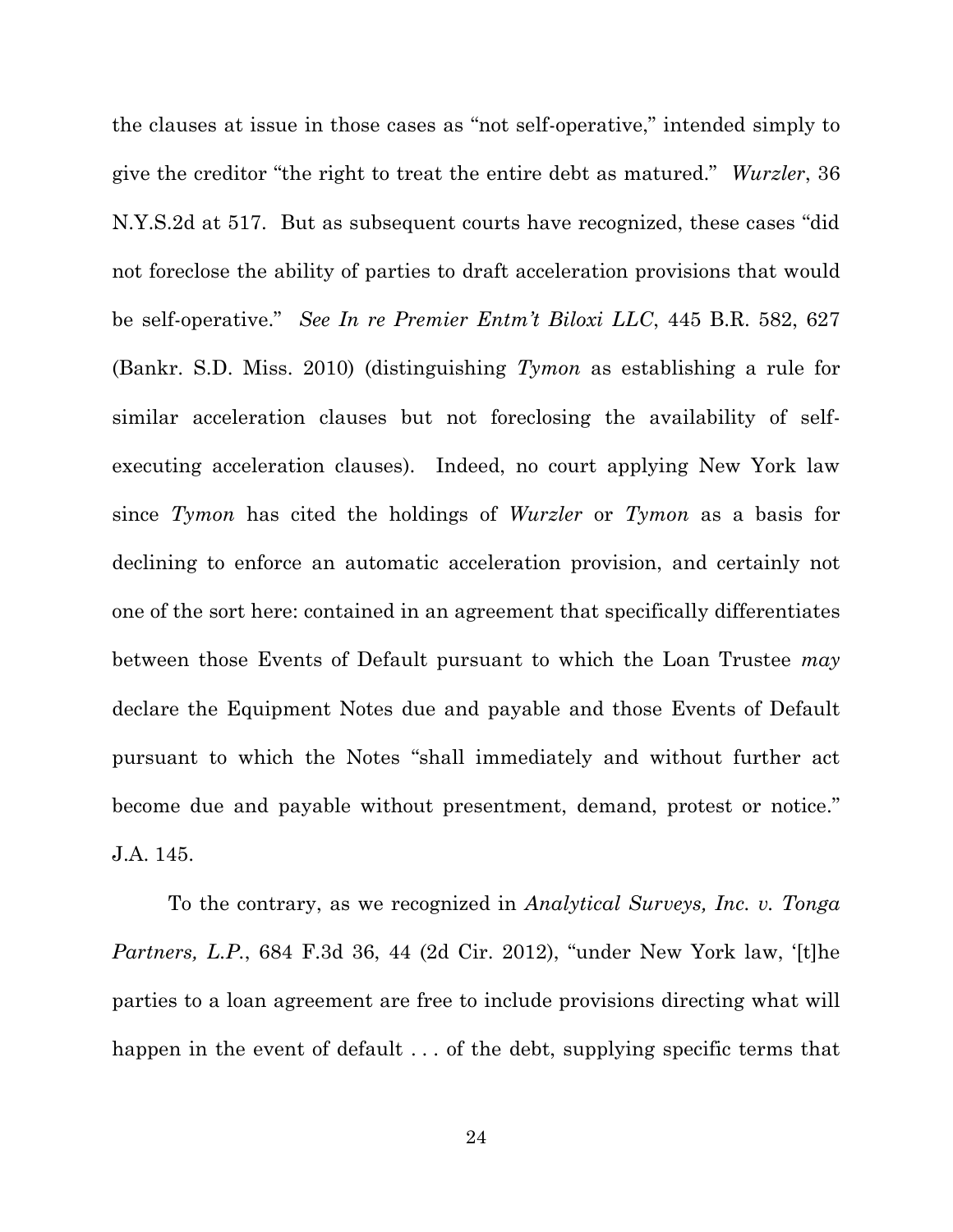the clauses at issue in those cases as "not self-operative," intended simply to give the creditor "the right to treat the entire debt as matured." *Wurzler*, 36 N.Y.S.2d at 517. But as subsequent courts have recognized, these cases "did not foreclose the ability of parties to draft acceleration provisions that would be self-operative." *See In re Premier Entm't Biloxi LLC*, 445 B.R. 582, 627 (Bankr. S.D. Miss. 2010) (distinguishing *Tymon* as establishing a rule for similar acceleration clauses but not foreclosing the availability of self-executing acceleration clauses). Indeed, no court applying New York law since *Tymon* has cited the holdings of *Wurzler* or *Tymon* as a basis for declining to enforce an automatic acceleration provision, and certainly not one of the sort here: contained in an agreement that specifically differentiates between those Events of Default pursuant to which the Loan Trustee *may* declare the Equipment Notes due and payable and those Events of Default pursuant to which the Notes "shall immediately and without further act become due and payable without presentment, demand, protest or notice." J.A. 145.

To the contrary, as we recognized in *Analytical Surveys, Inc. v. Tonga Partners, L.P.*, 684 F.3d 36, 44 (2d Cir. 2012), "under New York law, '[t]he parties to a loan agreement are free to include provisions directing what will happen in the event of default . . . of the debt, supplying specific terms that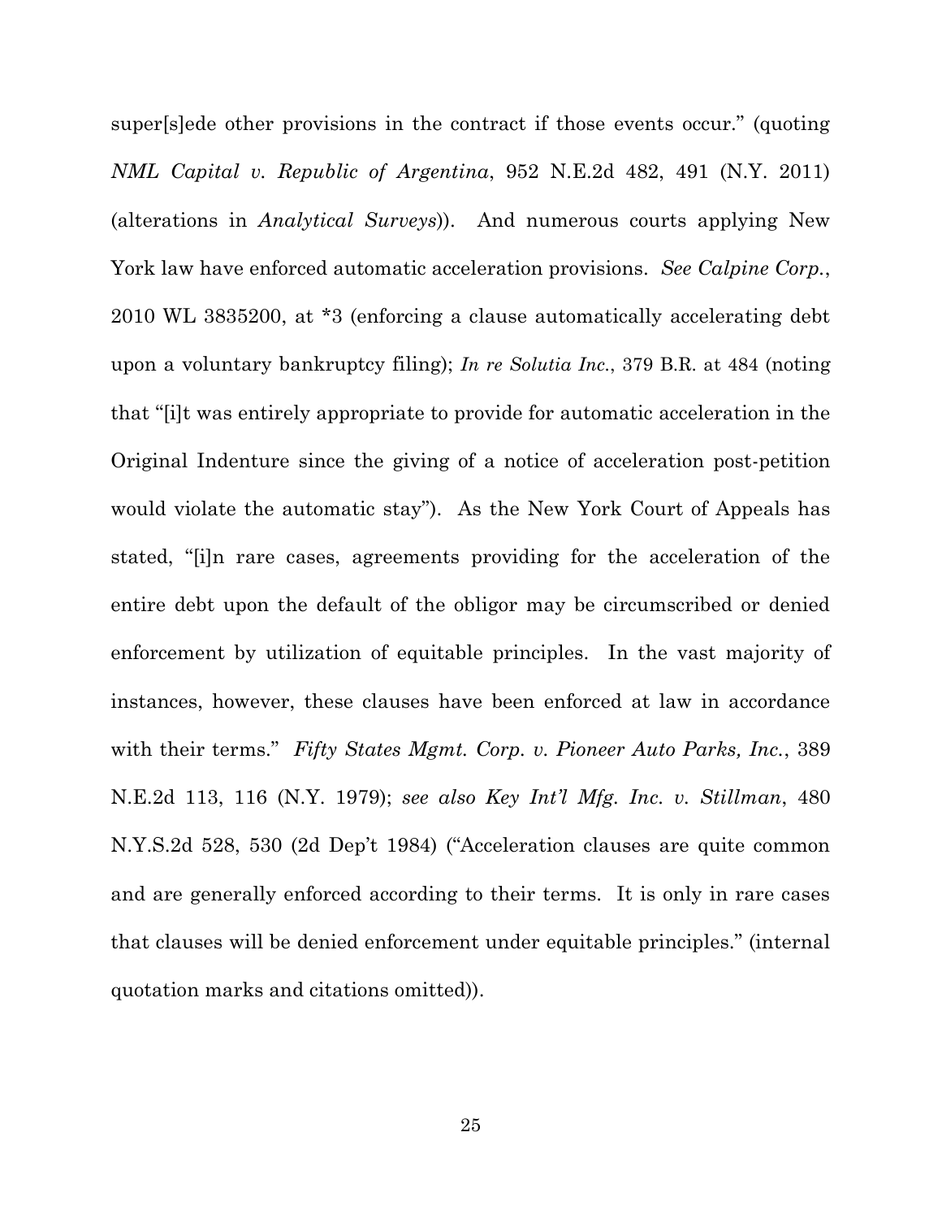super[s]ede other provisions in the contract if those events occur." (quoting *NML Capital v. Republic of Argentina*, 952 N.E.2d 482, 491 (N.Y. 2011) (alterations in *Analytical Surveys*)). And numerous courts applying New York law have enforced automatic acceleration provisions. *See Calpine Corp.*, 2010 WL 3835200, at *3 (enforcing a clause automatically accelerating debt upon a voluntary bankruptcy filing); *In re Solutia Inc.*, 379 B.R. at 484 (noting that "[i]t was entirely appropriate to provide for automatic acceleration in the Original Indenture since the giving of a notice of acceleration post-petition would violate the automatic stay"). As the New York Court of Appeals has stated, "[i]n rare cases, agreements providing for the acceleration of the entire debt upon the default of the obligor may be circumscribed or denied enforcement by utilization of equitable principles. In the vast majority of instances, however, these clauses have been enforced at law in accordance with their terms." *Fifty States Mgmt. Corp. v. Pioneer Auto Parks, Inc.*, 389 N.E.2d 113, 116 (N.Y. 1979); *see also Key Int'l Mfg. Inc. v. Stillman*, 480 N.Y.S.2d 528, 530 (2d Dep't 1984) ("Acceleration clauses are quite common and are generally enforced according to their terms. It is only in rare cases that clauses will be denied enforcement under equitable principles." (internal quotation marks and citations omitted)).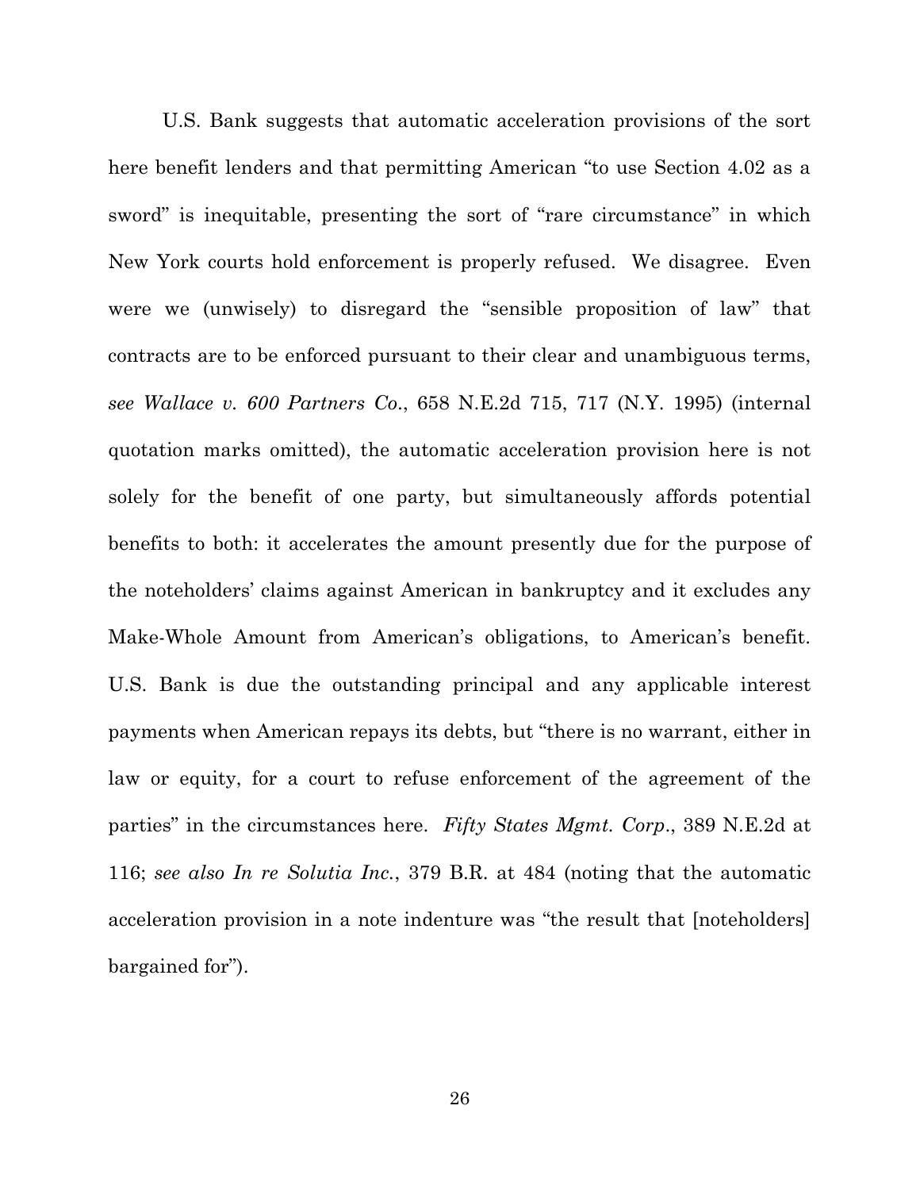U.S. Bank suggests that automatic acceleration provisions of the sort here benefit lenders and that permitting American "to use Section 4.02 as a sword" is inequitable, presenting the sort of "rare circumstance" in which New York courts hold enforcement is properly refused. We disagree. Even were we (unwisely) to disregard the "sensible proposition of law" that contracts are to be enforced pursuant to their clear and unambiguous terms, *see Wallace v. 600 Partners Co.*, 658 N.E.2d 715, 717 (N.Y. 1995) (internal quotation marks omitted), the automatic acceleration provision here is not solely for the benefit of one party, but simultaneously affords potential benefits to both: it accelerates the amount presently due for the purpose of the noteholders' claims against American in bankruptcy and it excludes any Make-Whole Amount from American's obligations, to American's benefit. U.S. Bank is due the outstanding principal and any applicable interest payments when American repays its debts, but "there is no warrant, either in law or equity, for a court to refuse enforcement of the agreement of the parties" in the circumstances here. *Fifty States Mgmt. Corp.*, 389 N.E.2d at 116; *see also In re Solutia Inc.*, 379 B.R. at 484 (noting that the automatic acceleration provision in a note indenture was "the result that [noteholders] bargained for").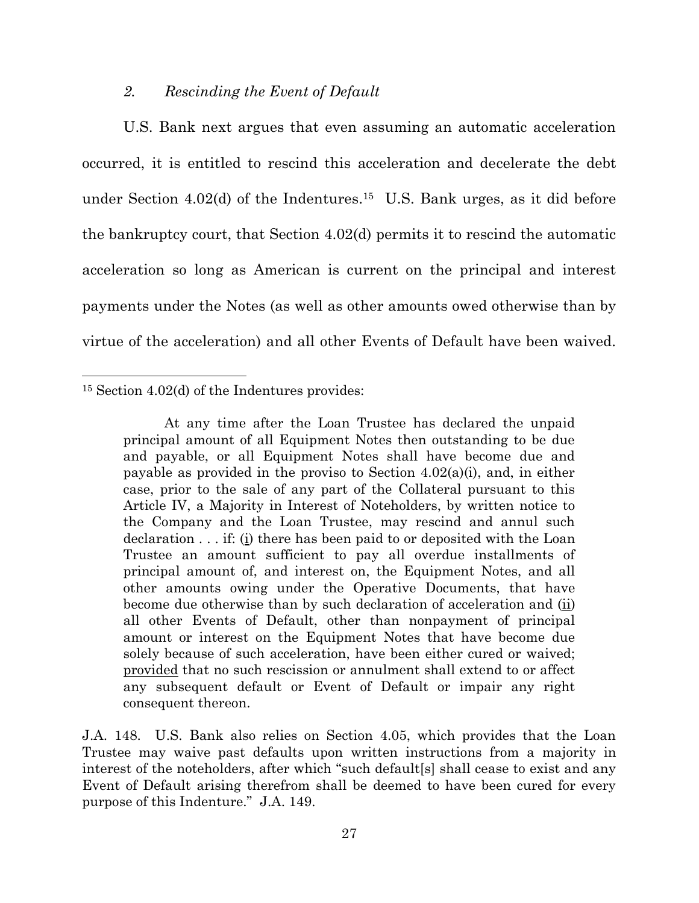### *2. Rescinding the Event of Default*

U.S. Bank next argues that even assuming an automatic acceleration occurred, it is entitled to rescind this acceleration and decelerate the debt under Section 4.02(d) of the Indentures.[15] U.S. Bank urges, as it did before the bankruptcy court, that Section 4.02(d) permits it to rescind the automatic acceleration so long as American is current on the principal and interest payments under the Notes (as well as other amounts owed otherwise than by virtue of the acceleration) and all other Events of Default have been waived.

---

[15] Section 4.02(d) of the Indentures provides:

> At any time after the Loan Trustee has declared the unpaid principal amount of all Equipment Notes then outstanding to be due and payable, or all Equipment Notes shall have become due and payable as provided in the proviso to Section 4.02(a)(i), and, in either case, prior to the sale of any part of the Collateral pursuant to this Article IV, a Majority in Interest of Noteholders, by written notice to the Company and the Loan Trustee, may rescind and annul such declaration . . . if: (i) there has been paid to or deposited with the Loan Trustee an amount sufficient to pay all overdue installments of principal amount of, and interest on, the Equipment Notes, and all other amounts owing under the Operative Documents, that have become due otherwise than by such declaration of acceleration and (ii) all other Events of Default, other than nonpayment of principal amount or interest on the Equipment Notes that have become due solely because of such acceleration, have been either cured or waived; provided that no such rescission or annulment shall extend to or affect any subsequent default or Event of Default or impair any right consequent thereon.

J.A. 148. U.S. Bank also relies on Section 4.05, which provides that the Loan Trustee may waive past defaults upon written instructions from a majority in interest of the noteholders, after which "such default[s] shall cease to exist and any Event of Default arising therefrom shall be deemed to have been cured for every purpose of this Indenture." J.A. 149.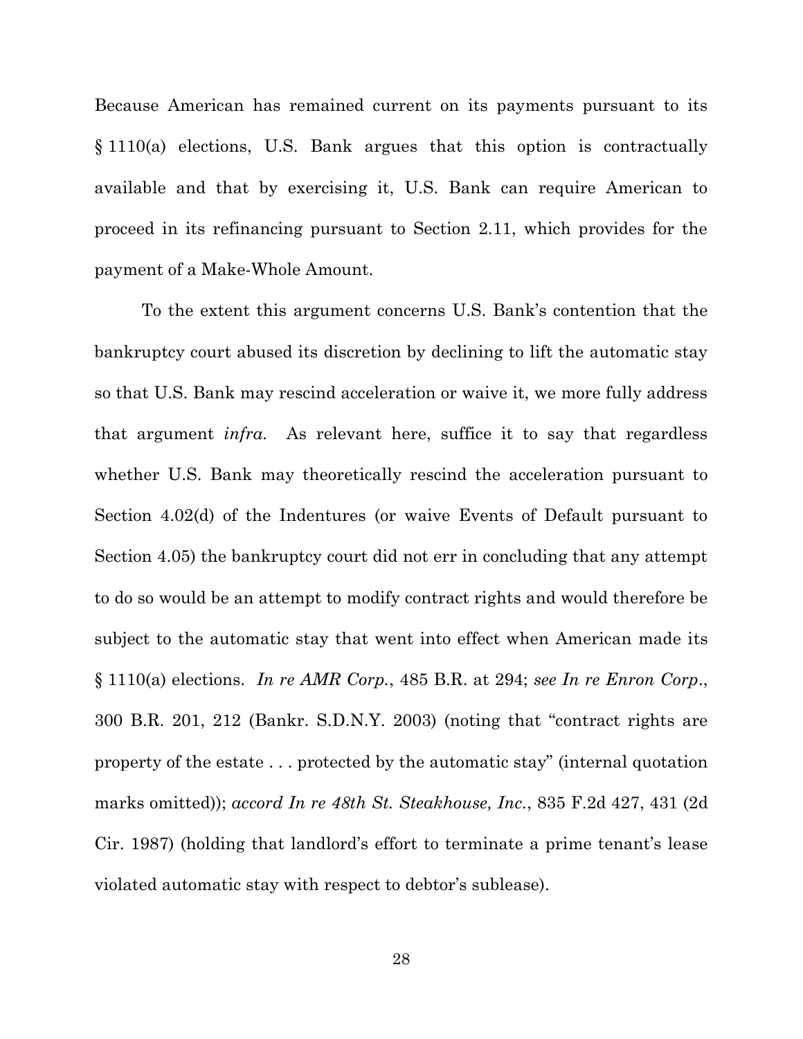Because American has remained current on its payments pursuant to its § 1110(a) elections, U.S. Bank argues that this option is contractually available and that by exercising it, U.S. Bank can require American to proceed in its refinancing pursuant to Section 2.11, which provides for the payment of a Make-Whole Amount.

To the extent this argument concerns U.S. Bank's contention that the bankruptcy court abused its discretion by declining to lift the automatic stay so that U.S. Bank may rescind acceleration or waive it, we more fully address that argument *infra.* As relevant here, suffice it to say that regardless whether U.S. Bank may theoretically rescind the acceleration pursuant to Section 4.02(d) of the Indentures (or waive Events of Default pursuant to Section 4.05) the bankruptcy court did not err in concluding that any attempt to do so would be an attempt to modify contract rights and would therefore be subject to the automatic stay that went into effect when American made its § 1110(a) elections. *In re AMR Corp.*, 485 B.R. at 294; *see In re Enron Corp.*, 300 B.R. 201, 212 (Bankr. S.D.N.Y. 2003) (noting that "contract rights are property of the estate . . . protected by the automatic stay" (internal quotation marks omitted)); *accord In re 48th St. Steakhouse, Inc.*, 835 F.2d 427, 431 (2d Cir. 1987) (holding that landlord's effort to terminate a prime tenant's lease violated automatic stay with respect to debtor's sublease).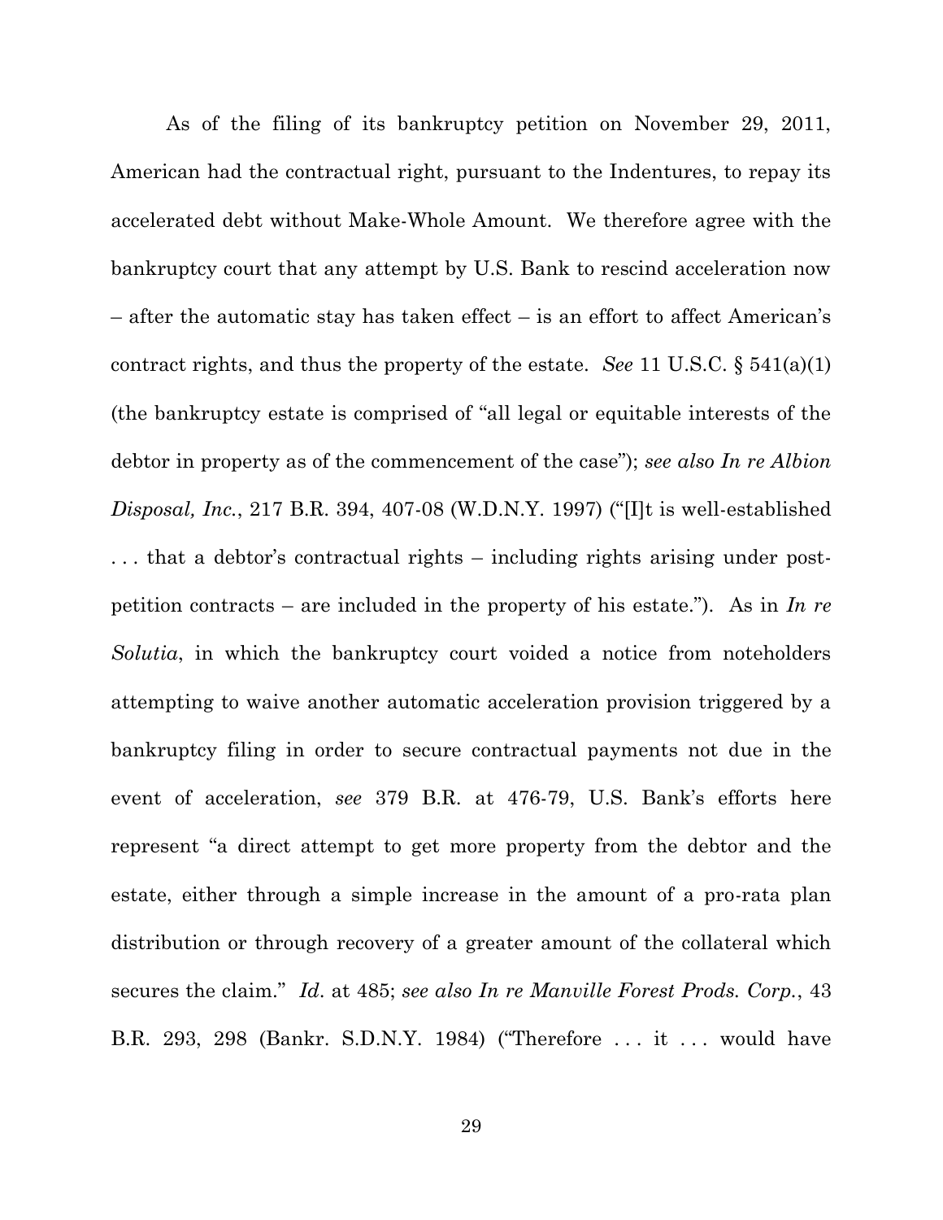As of the filing of its bankruptcy petition on November 29, 2011, American had the contractual right, pursuant to the Indentures, to repay its accelerated debt without Make-Whole Amount. We therefore agree with the bankruptcy court that any attempt by U.S. Bank to rescind acceleration now – after the automatic stay has taken effect – is an effort to affect American's contract rights, and thus the property of the estate. *See* 11 U.S.C. § 541(a)(1) (the bankruptcy estate is comprised of "all legal or equitable interests of the debtor in property as of the commencement of the case"); *see also In re Albion Disposal, Inc.*, 217 B.R. 394, 407-08 (W.D.N.Y. 1997) ("[I]t is well-established . . . that a debtor's contractual rights – including rights arising under post-petition contracts – are included in the property of his estate."). As in *In re Solutia*, in which the bankruptcy court voided a notice from noteholders attempting to waive another automatic acceleration provision triggered by a bankruptcy filing in order to secure contractual payments not due in the event of acceleration, *see* 379 B.R. at 476-79, U.S. Bank's efforts here represent "a direct attempt to get more property from the debtor and the estate, either through a simple increase in the amount of a pro-rata plan distribution or through recovery of a greater amount of the collateral which secures the claim." *Id.* at 485; *see also In re Manville Forest Prods. Corp.*, 43 B.R. 293, 298 (Bankr. S.D.N.Y. 1984) ("Therefore . . . it . . . would have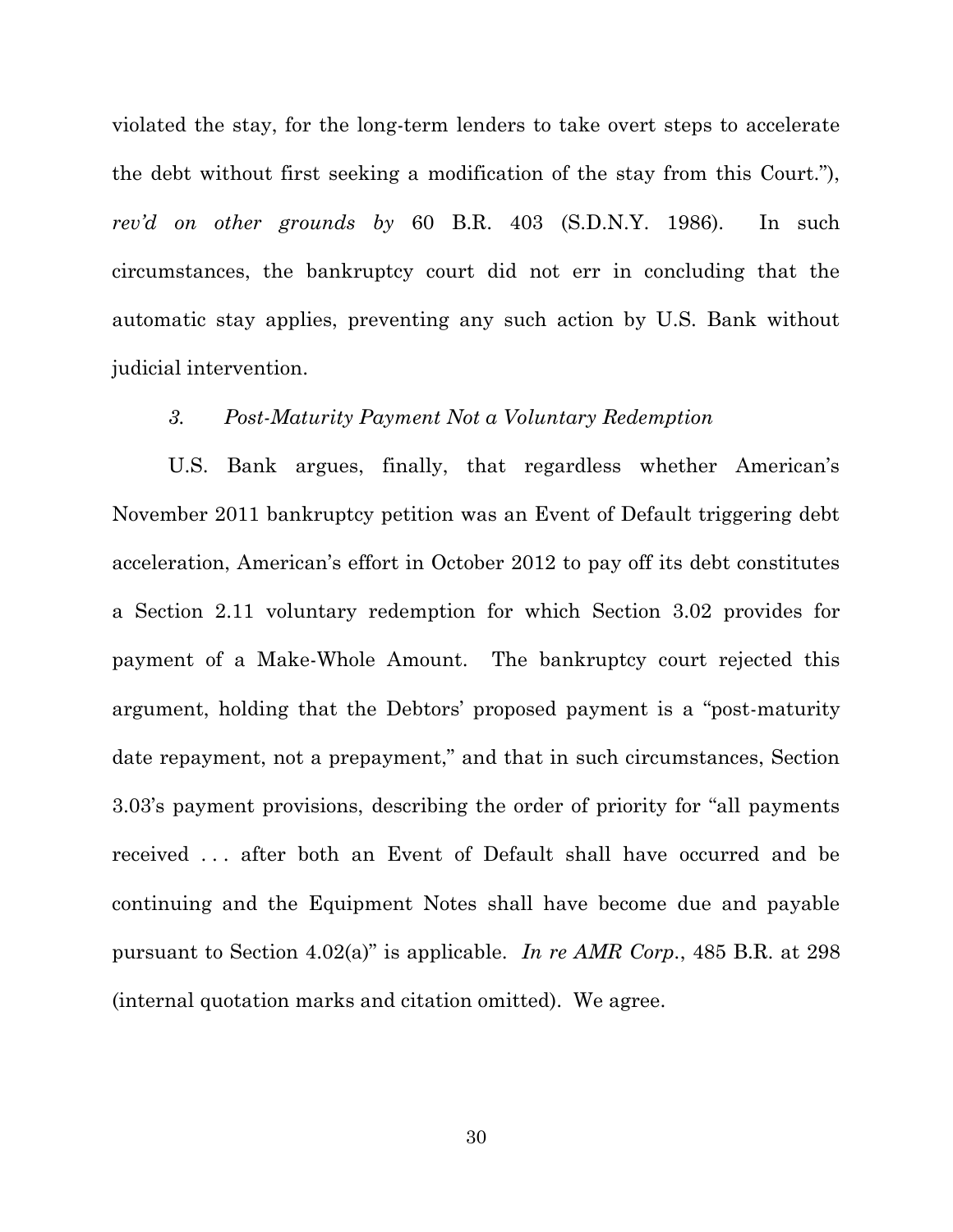violated the stay, for the long-term lenders to take overt steps to accelerate the debt without first seeking a modification of the stay from this Court."), *rev'd on other grounds by* 60 B.R. 403 (S.D.N.Y. 1986). In such circumstances, the bankruptcy court did not err in concluding that the automatic stay applies, preventing any such action by U.S. Bank without judicial intervention.

*3. Post-Maturity Payment Not a Voluntary Redemption*

U.S. Bank argues, finally, that regardless whether American's November 2011 bankruptcy petition was an Event of Default triggering debt acceleration, American's effort in October 2012 to pay off its debt constitutes a Section 2.11 voluntary redemption for which Section 3.02 provides for payment of a Make-Whole Amount. The bankruptcy court rejected this argument, holding that the Debtors' proposed payment is a "post-maturity date repayment, not a prepayment," and that in such circumstances, Section 3.03's payment provisions, describing the order of priority for "all payments received . . . after both an Event of Default shall have occurred and be continuing and the Equipment Notes shall have become due and payable pursuant to Section 4.02(a)" is applicable. *In re AMR Corp.*, 485 B.R. at 298 (internal quotation marks and citation omitted). We agree.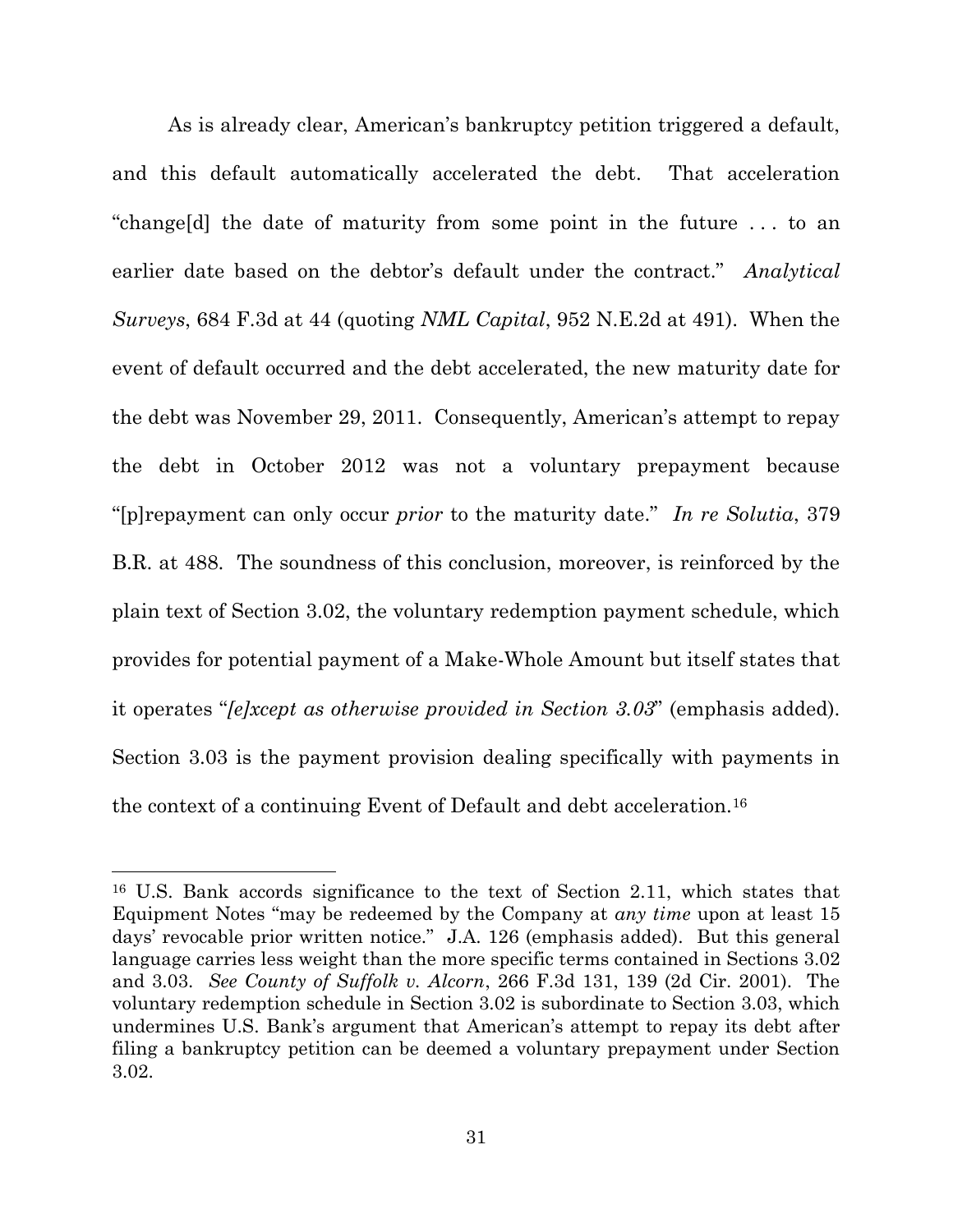As is already clear, American's bankruptcy petition triggered a default, and this default automatically accelerated the debt. That acceleration "change[d] the date of maturity from some point in the future . . . to an earlier date based on the debtor's default under the contract." *Analytical Surveys*, 684 F.3d at 44 (quoting *NML Capital*, 952 N.E.2d at 491). When the event of default occurred and the debt accelerated, the new maturity date for the debt was November 29, 2011. Consequently, American's attempt to repay the debt in October 2012 was not a voluntary prepayment because "[p]repayment can only occur *prior* to the maturity date." *In re Solutia*, 379 B.R. at 488. The soundness of this conclusion, moreover, is reinforced by the plain text of Section 3.02, the voluntary redemption payment schedule, which provides for potential payment of a Make-Whole Amount but itself states that it operates "*[e]xcept as otherwise provided in Section 3.03*" (emphasis added). Section 3.03 is the payment provision dealing specifically with payments in the context of a continuing Event of Default and debt acceleration.[16]

[16] U.S. Bank accords significance to the text of Section 2.11, which states that Equipment Notes "may be redeemed by the Company at *any time* upon at least 15 days' revocable prior written notice." J.A. 126 (emphasis added). But this general language carries less weight than the more specific terms contained in Sections 3.02 and 3.03. *See County of Suffolk v. Alcorn*, 266 F.3d 131, 139 (2d Cir. 2001). The voluntary redemption schedule in Section 3.02 is subordinate to Section 3.03, which undermines U.S. Bank's argument that American's attempt to repay its debt after filing a bankruptcy petition can be deemed a voluntary prepayment under Section 3.02.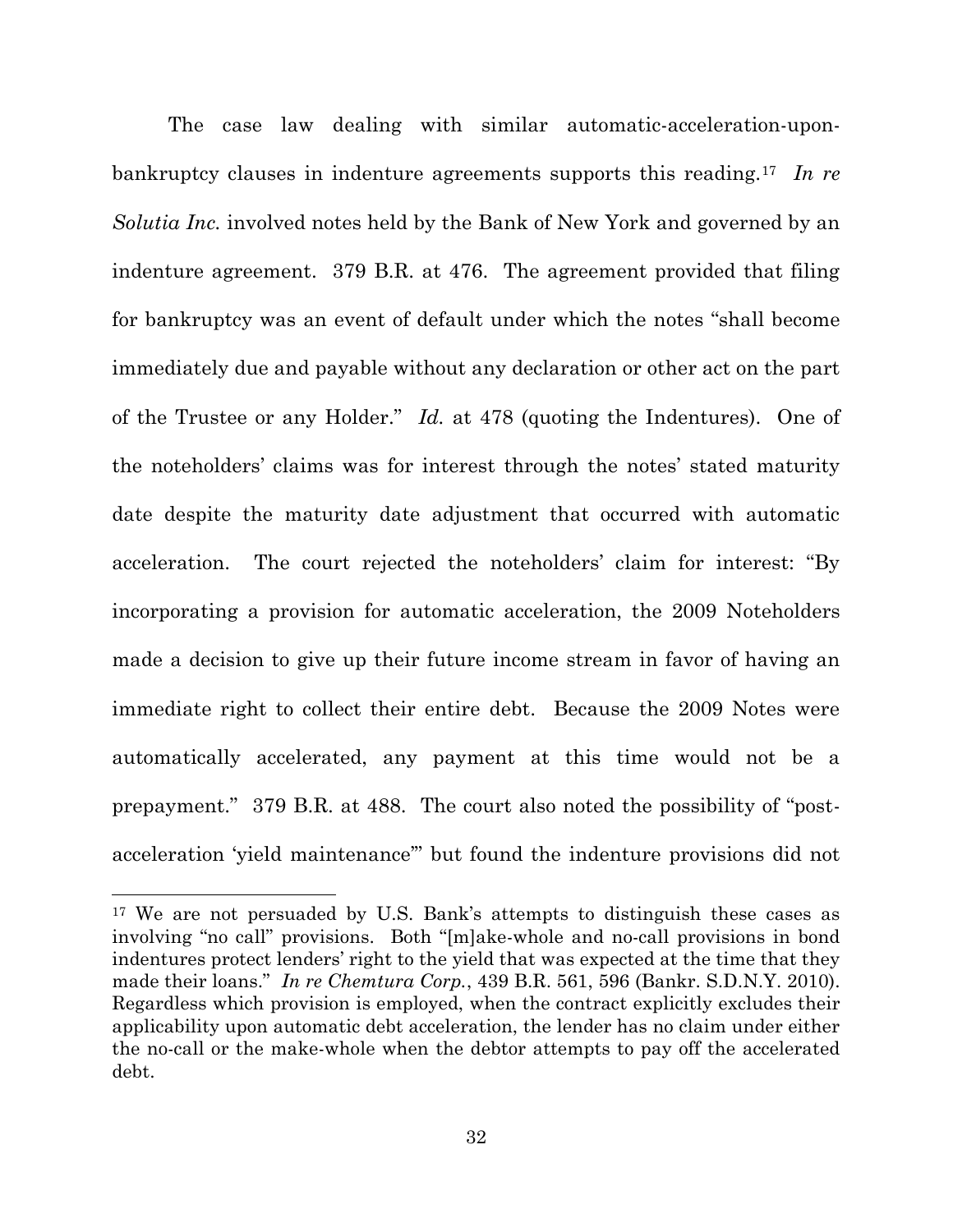The case law dealing with similar automatic-acceleration-upon-bankruptcy clauses in indenture agreements supports this reading.[17] *In re Solutia Inc.* involved notes held by the Bank of New York and governed by an indenture agreement. 379 B.R. at 476. The agreement provided that filing for bankruptcy was an event of default under which the notes "shall become immediately due and payable without any declaration or other act on the part of the Trustee or any Holder." *Id.* at 478 (quoting the Indentures). One of the noteholders' claims was for interest through the notes' stated maturity date despite the maturity date adjustment that occurred with automatic acceleration. The court rejected the noteholders' claim for interest: "By incorporating a provision for automatic acceleration, the 2009 Noteholders made a decision to give up their future income stream in favor of having an immediate right to collect their entire debt. Because the 2009 Notes were automatically accelerated, any payment at this time would not be a prepayment." 379 B.R. at 488. The court also noted the possibility of "post-acceleration 'yield maintenance'" but found the indenture provisions did not

---

[17] We are not persuaded by U.S. Bank's attempts to distinguish these cases as involving "no call" provisions. Both "[m]ake-whole and no-call provisions in bond indentures protect lenders' right to the yield that was expected at the time that they made their loans." *In re Chemtura Corp.*, 439 B.R. 561, 596 (Bankr. S.D.N.Y. 2010). Regardless which provision is employed, when the contract explicitly excludes their applicability upon automatic debt acceleration, the lender has no claim under either the no-call or the make-whole when the debtor attempts to pay off the accelerated debt.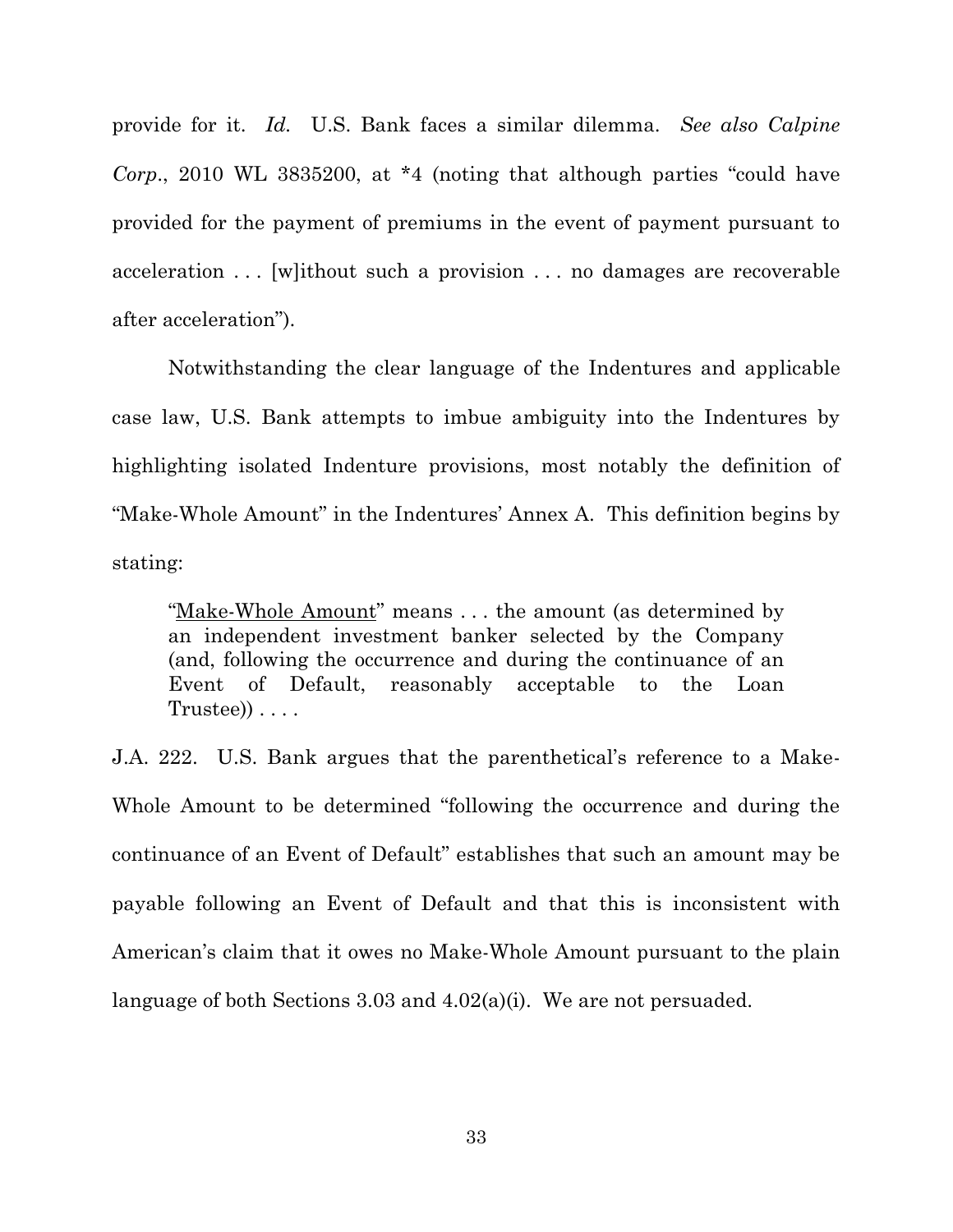provide for it. *Id.* U.S. Bank faces a similar dilemma. *See also Calpine Corp.*, 2010 WL 3835200, at *4 (noting that although parties "could have provided for the payment of premiums in the event of payment pursuant to acceleration . . . [w]ithout such a provision . . . no damages are recoverable after acceleration").

Notwithstanding the clear language of the Indentures and applicable case law, U.S. Bank attempts to imbue ambiguity into the Indentures by highlighting isolated Indenture provisions, most notably the definition of "Make-Whole Amount" in the Indentures' Annex A. This definition begins by stating:

> "Make-Whole Amount" means . . . the amount (as determined by an independent investment banker selected by the Company (and, following the occurrence and during the continuance of an Event of Default, reasonably acceptable to the Loan Trustee)) . . . .

J.A. 222. U.S. Bank argues that the parenthetical's reference to a Make-Whole Amount to be determined "following the occurrence and during the continuance of an Event of Default" establishes that such an amount may be payable following an Event of Default and that this is inconsistent with American's claim that it owes no Make-Whole Amount pursuant to the plain language of both Sections 3.03 and 4.02(a)(i). We are not persuaded.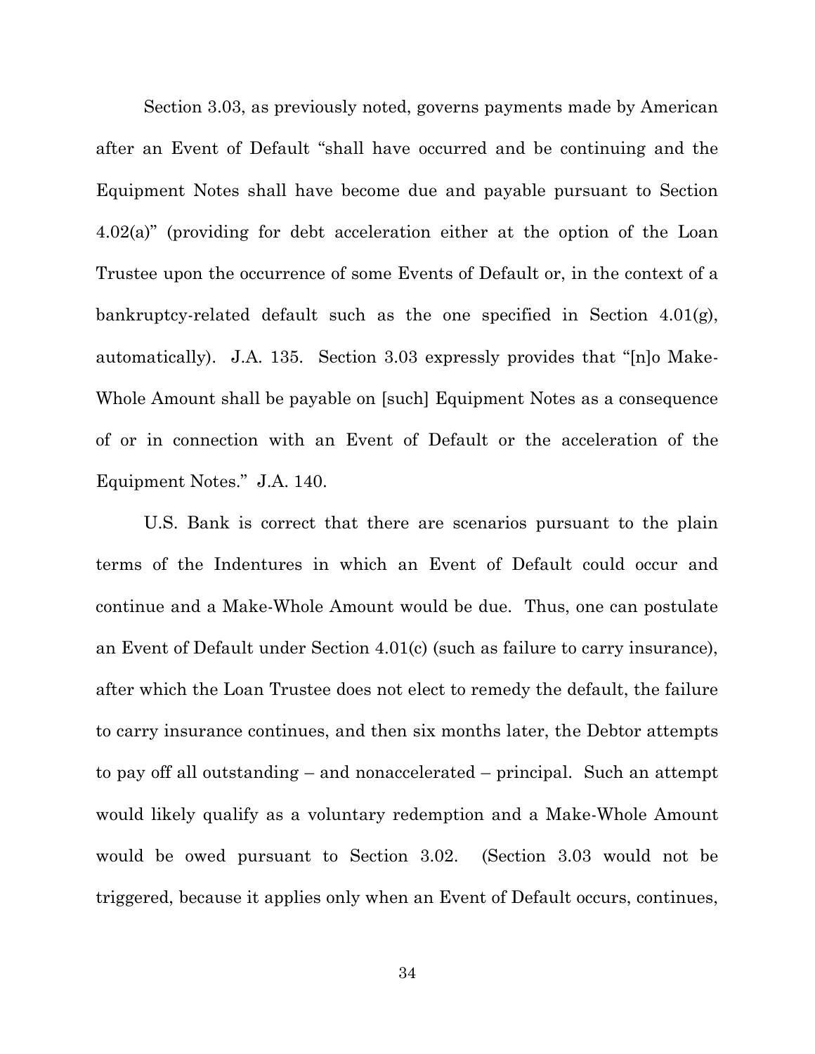Section 3.03, as previously noted, governs payments made by American after an Event of Default "shall have occurred and be continuing and the Equipment Notes shall have become due and payable pursuant to Section 4.02(a)" (providing for debt acceleration either at the option of the Loan Trustee upon the occurrence of some Events of Default or, in the context of a bankruptcy-related default such as the one specified in Section 4.01(g), automatically). J.A. 135. Section 3.03 expressly provides that "[n]o Make-Whole Amount shall be payable on [such] Equipment Notes as a consequence of or in connection with an Event of Default or the acceleration of the Equipment Notes." J.A. 140.

U.S. Bank is correct that there are scenarios pursuant to the plain terms of the Indentures in which an Event of Default could occur and continue and a Make-Whole Amount would be due. Thus, one can postulate an Event of Default under Section 4.01(c) (such as failure to carry insurance), after which the Loan Trustee does not elect to remedy the default, the failure to carry insurance continues, and then six months later, the Debtor attempts to pay off all outstanding – and nonaccelerated – principal. Such an attempt would likely qualify as a voluntary redemption and a Make-Whole Amount would be owed pursuant to Section 3.02. (Section 3.03 would not be triggered, because it applies only when an Event of Default occurs, continues,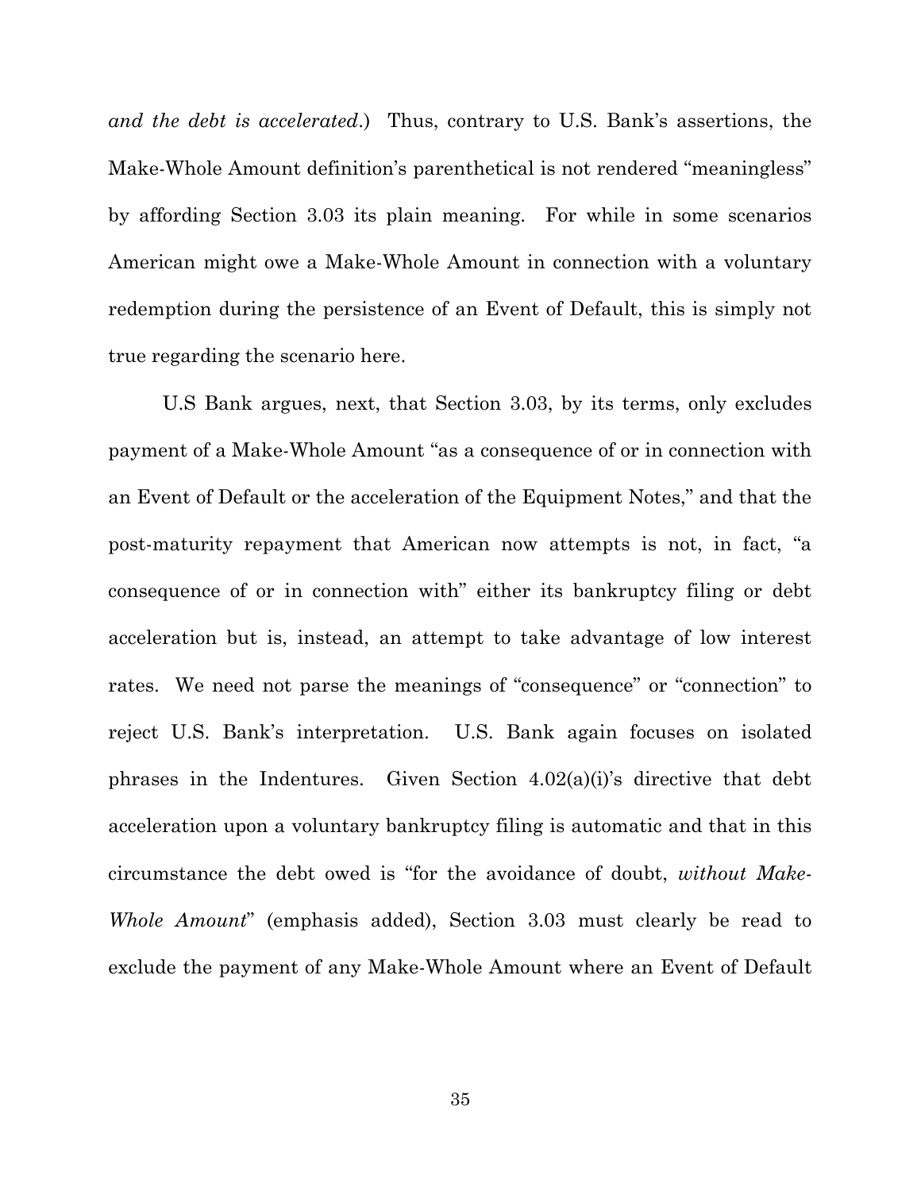*and the debt is accelerated*.) Thus, contrary to U.S. Bank's assertions, the Make-Whole Amount definition's parenthetical is not rendered "meaningless" by affording Section 3.03 its plain meaning. For while in some scenarios American might owe a Make-Whole Amount in connection with a voluntary redemption during the persistence of an Event of Default, this is simply not true regarding the scenario here.

U.S Bank argues, next, that Section 3.03, by its terms, only excludes payment of a Make-Whole Amount "as a consequence of or in connection with an Event of Default or the acceleration of the Equipment Notes," and that the post-maturity repayment that American now attempts is not, in fact, "a consequence of or in connection with" either its bankruptcy filing or debt acceleration but is, instead, an attempt to take advantage of low interest rates. We need not parse the meanings of "consequence" or "connection" to reject U.S. Bank's interpretation. U.S. Bank again focuses on isolated phrases in the Indentures. Given Section 4.02(a)(i)'s directive that debt acceleration upon a voluntary bankruptcy filing is automatic and that in this circumstance the debt owed is "for the avoidance of doubt, *without Make-Whole Amount*" (emphasis added), Section 3.03 must clearly be read to exclude the payment of any Make-Whole Amount where an Event of Default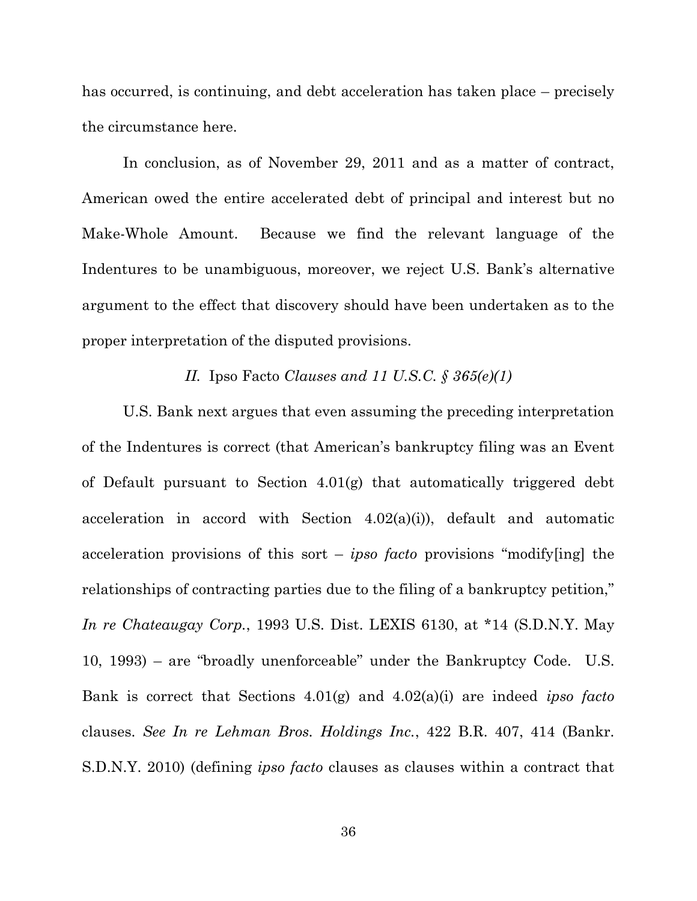has occurred, is continuing, and debt acceleration has taken place – precisely the circumstance here.

In conclusion, as of November 29, 2011 and as a matter of contract, American owed the entire accelerated debt of principal and interest but no Make-Whole Amount. Because we find the relevant language of the Indentures to be unambiguous, moreover, we reject U.S. Bank's alternative argument to the effect that discovery should have been undertaken as to the proper interpretation of the disputed provisions.

### *II.* Ipso Facto *Clauses and 11 U.S.C. § 365(e)(1)*

U.S. Bank next argues that even assuming the preceding interpretation of the Indentures is correct (that American's bankruptcy filing was an Event of Default pursuant to Section 4.01(g) that automatically triggered debt acceleration in accord with Section 4.02(a)(i)), default and automatic acceleration provisions of this sort – *ipso facto* provisions "modify[ing] the relationships of contracting parties due to the filing of a bankruptcy petition," *In re Chateaugay Corp.*, 1993 U.S. Dist. LEXIS 6130, at *14 (S.D.N.Y. May 10, 1993) – are "broadly unenforceable" under the Bankruptcy Code. U.S. Bank is correct that Sections 4.01(g) and 4.02(a)(i) are indeed *ipso facto* clauses. *See In re Lehman Bros. Holdings Inc.*, 422 B.R. 407, 414 (Bankr. S.D.N.Y. 2010) (defining *ipso facto* clauses as clauses within a contract that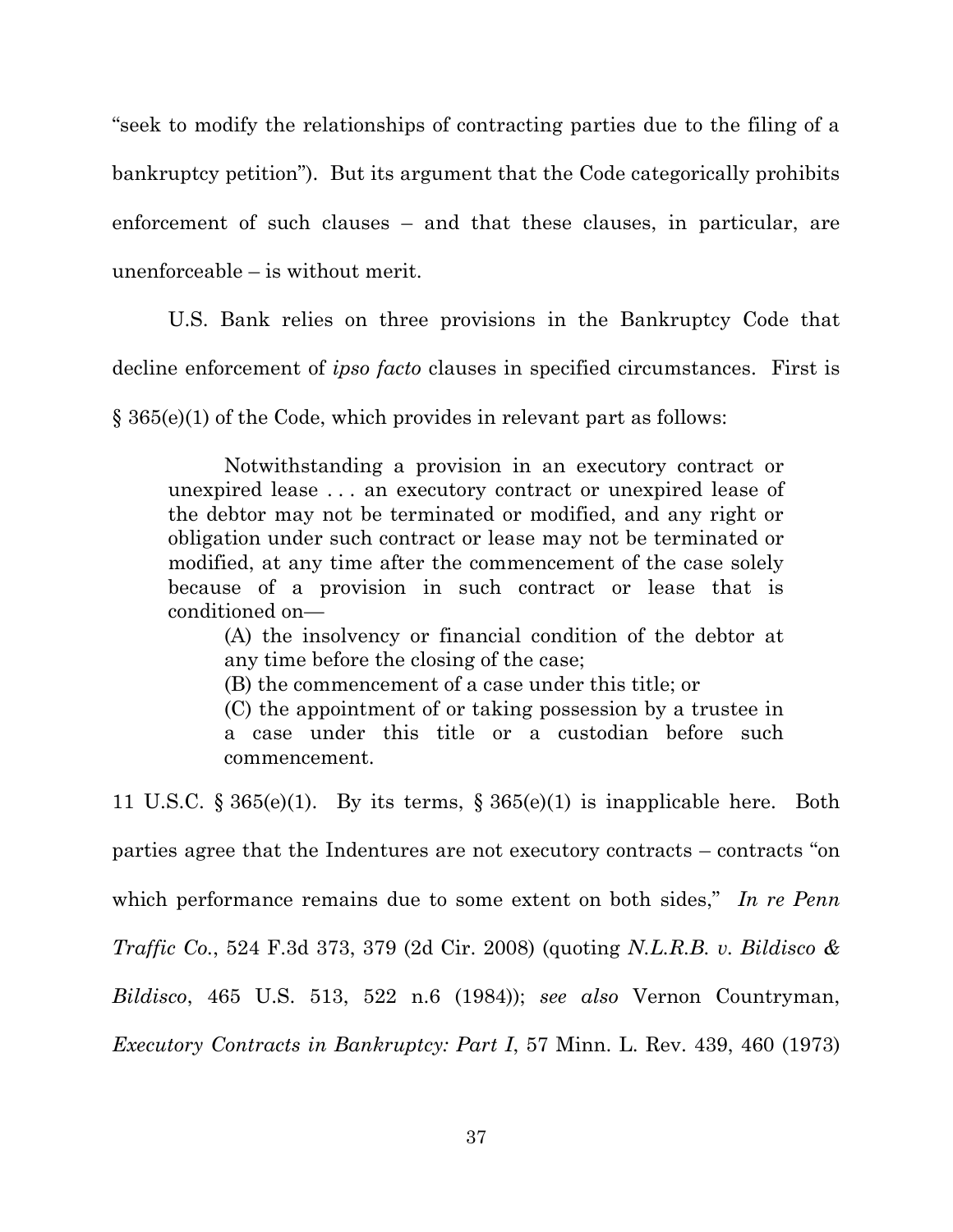"seek to modify the relationships of contracting parties due to the filing of a bankruptcy petition"). But its argument that the Code categorically prohibits enforcement of such clauses – and that these clauses, in particular, are unenforceable – is without merit.

U.S. Bank relies on three provisions in the Bankruptcy Code that decline enforcement of *ipso facto* clauses in specified circumstances. First is § 365(e)(1) of the Code, which provides in relevant part as follows:

> Notwithstanding a provision in an executory contract or unexpired lease . . . an executory contract or unexpired lease of the debtor may not be terminated or modified, and any right or obligation under such contract or lease may not be terminated or modified, at any time after the commencement of the case solely because of a provision in such contract or lease that is conditioned on—
>
> > (A) the insolvency or financial condition of the debtor at any time before the closing of the case;
> >
> > (B) the commencement of a case under this title; or
> >
> > (C) the appointment of or taking possession by a trustee in a case under this title or a custodian before such commencement.

11 U.S.C. § 365(e)(1). By its terms, § 365(e)(1) is inapplicable here. Both parties agree that the Indentures are not executory contracts – contracts "on which performance remains due to some extent on both sides," *In re Penn Traffic Co.*, 524 F.3d 373, 379 (2d Cir. 2008) (quoting *N.L.R.B. v. Bildisco & Bildisco*, 465 U.S. 513, 522 n.6 (1984)); *see also* Vernon Countryman, *Executory Contracts in Bankruptcy: Part I*, 57 Minn. L. Rev. 439, 460 (1973)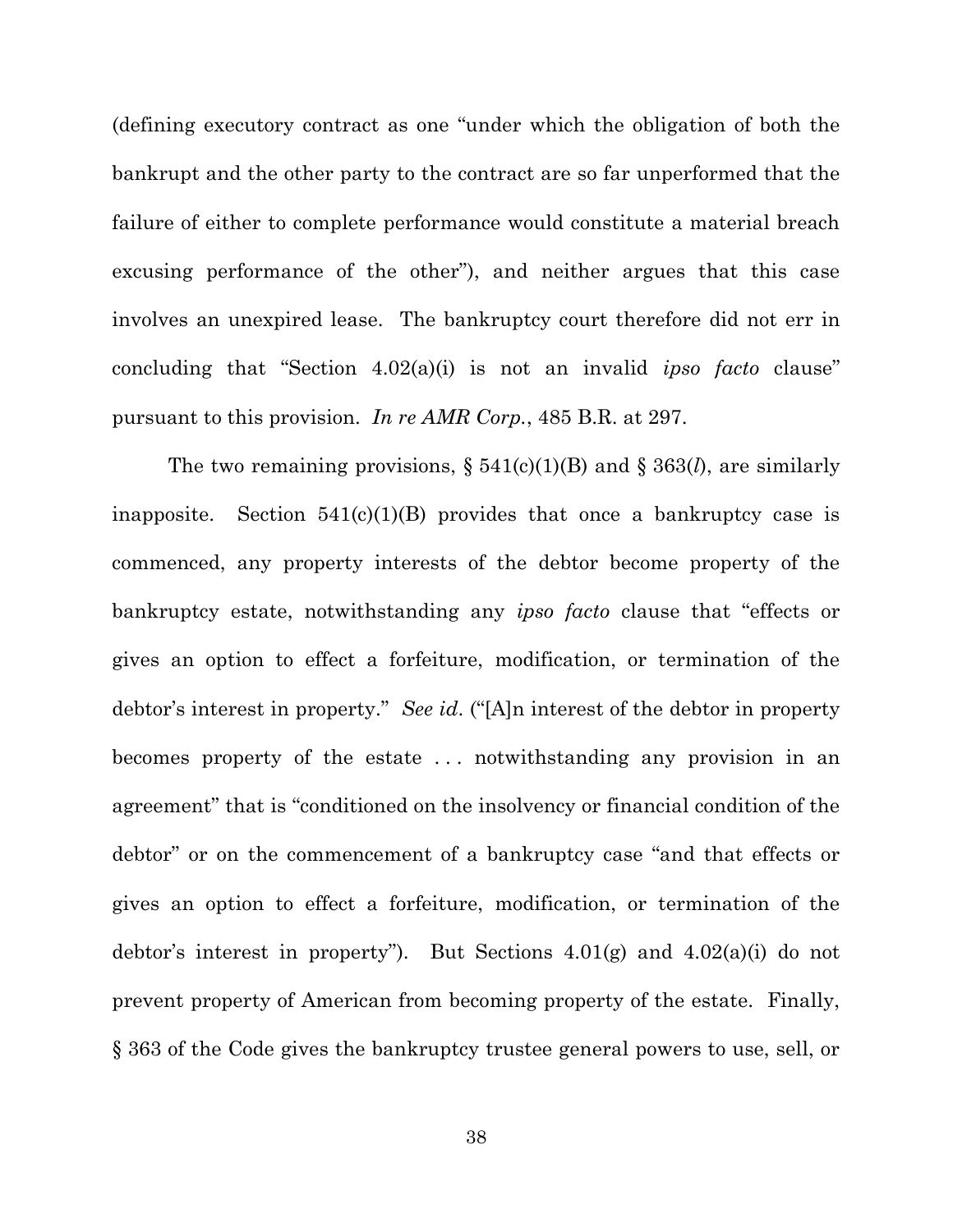(defining executory contract as one "under which the obligation of both the bankrupt and the other party to the contract are so far unperformed that the failure of either to complete performance would constitute a material breach excusing performance of the other"), and neither argues that this case involves an unexpired lease. The bankruptcy court therefore did not err in concluding that "Section 4.02(a)(i) is not an invalid *ipso facto* clause" pursuant to this provision. *In re AMR Corp.*, 485 B.R. at 297.

The two remaining provisions, § 541(c)(1)(B) and § 363(*l*), are similarly inapposite. Section 541(c)(1)(B) provides that once a bankruptcy case is commenced, any property interests of the debtor become property of the bankruptcy estate, notwithstanding any *ipso facto* clause that "effects or gives an option to effect a forfeiture, modification, or termination of the debtor's interest in property." *See id*. ("[A]n interest of the debtor in property becomes property of the estate . . . notwithstanding any provision in an agreement" that is "conditioned on the insolvency or financial condition of the debtor" or on the commencement of a bankruptcy case "and that effects or gives an option to effect a forfeiture, modification, or termination of the debtor's interest in property"). But Sections 4.01(g) and 4.02(a)(i) do not prevent property of American from becoming property of the estate. Finally, § 363 of the Code gives the bankruptcy trustee general powers to use, sell, or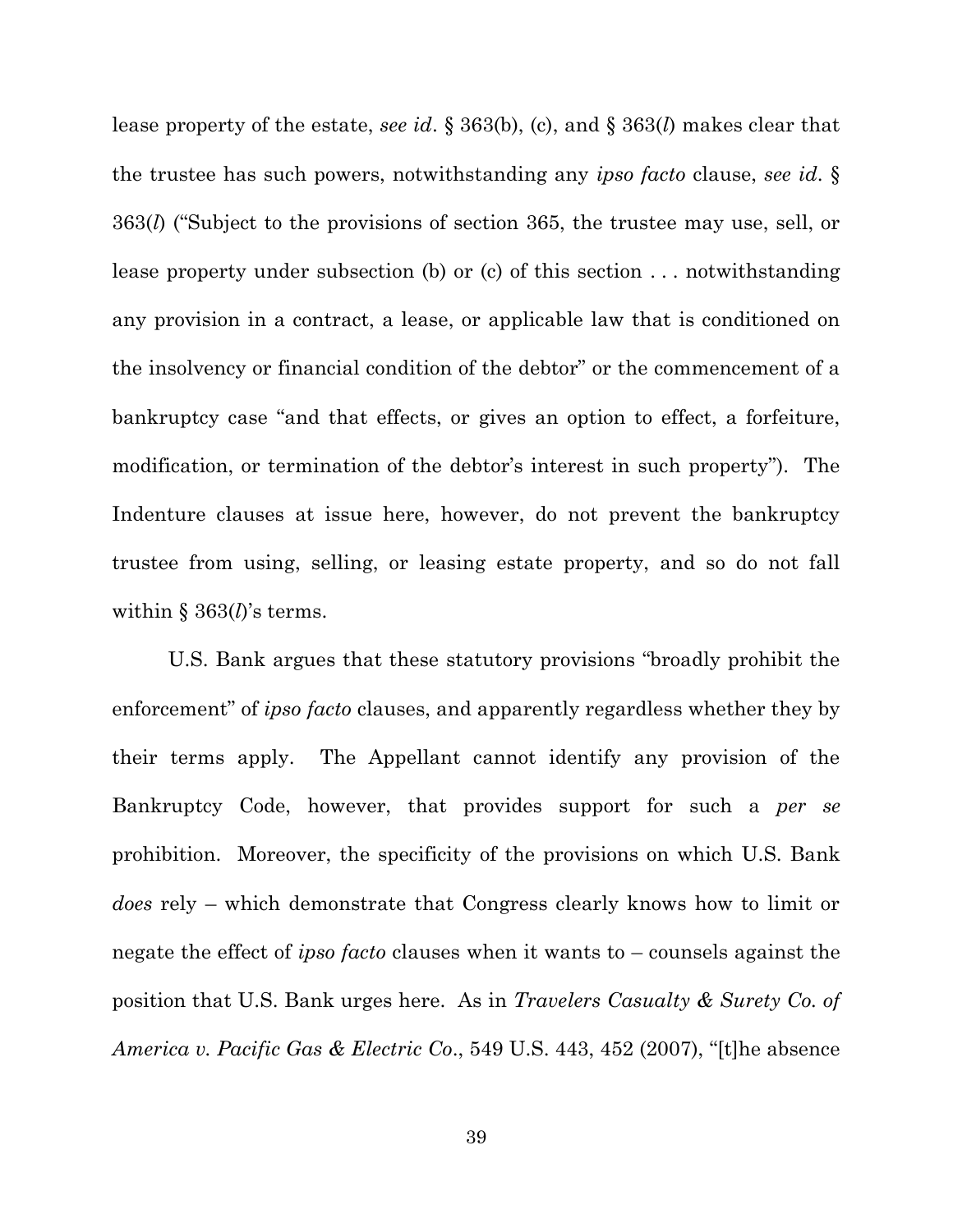lease property of the estate, *see id*. § 363(b), (c), and § 363(*l*) makes clear that the trustee has such powers, notwithstanding any *ipso facto* clause, *see id*. § 363(*l*) ("Subject to the provisions of section 365, the trustee may use, sell, or lease property under subsection (b) or (c) of this section . . . notwithstanding any provision in a contract, a lease, or applicable law that is conditioned on the insolvency or financial condition of the debtor" or the commencement of a bankruptcy case "and that effects, or gives an option to effect, a forfeiture, modification, or termination of the debtor's interest in such property"). The Indenture clauses at issue here, however, do not prevent the bankruptcy trustee from using, selling, or leasing estate property, and so do not fall within § 363(*l*)'s terms.

U.S. Bank argues that these statutory provisions "broadly prohibit the enforcement" of *ipso facto* clauses, and apparently regardless whether they by their terms apply. The Appellant cannot identify any provision of the Bankruptcy Code, however, that provides support for such a *per se* prohibition. Moreover, the specificity of the provisions on which U.S. Bank *does* rely – which demonstrate that Congress clearly knows how to limit or negate the effect of *ipso facto* clauses when it wants to – counsels against the position that U.S. Bank urges here. As in *Travelers Casualty & Surety Co. of America v. Pacific Gas & Electric Co*., 549 U.S. 443, 452 (2007), "[t]he absence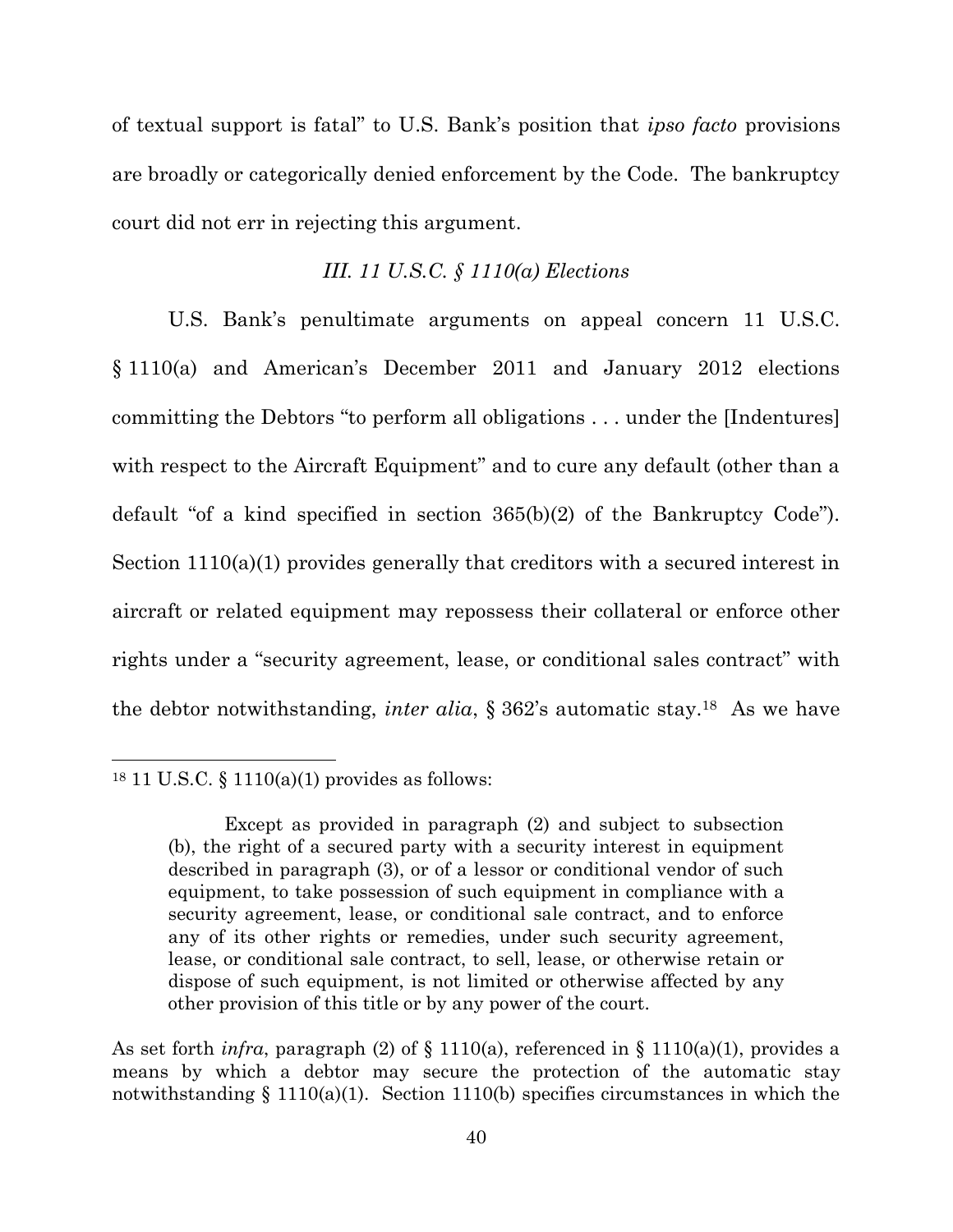of textual support is fatal" to U.S. Bank's position that *ipso facto* provisions are broadly or categorically denied enforcement by the Code. The bankruptcy court did not err in rejecting this argument.

### *III. 11 U.S.C. § 1110(a) Elections*

U.S. Bank's penultimate arguments on appeal concern 11 U.S.C. § 1110(a) and American's December 2011 and January 2012 elections committing the Debtors "to perform all obligations . . . under the [Indentures] with respect to the Aircraft Equipment" and to cure any default (other than a default "of a kind specified in section 365(b)(2) of the Bankruptcy Code"). Section 1110(a)(1) provides generally that creditors with a secured interest in aircraft or related equipment may repossess their collateral or enforce other rights under a "security agreement, lease, or conditional sales contract" with the debtor notwithstanding, *inter alia*, § 362's automatic stay.[18] As we have

---

[18] 11 U.S.C. § 1110(a)(1) provides as follows:

> Except as provided in paragraph (2) and subject to subsection (b), the right of a secured party with a security interest in equipment described in paragraph (3), or of a lessor or conditional vendor of such equipment, to take possession of such equipment in compliance with a security agreement, lease, or conditional sale contract, and to enforce any of its other rights or remedies, under such security agreement, lease, or conditional sale contract, to sell, lease, or otherwise retain or dispose of such equipment, is not limited or otherwise affected by any other provision of this title or by any power of the court.

As set forth *infra*, paragraph (2) of § 1110(a), referenced in § 1110(a)(1), provides a means by which a debtor may secure the protection of the automatic stay notwithstanding § 1110(a)(1). Section 1110(b) specifies circumstances in which the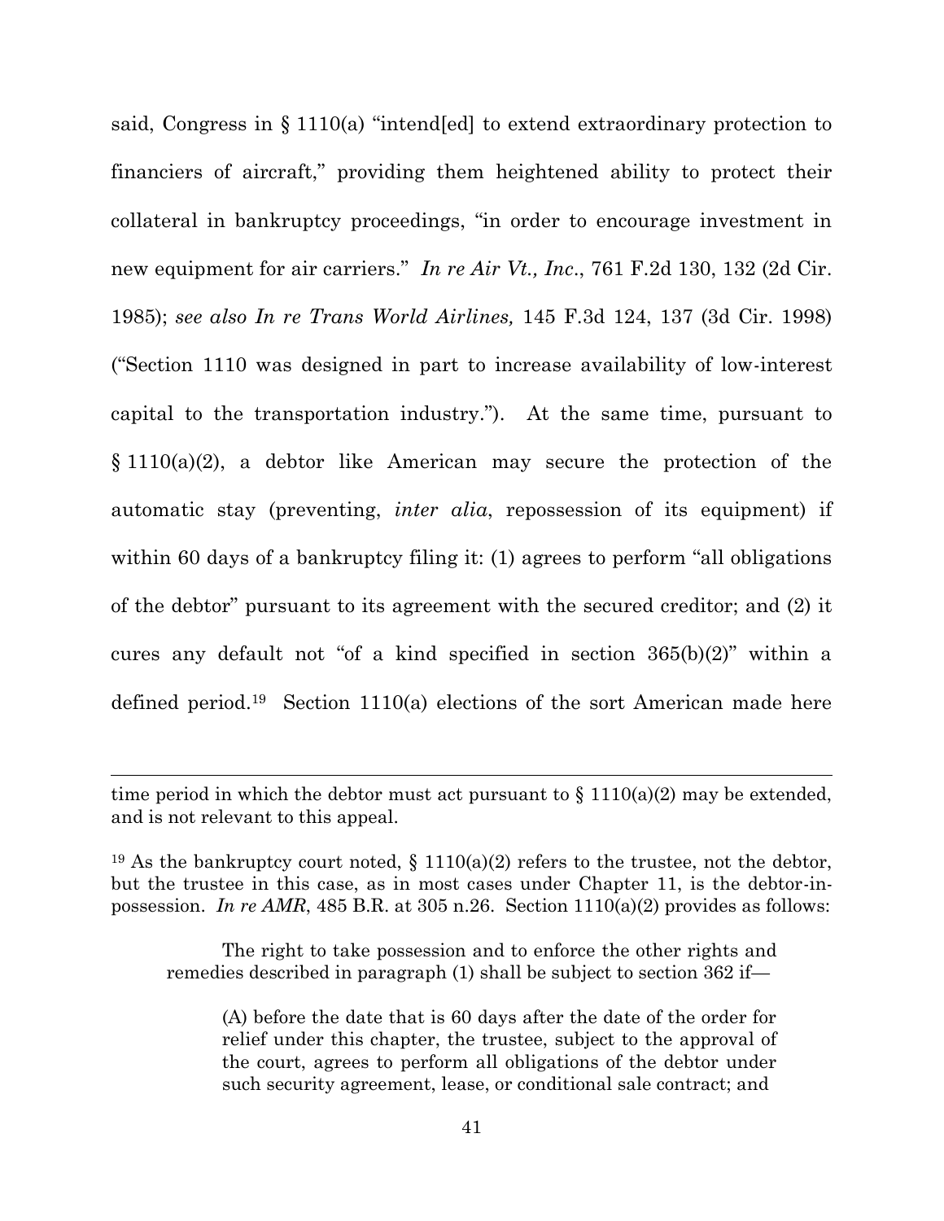said, Congress in § 1110(a) "intend[ed] to extend extraordinary protection to financiers of aircraft," providing them heightened ability to protect their collateral in bankruptcy proceedings, "in order to encourage investment in new equipment for air carriers." *In re Air Vt., Inc*., 761 F.2d 130, 132 (2d Cir. 1985); *see also In re Trans World Airlines,* 145 F.3d 124, 137 (3d Cir. 1998) ("Section 1110 was designed in part to increase availability of low-interest capital to the transportation industry."). At the same time, pursuant to § 1110(a)(2), a debtor like American may secure the protection of the automatic stay (preventing, *inter alia*, repossession of its equipment) if within 60 days of a bankruptcy filing it: (1) agrees to perform "all obligations of the debtor" pursuant to its agreement with the secured creditor; and (2) it cures any default not "of a kind specified in section 365(b)(2)" within a defined period.[19] Section 1110(a) elections of the sort American made here

---

time period in which the debtor must act pursuant to § 1110(a)(2) may be extended, and is not relevant to this appeal.

[19] As the bankruptcy court noted, § 1110(a)(2) refers to the trustee, not the debtor, but the trustee in this case, as in most cases under Chapter 11, is the debtor-in-possession. *In re AMR*, 485 B.R. at 305 n.26. Section 1110(a)(2) provides as follows:

> The right to take possession and to enforce the other rights and remedies described in paragraph (1) shall be subject to section 362 if—
>
> > (A) before the date that is 60 days after the date of the order for relief under this chapter, the trustee, subject to the approval of the court, agrees to perform all obligations of the debtor under such security agreement, lease, or conditional sale contract; and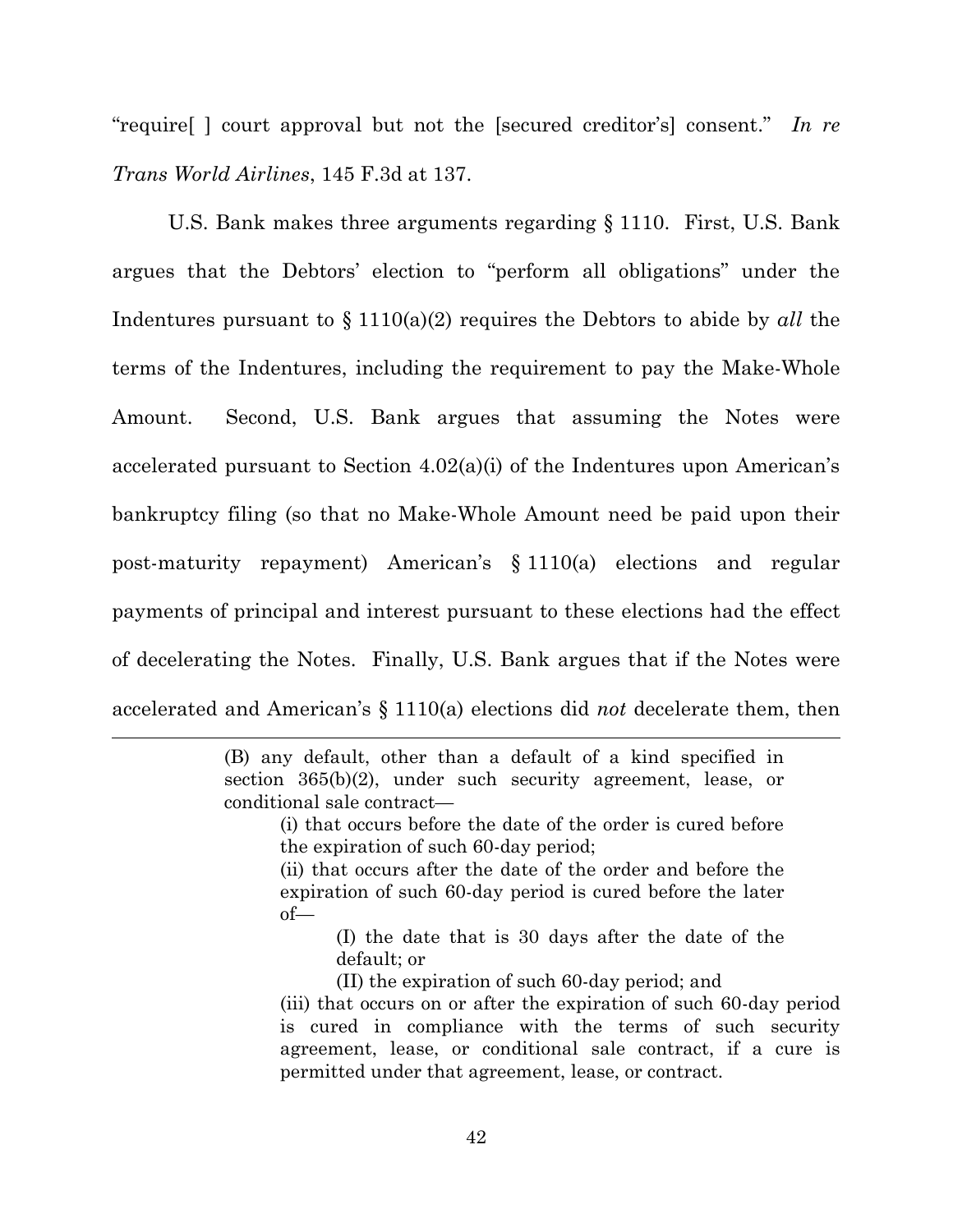"require[ ] court approval but not the [secured creditor's] consent." *In re Trans World Airlines*, 145 F.3d at 137.

U.S. Bank makes three arguments regarding § 1110. First, U.S. Bank argues that the Debtors' election to "perform all obligations" under the Indentures pursuant to § 1110(a)(2) requires the Debtors to abide by *all* the terms of the Indentures, including the requirement to pay the Make-Whole Amount. Second, U.S. Bank argues that assuming the Notes were accelerated pursuant to Section 4.02(a)(i) of the Indentures upon American's bankruptcy filing (so that no Make-Whole Amount need be paid upon their post-maturity repayment) American's § 1110(a) elections and regular payments of principal and interest pursuant to these elections had the effect of decelerating the Notes. Finally, U.S. Bank argues that if the Notes were accelerated and American's § 1110(a) elections did *not* decelerate them, then

---

> (B) any default, other than a default of a kind specified in section 365(b)(2), under such security agreement, lease, or conditional sale contract—
>
> > (i) that occurs before the date of the order is cured before the expiration of such 60-day period;
> >
> > (ii) that occurs after the date of the order and before the expiration of such 60-day period is cured before the later of—
> >
> > > (I) the date that is 30 days after the date of the default; or
> > >
> > > (II) the expiration of such 60-day period; and
> >
> > (iii) that occurs on or after the expiration of such 60-day period is cured in compliance with the terms of such security agreement, lease, or conditional sale contract, if a cure is permitted under that agreement, lease, or contract.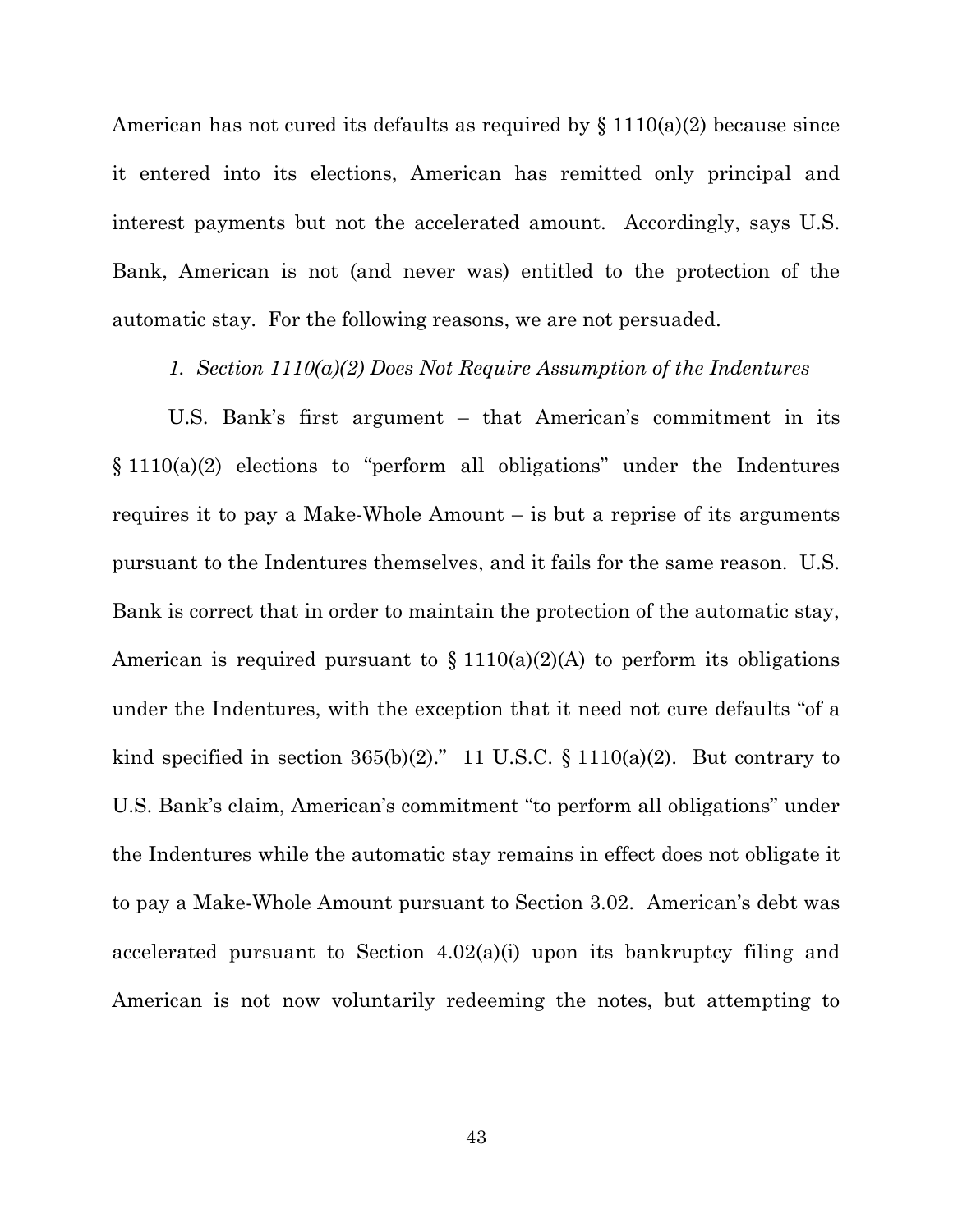American has not cured its defaults as required by § 1110(a)(2) because since it entered into its elections, American has remitted only principal and interest payments but not the accelerated amount. Accordingly, says U.S. Bank, American is not (and never was) entitled to the protection of the automatic stay. For the following reasons, we are not persuaded.

*1. Section 1110(a)(2) Does Not Require Assumption of the Indentures*

U.S. Bank's first argument – that American's commitment in its § 1110(a)(2) elections to "perform all obligations" under the Indentures requires it to pay a Make-Whole Amount – is but a reprise of its arguments pursuant to the Indentures themselves, and it fails for the same reason. U.S. Bank is correct that in order to maintain the protection of the automatic stay, American is required pursuant to § 1110(a)(2)(A) to perform its obligations under the Indentures, with the exception that it need not cure defaults "of a kind specified in section 365(b)(2)." 11 U.S.C. § 1110(a)(2). But contrary to U.S. Bank's claim, American's commitment "to perform all obligations" under the Indentures while the automatic stay remains in effect does not obligate it to pay a Make-Whole Amount pursuant to Section 3.02. American's debt was accelerated pursuant to Section 4.02(a)(i) upon its bankruptcy filing and American is not now voluntarily redeeming the notes, but attempting to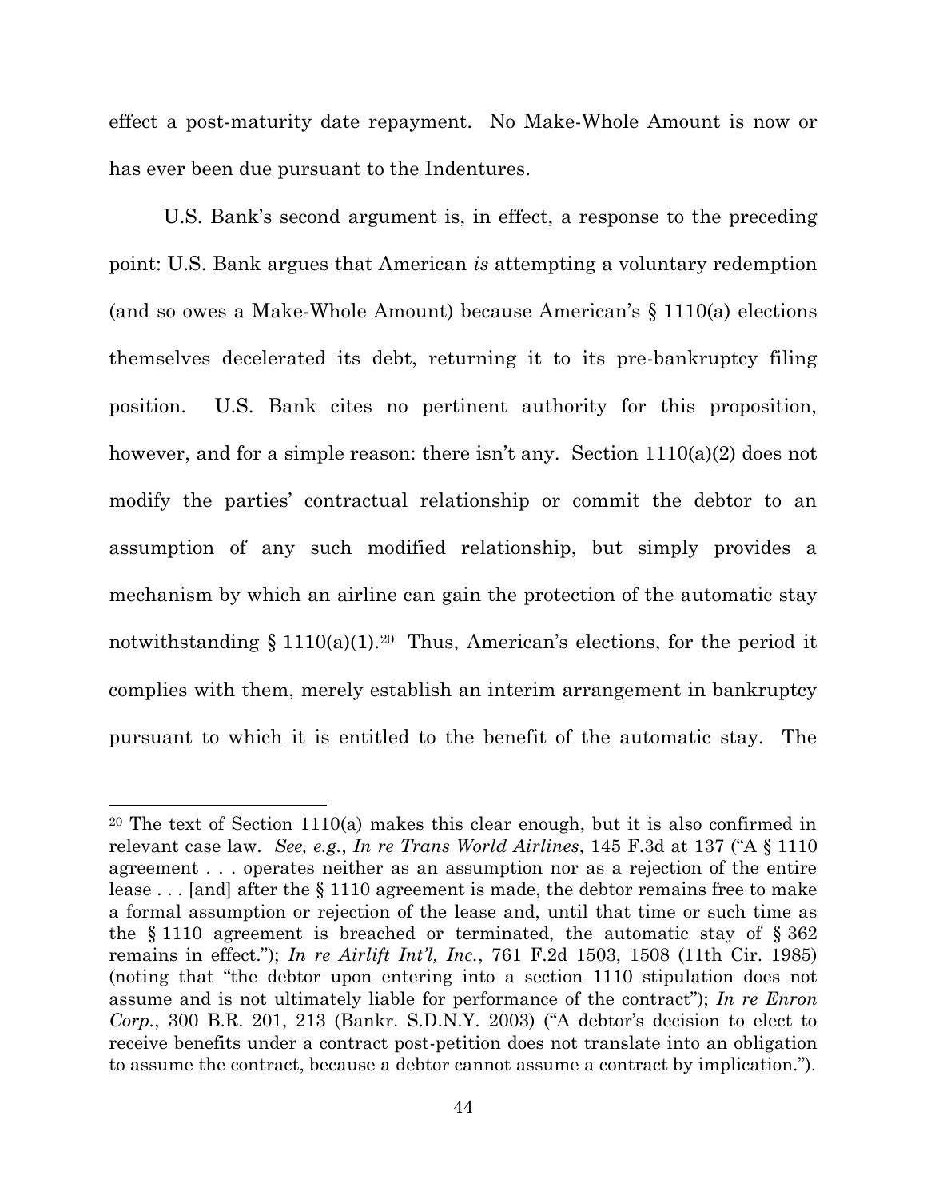effect a post-maturity date repayment. No Make-Whole Amount is now or has ever been due pursuant to the Indentures.

U.S. Bank's second argument is, in effect, a response to the preceding point: U.S. Bank argues that American *is* attempting a voluntary redemption (and so owes a Make-Whole Amount) because American's § 1110(a) elections themselves decelerated its debt, returning it to its pre-bankruptcy filing position. U.S. Bank cites no pertinent authority for this proposition, however, and for a simple reason: there isn't any. Section 1110(a)(2) does not modify the parties' contractual relationship or commit the debtor to an assumption of any such modified relationship, but simply provides a mechanism by which an airline can gain the protection of the automatic stay notwithstanding § 1110(a)(1).[20] Thus, American's elections, for the period it complies with them, merely establish an interim arrangement in bankruptcy pursuant to which it is entitled to the benefit of the automatic stay. The

---

[20] The text of Section 1110(a) makes this clear enough, but it is also confirmed in relevant case law. *See, e.g.*, *In re Trans World Airlines*, 145 F.3d at 137 ("A § 1110 agreement . . . operates neither as an assumption nor as a rejection of the entire lease . . . [and] after the § 1110 agreement is made, the debtor remains free to make a formal assumption or rejection of the lease and, until that time or such time as the § 1110 agreement is breached or terminated, the automatic stay of § 362 remains in effect."); *In re Airlift Int'l, Inc.*, 761 F.2d 1503, 1508 (11th Cir. 1985) (noting that "the debtor upon entering into a section 1110 stipulation does not assume and is not ultimately liable for performance of the contract"); *In re Enron Corp.*, 300 B.R. 201, 213 (Bankr. S.D.N.Y. 2003) ("A debtor's decision to elect to receive benefits under a contract post-petition does not translate into an obligation to assume the contract, because a debtor cannot assume a contract by implication.").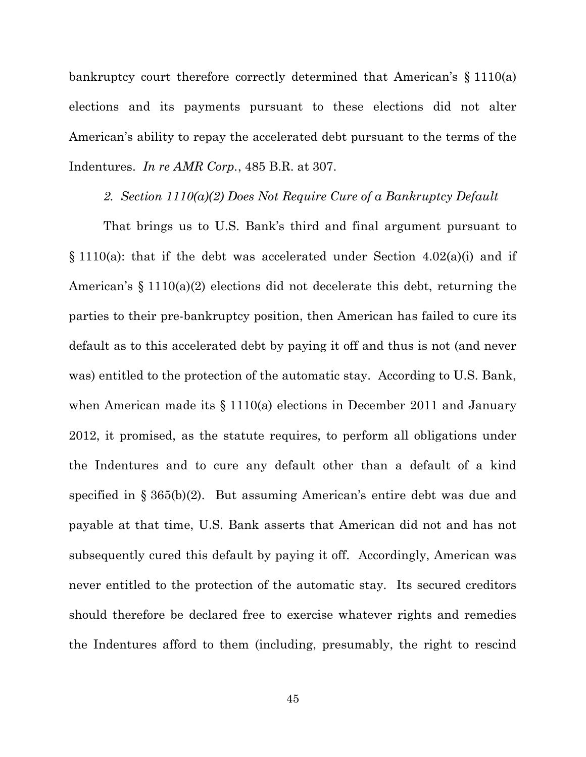bankruptcy court therefore correctly determined that American's § 1110(a) elections and its payments pursuant to these elections did not alter American's ability to repay the accelerated debt pursuant to the terms of the Indentures. *In re AMR Corp.*, 485 B.R. at 307.

### *2. Section 1110(a)(2) Does Not Require Cure of a Bankruptcy Default*

That brings us to U.S. Bank's third and final argument pursuant to § 1110(a): that if the debt was accelerated under Section 4.02(a)(i) and if American's § 1110(a)(2) elections did not decelerate this debt, returning the parties to their pre-bankruptcy position, then American has failed to cure its default as to this accelerated debt by paying it off and thus is not (and never was) entitled to the protection of the automatic stay. According to U.S. Bank, when American made its § 1110(a) elections in December 2011 and January 2012, it promised, as the statute requires, to perform all obligations under the Indentures and to cure any default other than a default of a kind specified in § 365(b)(2). But assuming American's entire debt was due and payable at that time, U.S. Bank asserts that American did not and has not subsequently cured this default by paying it off. Accordingly, American was never entitled to the protection of the automatic stay. Its secured creditors should therefore be declared free to exercise whatever rights and remedies the Indentures afford to them (including, presumably, the right to rescind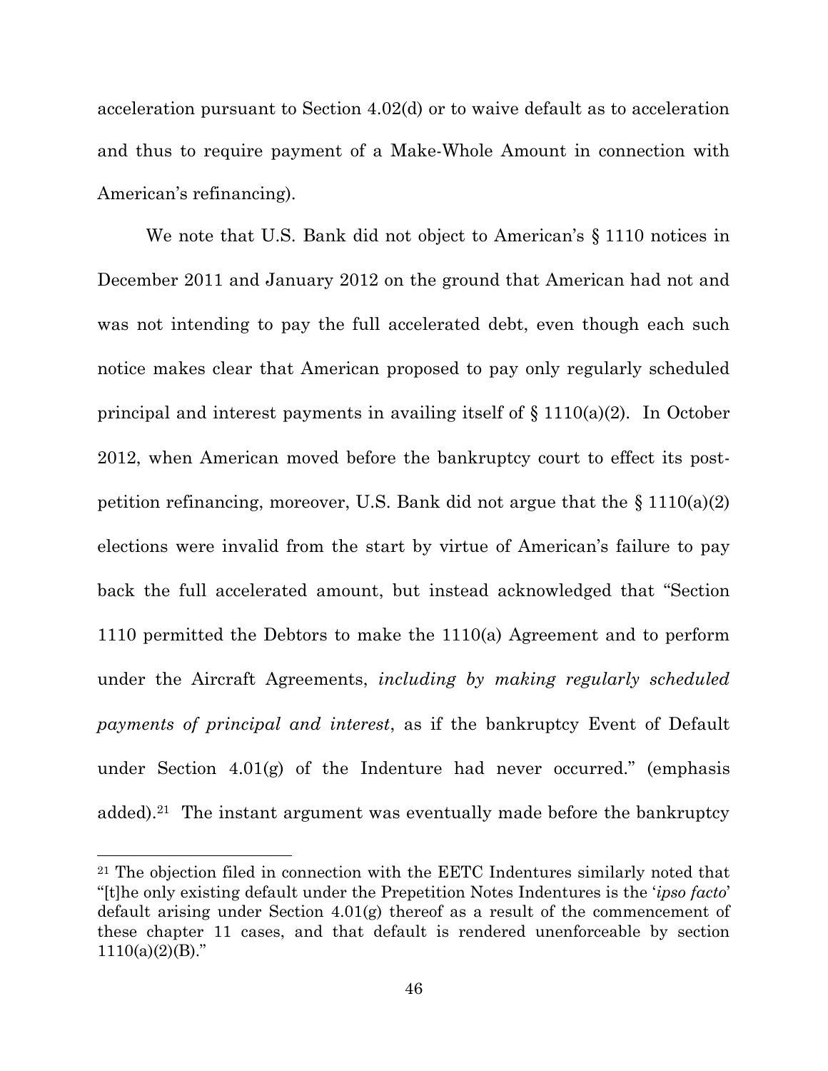acceleration pursuant to Section 4.02(d) or to waive default as to acceleration and thus to require payment of a Make-Whole Amount in connection with American's refinancing).

We note that U.S. Bank did not object to American's § 1110 notices in December 2011 and January 2012 on the ground that American had not and was not intending to pay the full accelerated debt, even though each such notice makes clear that American proposed to pay only regularly scheduled principal and interest payments in availing itself of § 1110(a)(2). In October 2012, when American moved before the bankruptcy court to effect its post-petition refinancing, moreover, U.S. Bank did not argue that the § 1110(a)(2) elections were invalid from the start by virtue of American's failure to pay back the full accelerated amount, but instead acknowledged that "Section 1110 permitted the Debtors to make the 1110(a) Agreement and to perform under the Aircraft Agreements, *including by making regularly scheduled payments of principal and interest*, as if the bankruptcy Event of Default under Section 4.01(g) of the Indenture had never occurred." (emphasis added).[21] The instant argument was eventually made before the bankruptcy

[21] The objection filed in connection with the EETC Indentures similarly noted that "[t]he only existing default under the Prepetition Notes Indentures is the '*ipso facto*' default arising under Section 4.01(g) thereof as a result of the commencement of these chapter 11 cases, and that default is rendered unenforceable by section 1110(a)(2)(B)."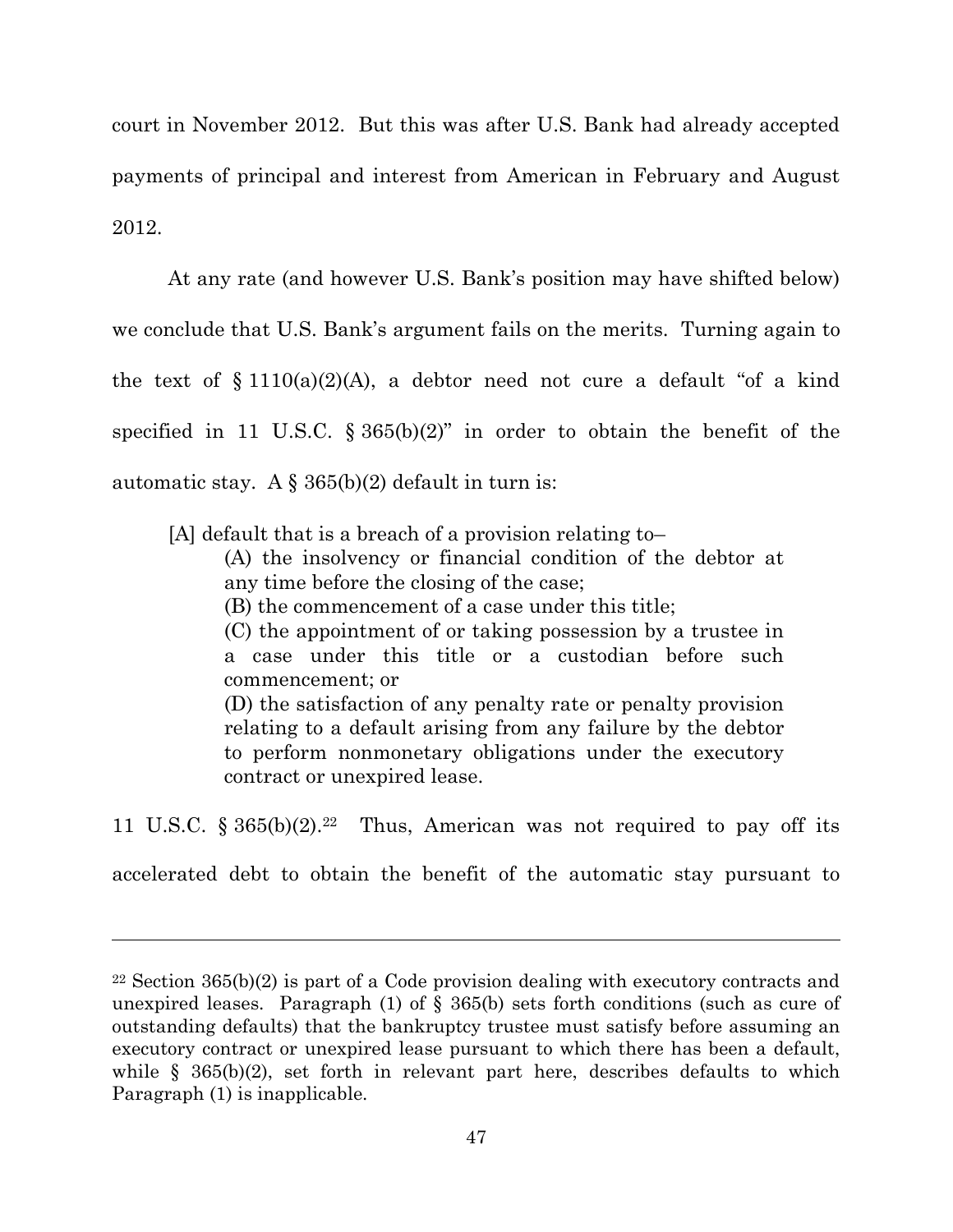court in November 2012. But this was after U.S. Bank had already accepted payments of principal and interest from American in February and August 2012.

At any rate (and however U.S. Bank's position may have shifted below) we conclude that U.S. Bank's argument fails on the merits. Turning again to the text of § 1110(a)(2)(A), a debtor need not cure a default "of a kind specified in 11 U.S.C. § 365(b)(2)" in order to obtain the benefit of the automatic stay. A § 365(b)(2) default in turn is:

> [A] default that is a breach of a provision relating to–
>
> (A) the insolvency or financial condition of the debtor at any time before the closing of the case;
>
> (B) the commencement of a case under this title;
>
> (C) the appointment of or taking possession by a trustee in a case under this title or a custodian before such commencement; or
>
> (D) the satisfaction of any penalty rate or penalty provision relating to a default arising from any failure by the debtor to perform nonmonetary obligations under the executory contract or unexpired lease.

11 U.S.C. § 365(b)(2).[22] Thus, American was not required to pay off its accelerated debt to obtain the benefit of the automatic stay pursuant to

---

[22] Section 365(b)(2) is part of a Code provision dealing with executory contracts and unexpired leases. Paragraph (1) of § 365(b) sets forth conditions (such as cure of outstanding defaults) that the bankruptcy trustee must satisfy before assuming an executory contract or unexpired lease pursuant to which there has been a default, while § 365(b)(2), set forth in relevant part here, describes defaults to which Paragraph (1) is inapplicable.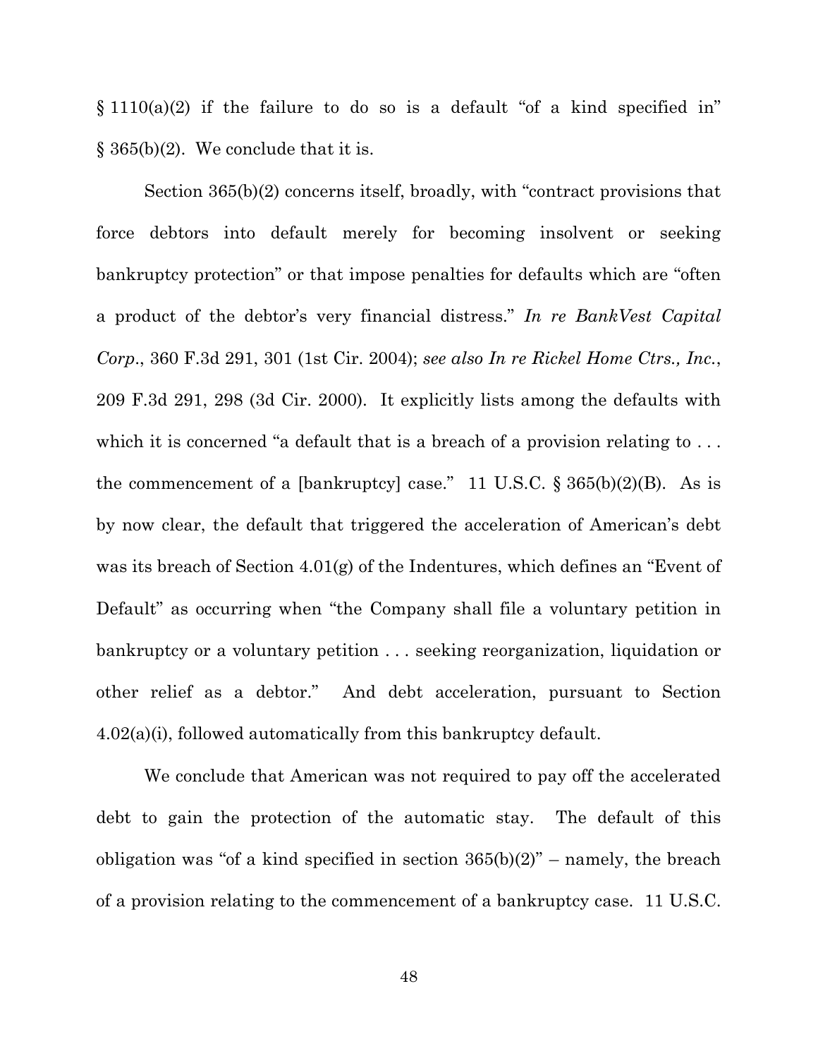§ 1110(a)(2) if the failure to do so is a default "of a kind specified in" § 365(b)(2). We conclude that it is.

Section 365(b)(2) concerns itself, broadly, with "contract provisions that force debtors into default merely for becoming insolvent or seeking bankruptcy protection" or that impose penalties for defaults which are "often a product of the debtor's very financial distress." *In re BankVest Capital Corp.*, 360 F.3d 291, 301 (1st Cir. 2004); *see also In re Rickel Home Ctrs., Inc.*, 209 F.3d 291, 298 (3d Cir. 2000). It explicitly lists among the defaults with which it is concerned "a default that is a breach of a provision relating to . . . the commencement of a [bankruptcy] case." 11 U.S.C. § 365(b)(2)(B). As is by now clear, the default that triggered the acceleration of American's debt was its breach of Section 4.01(g) of the Indentures, which defines an "Event of Default" as occurring when "the Company shall file a voluntary petition in bankruptcy or a voluntary petition . . . seeking reorganization, liquidation or other relief as a debtor." And debt acceleration, pursuant to Section 4.02(a)(i), followed automatically from this bankruptcy default.

We conclude that American was not required to pay off the accelerated debt to gain the protection of the automatic stay. The default of this obligation was "of a kind specified in section 365(b)(2)" – namely, the breach of a provision relating to the commencement of a bankruptcy case. 11 U.S.C.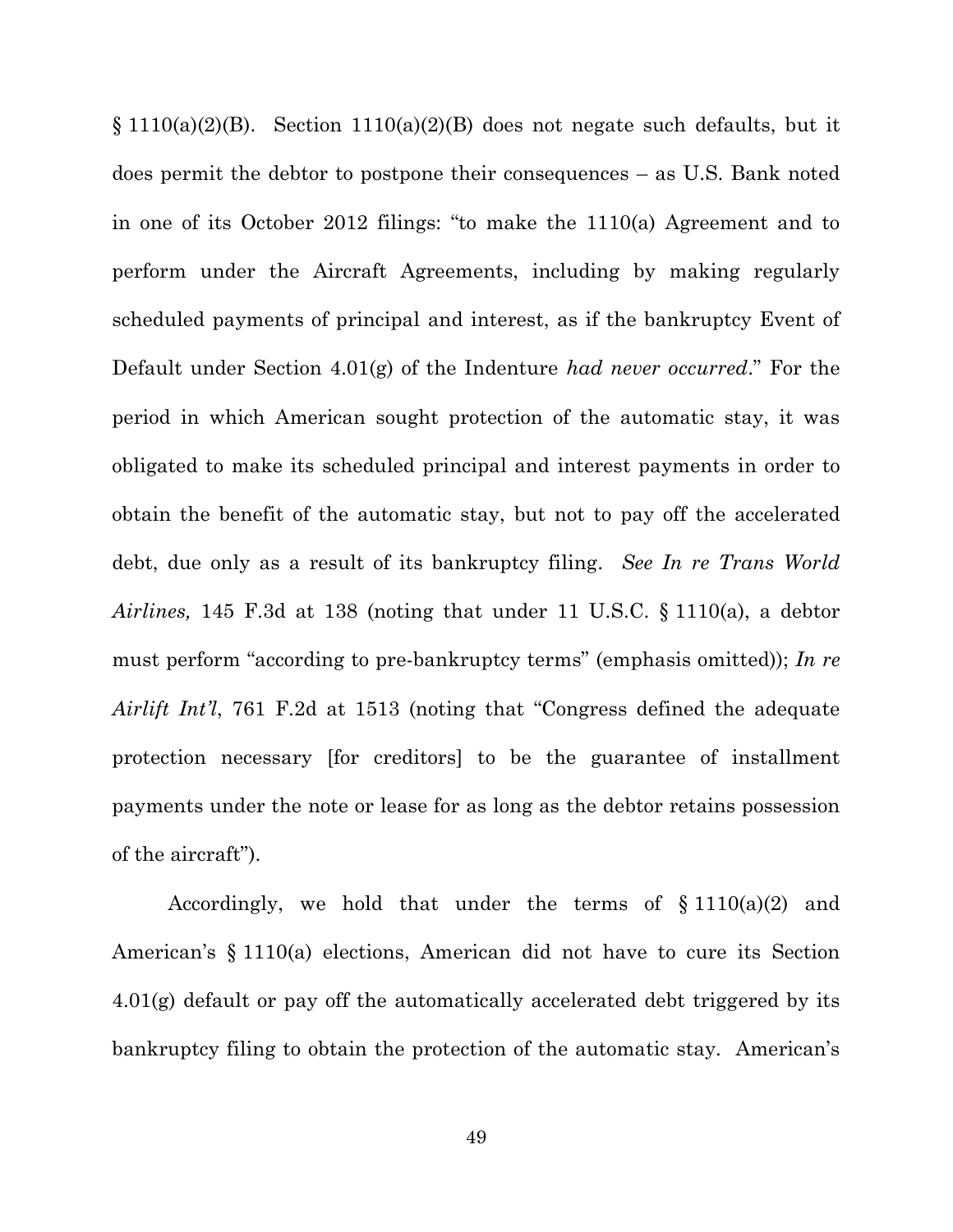§ 1110(a)(2)(B). Section 1110(a)(2)(B) does not negate such defaults, but it does permit the debtor to postpone their consequences – as U.S. Bank noted in one of its October 2012 filings: "to make the 1110(a) Agreement and to perform under the Aircraft Agreements, including by making regularly scheduled payments of principal and interest, as if the bankruptcy Event of Default under Section 4.01(g) of the Indenture *had never occurred*." For the period in which American sought protection of the automatic stay, it was obligated to make its scheduled principal and interest payments in order to obtain the benefit of the automatic stay, but not to pay off the accelerated debt, due only as a result of its bankruptcy filing. *See In re Trans World Airlines,* 145 F.3d at 138 (noting that under 11 U.S.C. § 1110(a), a debtor must perform "according to pre-bankruptcy terms" (emphasis omitted)); *In re Airlift Int'l*, 761 F.2d at 1513 (noting that "Congress defined the adequate protection necessary [for creditors] to be the guarantee of installment payments under the note or lease for as long as the debtor retains possession of the aircraft").

Accordingly, we hold that under the terms of § 1110(a)(2) and American's § 1110(a) elections, American did not have to cure its Section 4.01(g) default or pay off the automatically accelerated debt triggered by its bankruptcy filing to obtain the protection of the automatic stay. American's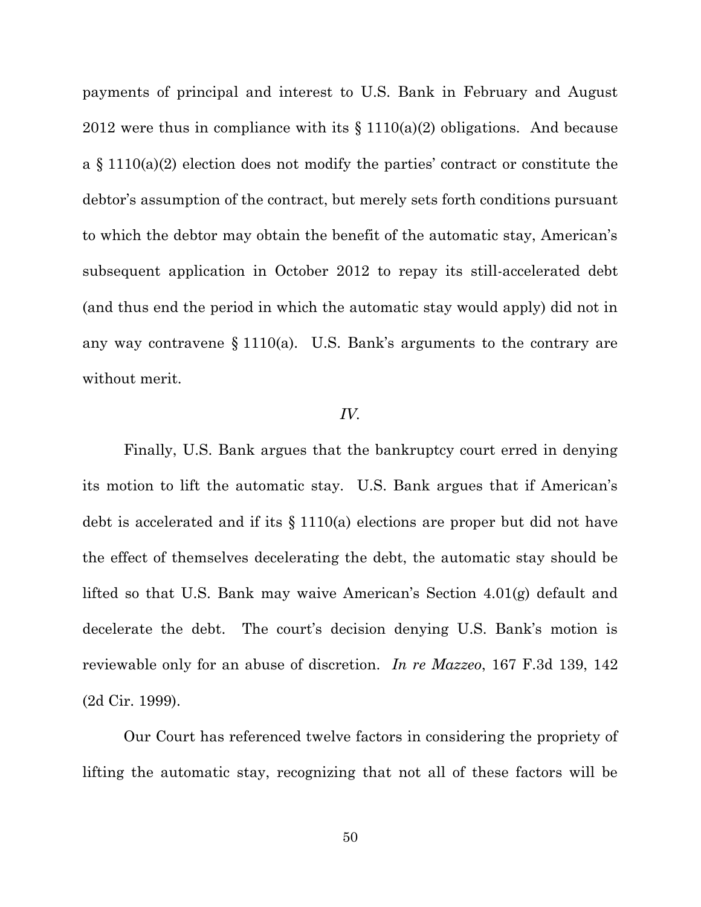payments of principal and interest to U.S. Bank in February and August 2012 were thus in compliance with its § 1110(a)(2) obligations. And because a § 1110(a)(2) election does not modify the parties' contract or constitute the debtor's assumption of the contract, but merely sets forth conditions pursuant to which the debtor may obtain the benefit of the automatic stay, American's subsequent application in October 2012 to repay its still-accelerated debt (and thus end the period in which the automatic stay would apply) did not in any way contravene § 1110(a). U.S. Bank's arguments to the contrary are without merit.

*IV.*

Finally, U.S. Bank argues that the bankruptcy court erred in denying its motion to lift the automatic stay. U.S. Bank argues that if American's debt is accelerated and if its § 1110(a) elections are proper but did not have the effect of themselves decelerating the debt, the automatic stay should be lifted so that U.S. Bank may waive American's Section 4.01(g) default and decelerate the debt. The court's decision denying U.S. Bank's motion is reviewable only for an abuse of discretion. *In re Mazzeo*, 167 F.3d 139, 142 (2d Cir. 1999).

Our Court has referenced twelve factors in considering the propriety of lifting the automatic stay, recognizing that not all of these factors will be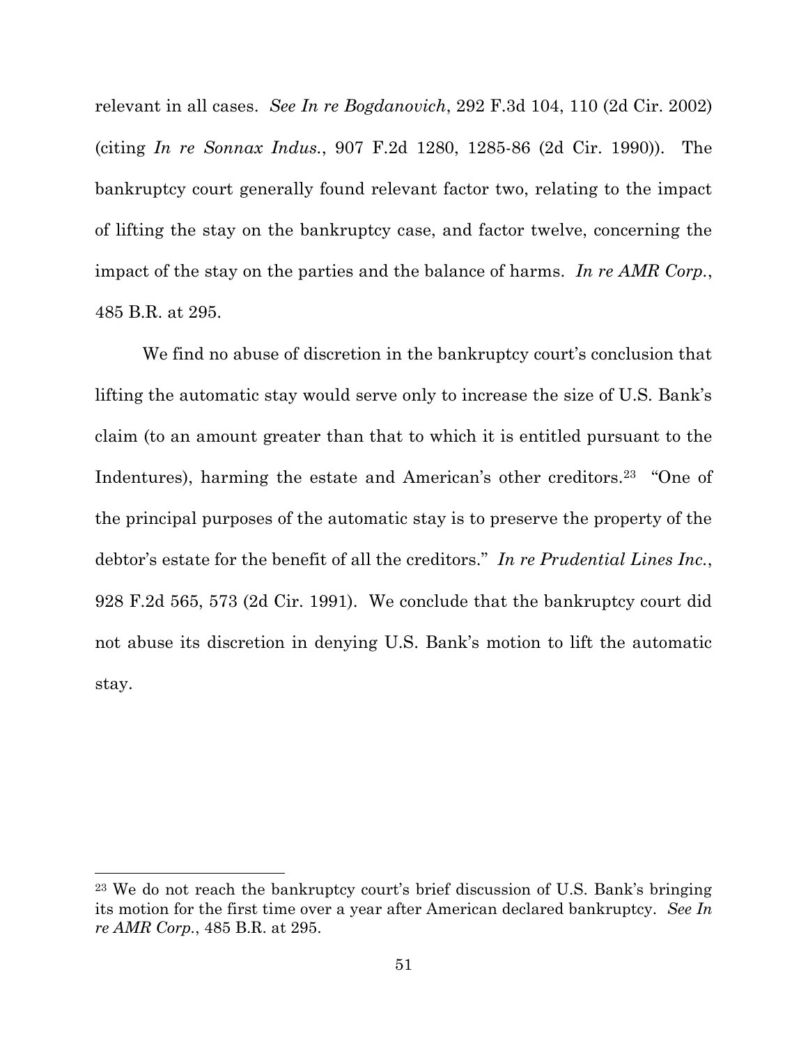relevant in all cases. *See In re Bogdanovich*, 292 F.3d 104, 110 (2d Cir. 2002) (citing *In re Sonnax Indus.*, 907 F.2d 1280, 1285-86 (2d Cir. 1990)). The bankruptcy court generally found relevant factor two, relating to the impact of lifting the stay on the bankruptcy case, and factor twelve, concerning the impact of the stay on the parties and the balance of harms. *In re AMR Corp.*, 485 B.R. at 295.

We find no abuse of discretion in the bankruptcy court's conclusion that lifting the automatic stay would serve only to increase the size of U.S. Bank's claim (to an amount greater than that to which it is entitled pursuant to the Indentures), harming the estate and American's other creditors.[23] "One of the principal purposes of the automatic stay is to preserve the property of the debtor's estate for the benefit of all the creditors." *In re Prudential Lines Inc.*, 928 F.2d 565, 573 (2d Cir. 1991). We conclude that the bankruptcy court did not abuse its discretion in denying U.S. Bank's motion to lift the automatic stay.

---

[23] We do not reach the bankruptcy court's brief discussion of U.S. Bank's bringing its motion for the first time over a year after American declared bankruptcy. *See In re AMR Corp.*, 485 B.R. at 295.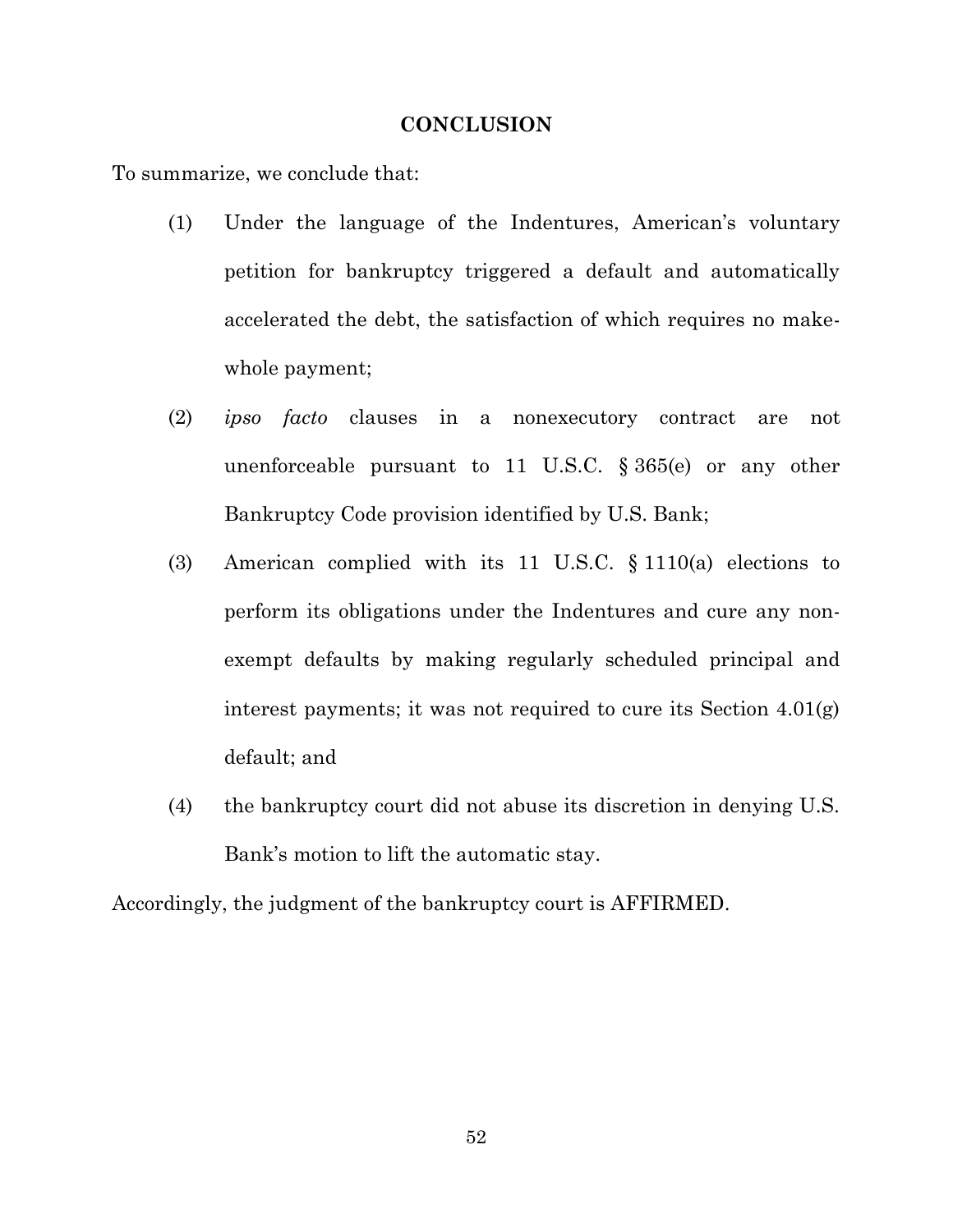## CONCLUSION

To summarize, we conclude that:

(1) Under the language of the Indentures, American's voluntary petition for bankruptcy triggered a default and automatically accelerated the debt, the satisfaction of which requires no make-whole payment;

(2) *ipso facto* clauses in a nonexecutory contract are not unenforceable pursuant to 11 U.S.C. § 365(e) or any other Bankruptcy Code provision identified by U.S. Bank;

(3) American complied with its 11 U.S.C. § 1110(a) elections to perform its obligations under the Indentures and cure any non-exempt defaults by making regularly scheduled principal and interest payments; it was not required to cure its Section 4.01(g) default; and

(4) the bankruptcy court did not abuse its discretion in denying U.S. Bank's motion to lift the automatic stay.

Accordingly, the judgment of the bankruptcy court is AFFIRMED.